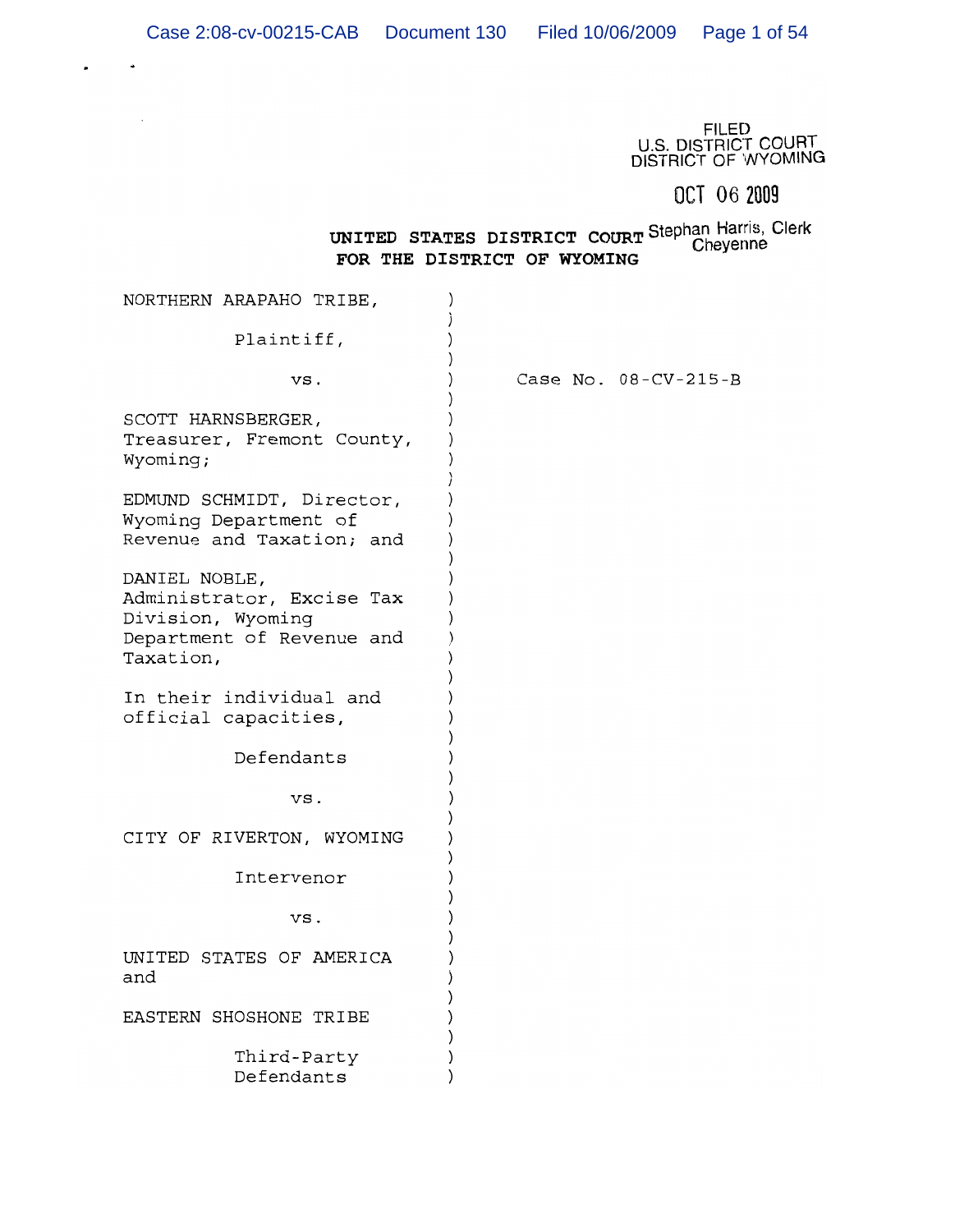FILED
U.S. DISTRICT COURT
DISTRICT OF WYOMING

OCT 06 2009

Stephan Harris, Clerk
Cheyenne

**UNITED STATES DISTRICT COURT**
**FOR THE DISTRICT OF WYOMING**

NORTHERN ARAPAHO TRIBE,

Plaintiff,

vs.

SCOTT HARNSBERGER, Treasurer, Fremont County, Wyoming;

EDMUND SCHMIDT, Director, Wyoming Department of Revenue and Taxation; and

DANIEL NOBLE, Administrator, Excise Tax Division, Wyoming Department of Revenue and Taxation,

In their individual and official capacities,

Defendants

vs.

CITY OF RIVERTON, WYOMING

Intervenor

vs.

UNITED STATES OF AMERICA and

EASTERN SHOSHONE TRIBE

Third-Party Defendants

Case No. 08-CV-215-B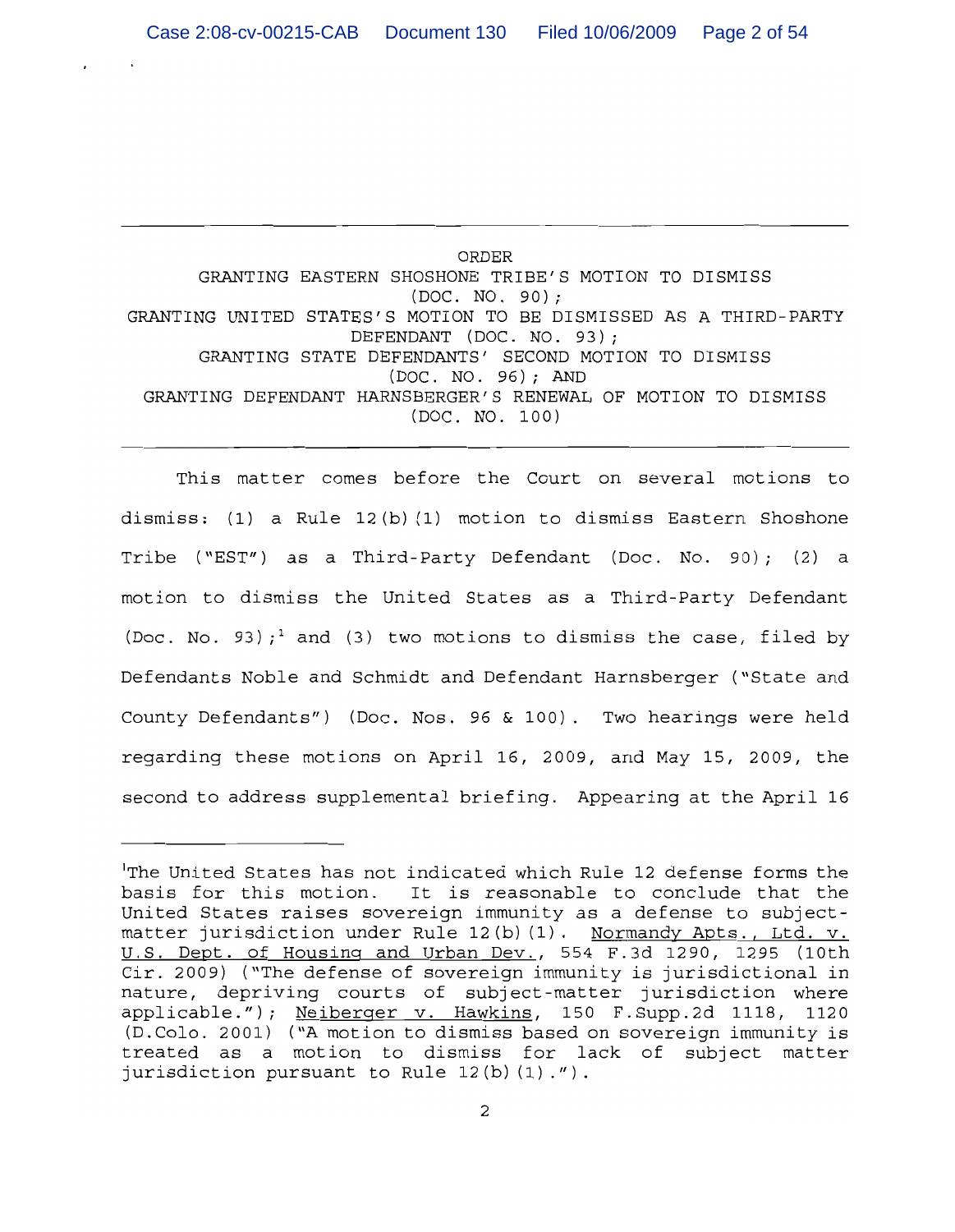ORDER

GRANTING EASTERN SHOSHONE TRIBE'S MOTION TO DISMISS (DOC. NO. 90);

GRANTING UNITED STATES'S MOTION TO BE DISMISSED AS A THIRD-PARTY DEFENDANT (DOC. NO. 93);

GRANTING STATE DEFENDANTS' SECOND MOTION TO DISMISS (DOC. NO. 96); AND

GRANTING DEFENDANT HARNSBERGER'S RENEWAL OF MOTION TO DISMISS (DOC. NO. 100)

---

This matter comes before the Court on several motions to dismiss: (1) a Rule 12(b)(1) motion to dismiss Eastern Shoshone Tribe ("EST") as a Third-Party Defendant (Doc. No. 90); (2) a motion to dismiss the United States as a Third-Party Defendant (Doc. No. 93);[1] and (3) two motions to dismiss the case, filed by Defendants Noble and Schmidt and Defendant Harnsberger ("State and County Defendants") (Doc. Nos. 96 & 100). Two hearings were held regarding these motions on April 16, 2009, and May 15, 2009, the second to address supplemental briefing. Appearing at the April 16

---

[1]The United States has not indicated which Rule 12 defense forms the basis for this motion. It is reasonable to conclude that the United States raises sovereign immunity as a defense to subject-matter jurisdiction under Rule 12(b)(1). Normandy Apts., Ltd. v. U.S. Dept. of Housing and Urban Dev., 554 F.3d 1290, 1295 (10th Cir. 2009) ("The defense of sovereign immunity is jurisdictional in nature, depriving courts of subject-matter jurisdiction where applicable."); Neiberger v. Hawkins, 150 F.Supp.2d 1118, 1120 (D.Colo. 2001) ("A motion to dismiss based on sovereign immunity is treated as a motion to dismiss for lack of subject matter jurisdiction pursuant to Rule 12(b)(1).").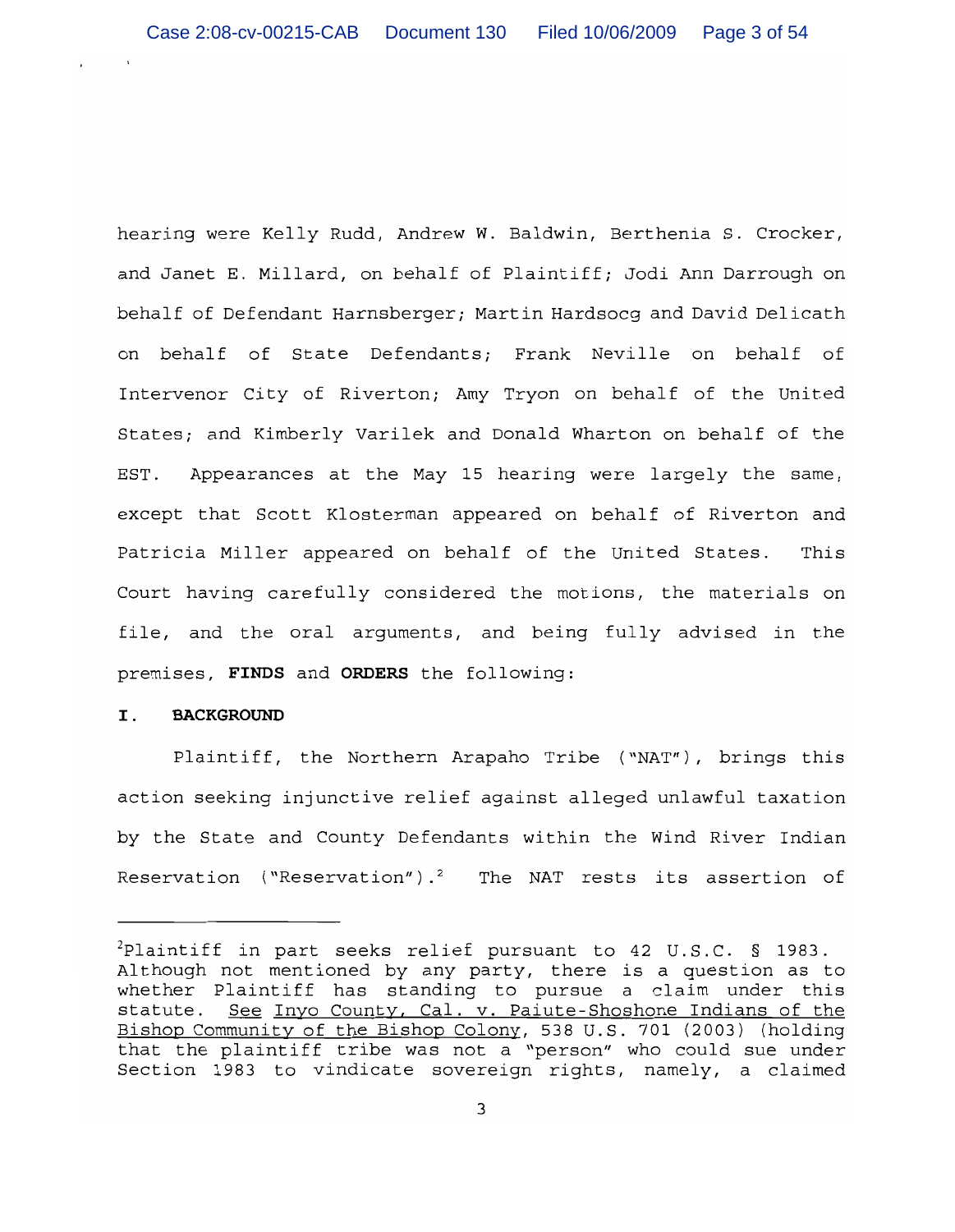hearing were Kelly Rudd, Andrew W. Baldwin, Berthenia S. Crocker, and Janet E. Millard, on behalf of Plaintiff; Jodi Ann Darrough on behalf of Defendant Harnsberger; Martin Hardsocg and David Delicath on behalf of State Defendants; Frank Neville on behalf of Intervenor City of Riverton; Amy Tryon on behalf of the United States; and Kimberly Varilek and Donald Wharton on behalf of the EST. Appearances at the May 15 hearing were largely the same, except that Scott Klosterman appeared on behalf of Riverton and Patricia Miller appeared on behalf of the United States. This Court having carefully considered the motions, the materials on file, and the oral arguments, and being fully advised in the premises, **FINDS** and **ORDERS** the following:

## I. BACKGROUND

Plaintiff, the Northern Arapaho Tribe ("NAT"), brings this action seeking injunctive relief against alleged unlawful taxation by the State and County Defendants within the Wind River Indian Reservation ("Reservation").[2] The NAT rests its assertion of

---

[2]Plaintiff in part seeks relief pursuant to 42 U.S.C. § 1983. Although not mentioned by any party, there is a question as to whether Plaintiff has standing to pursue a claim under this statute. See Inyo County, Cal. v. Paiute-Shoshone Indians of the Bishop Community of the Bishop Colony, 538 U.S. 701 (2003) (holding that the plaintiff tribe was not a "person" who could sue under Section 1983 to vindicate sovereign rights, namely, a claimed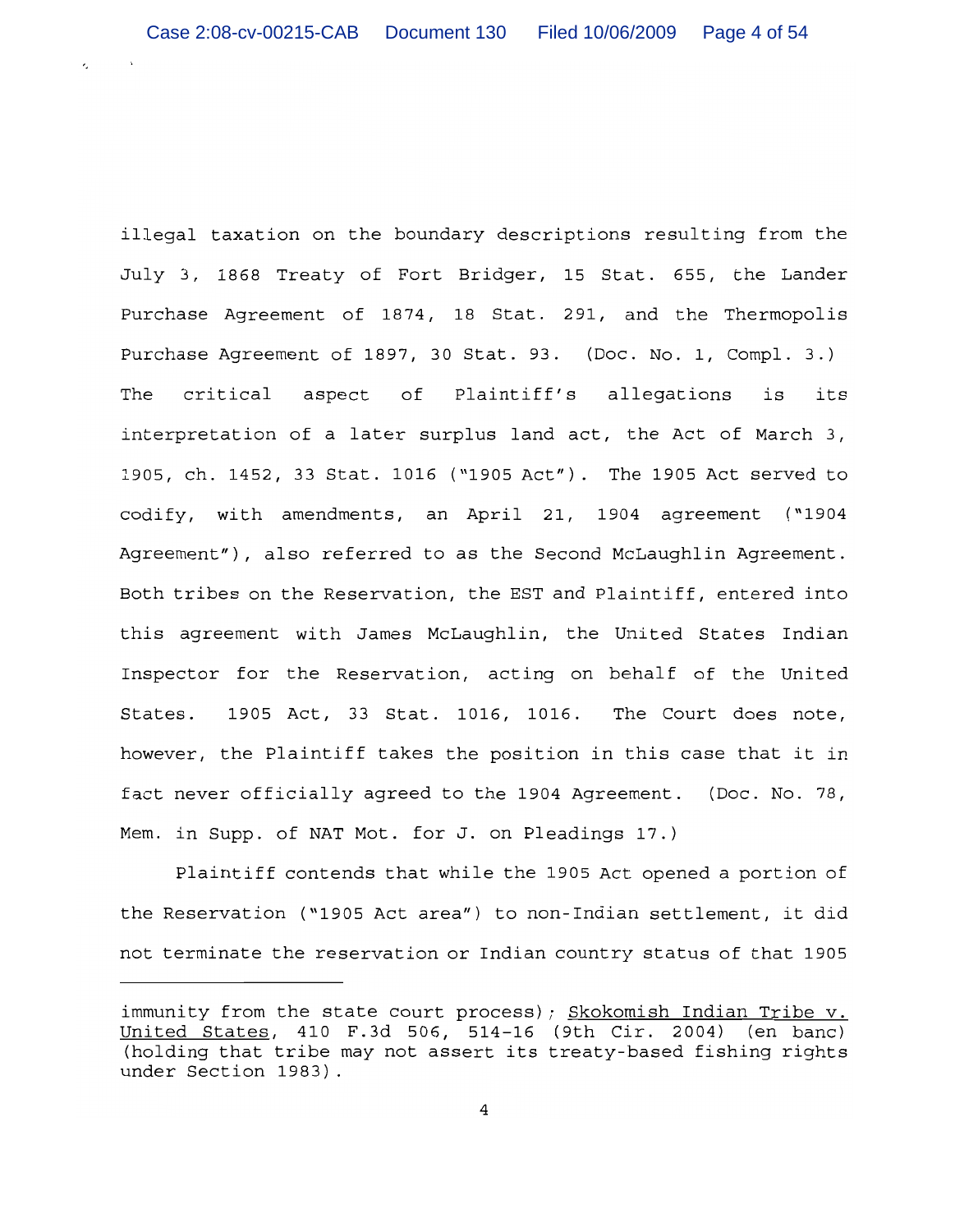illegal taxation on the boundary descriptions resulting from the July 3, 1868 Treaty of Fort Bridger, 15 Stat. 655, the Lander Purchase Agreement of 1874, 18 Stat. 291, and the Thermopolis Purchase Agreement of 1897, 30 Stat. 93. (Doc. No. 1, Compl. 3.) The critical aspect of Plaintiff's allegations is its interpretation of a later surplus land act, the Act of March 3, 1905, ch. 1452, 33 Stat. 1016 ("1905 Act"). The 1905 Act served to codify, with amendments, an April 21, 1904 agreement ("1904 Agreement"), also referred to as the Second McLaughlin Agreement. Both tribes on the Reservation, the EST and Plaintiff, entered into this agreement with James McLaughlin, the United States Indian Inspector for the Reservation, acting on behalf of the United States. 1905 Act, 33 Stat. 1016, 1016. The Court does note, however, the Plaintiff takes the position in this case that it in fact never officially agreed to the 1904 Agreement. (Doc. No. 78, Mem. in Supp. of NAT Mot. for J. on Pleadings 17.)

Plaintiff contends that while the 1905 Act opened a portion of the Reservation ("1905 Act area") to non-Indian settlement, it did not terminate the reservation or Indian country status of that 1905

---

immunity from the state court process); Skokomish Indian Tribe v. United States, 410 F.3d 506, 514-16 (9th Cir. 2004) (en banc) (holding that tribe may not assert its treaty-based fishing rights under Section 1983).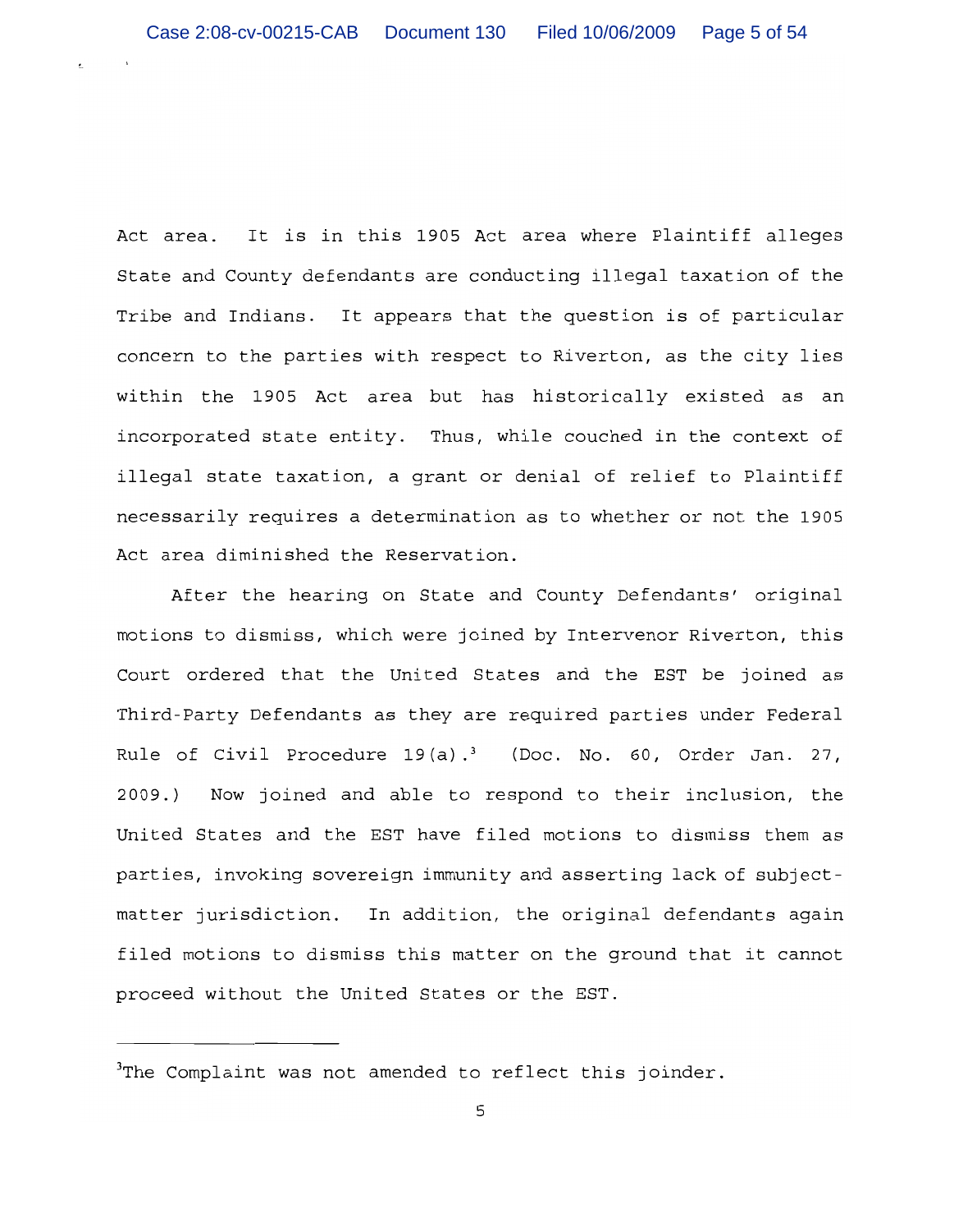Act area. It is in this 1905 Act area where Plaintiff alleges State and County defendants are conducting illegal taxation of the Tribe and Indians. It appears that the question is of particular concern to the parties with respect to Riverton, as the city lies within the 1905 Act area but has historically existed as an incorporated state entity. Thus, while couched in the context of illegal state taxation, a grant or denial of relief to Plaintiff necessarily requires a determination as to whether or not the 1905 Act area diminished the Reservation.

After the hearing on State and County Defendants' original motions to dismiss, which were joined by Intervenor Riverton, this Court ordered that the United States and the EST be joined as Third-Party Defendants as they are required parties under Federal Rule of Civil Procedure 19(a).[3] (Doc. No. 60, Order Jan. 27, 2009.) Now joined and able to respond to their inclusion, the United States and the EST have filed motions to dismiss them as parties, invoking sovereign immunity and asserting lack of subject-matter jurisdiction. In addition, the original defendants again filed motions to dismiss this matter on the ground that it cannot proceed without the United States or the EST.

---

[3]The Complaint was not amended to reflect this joinder.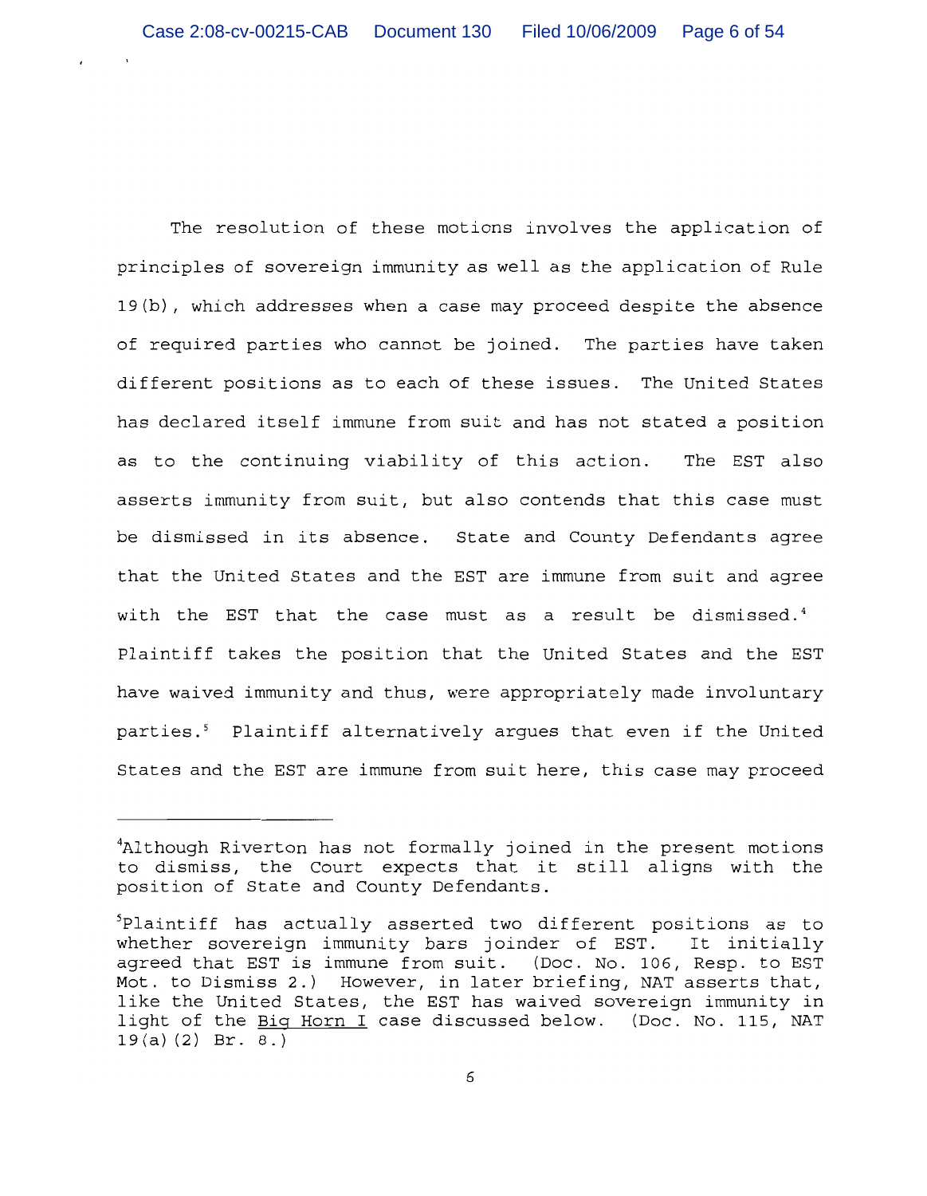The resolution of these motions involves the application of principles of sovereign immunity as well as the application of Rule 19(b), which addresses when a case may proceed despite the absence of required parties who cannot be joined. The parties have taken different positions as to each of these issues. The United States has declared itself immune from suit and has not stated a position as to the continuing viability of this action. The EST also asserts immunity from suit, but also contends that this case must be dismissed in its absence. State and County Defendants agree that the United States and the EST are immune from suit and agree with the EST that the case must as a result be dismissed.[4] Plaintiff takes the position that the United States and the EST have waived immunity and thus, were appropriately made involuntary parties.[5] Plaintiff alternatively argues that even if the United States and the EST are immune from suit here, this case may proceed

---

[4]Although Riverton has not formally joined in the present motions to dismiss, the Court expects that it still aligns with the position of State and County Defendants.

[5]Plaintiff has actually asserted two different positions as to whether sovereign immunity bars joinder of EST. It initially agreed that EST is immune from suit. (Doc. No. 106, Resp. to EST Mot. to Dismiss 2.) However, in later briefing, NAT asserts that, like the United States, the EST has waived sovereign immunity in light of the Big Horn I case discussed below. (Doc. No. 115, NAT 19(a)(2) Br. 8.)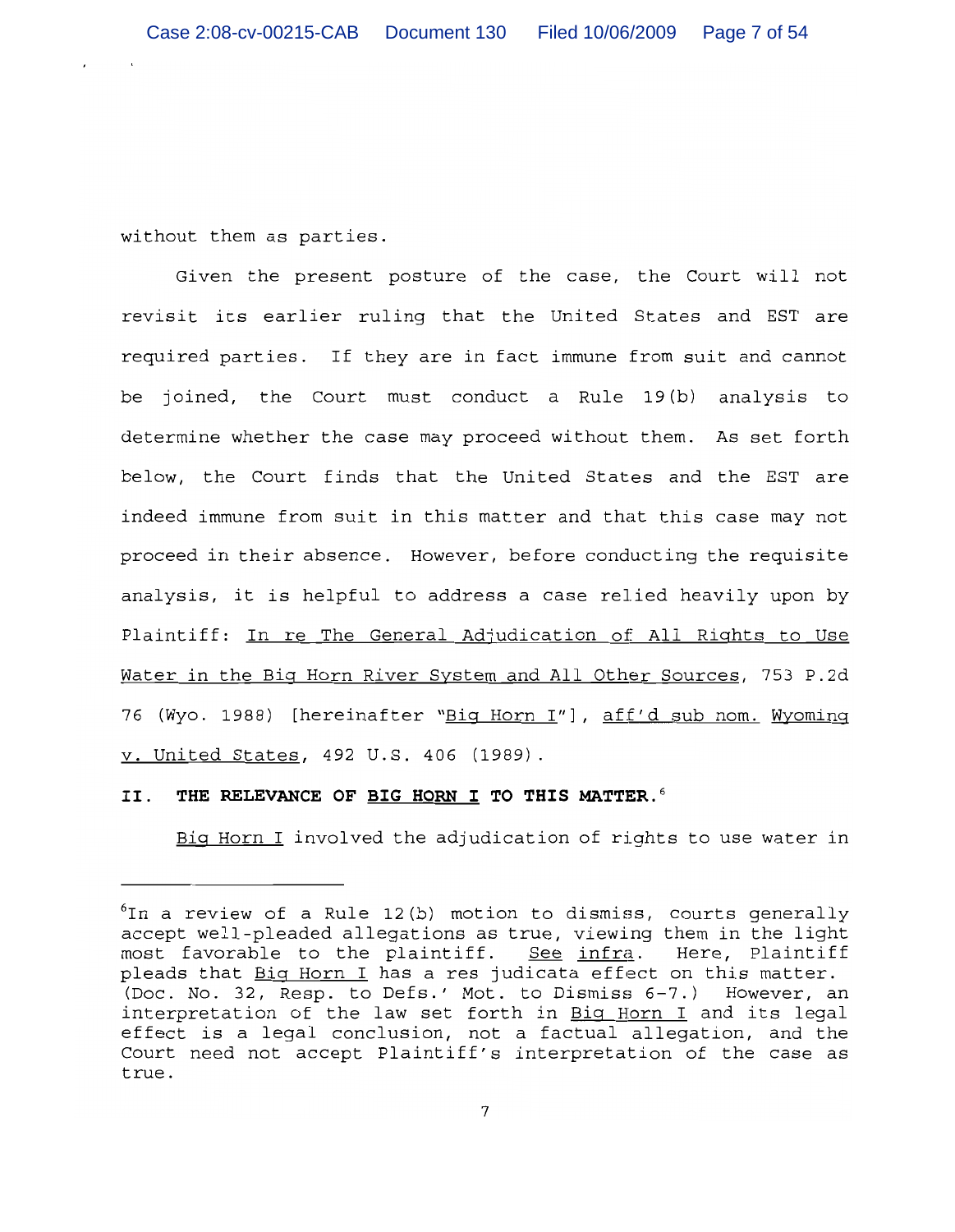without them as parties.

Given the present posture of the case, the Court will not revisit its earlier ruling that the United States and EST are required parties. If they are in fact immune from suit and cannot be joined, the Court must conduct a Rule 19(b) analysis to determine whether the case may proceed without them. As set forth below, the Court finds that the United States and the EST are indeed immune from suit in this matter and that this case may not proceed in their absence. However, before conducting the requisite analysis, it is helpful to address a case relied heavily upon by Plaintiff: In re The General Adjudication of All Rights to Use Water in the Big Horn River System and All Other Sources, 753 P.2d 76 (Wyo. 1988) [hereinafter "Big Horn I"], aff'd sub nom. Wyoming v. United States, 492 U.S. 406 (1989).

## II. THE RELEVANCE OF BIG HORN I TO THIS MATTER.[6]

Big Horn I involved the adjudication of rights to use water in

---

[6] In a review of a Rule 12(b) motion to dismiss, courts generally accept well-pleaded allegations as true, viewing them in the light most favorable to the plaintiff. See infra. Here, Plaintiff pleads that Big Horn I has a res judicata effect on this matter. (Doc. No. 32, Resp. to Defs.' Mot. to Dismiss 6-7.) However, an interpretation of the law set forth in Big Horn I and its legal effect is a legal conclusion, not a factual allegation, and the Court need not accept Plaintiff's interpretation of the case as true.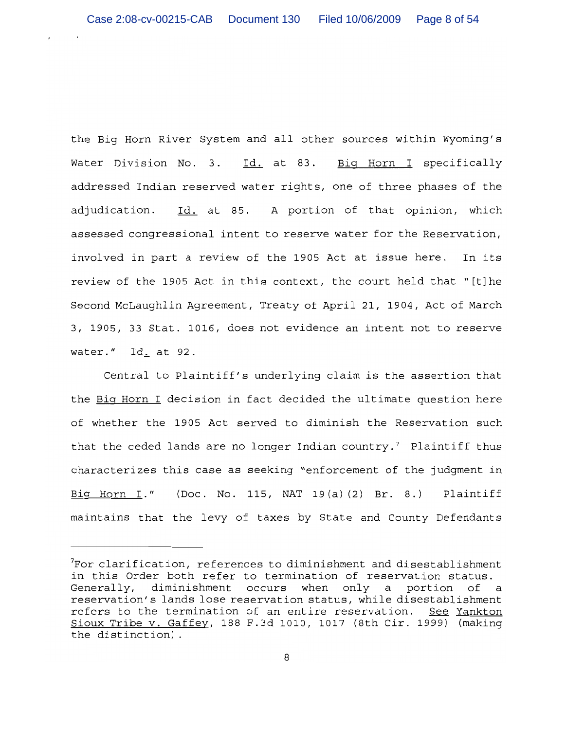the Big Horn River System and all other sources within Wyoming's Water Division No. 3. Id. at 83. Big Horn I specifically addressed Indian reserved water rights, one of three phases of the adjudication. Id. at 85. A portion of that opinion, which assessed congressional intent to reserve water for the Reservation, involved in part a review of the 1905 Act at issue here. In its review of the 1905 Act in this context, the court held that "[t]he Second McLaughlin Agreement, Treaty of April 21, 1904, Act of March 3, 1905, 33 Stat. 1016, does not evidence an intent not to reserve water." Id. at 92.

Central to Plaintiff's underlying claim is the assertion that the Big Horn I decision in fact decided the ultimate question here of whether the 1905 Act served to diminish the Reservation such that the ceded lands are no longer Indian country.[7] Plaintiff thus characterizes this case as seeking "enforcement of the judgment in Big Horn I." (Doc. No. 115, NAT 19(a)(2) Br. 8.) Plaintiff maintains that the levy of taxes by State and County Defendants

---

[7]For clarification, references to diminishment and disestablishment in this Order both refer to termination of reservation status. Generally, diminishment occurs when only a portion of a reservation's lands lose reservation status, while disestablishment refers to the termination of an entire reservation. See Yankton Sioux Tribe v. Gaffey, 188 F.3d 1010, 1017 (8th Cir. 1999) (making the distinction).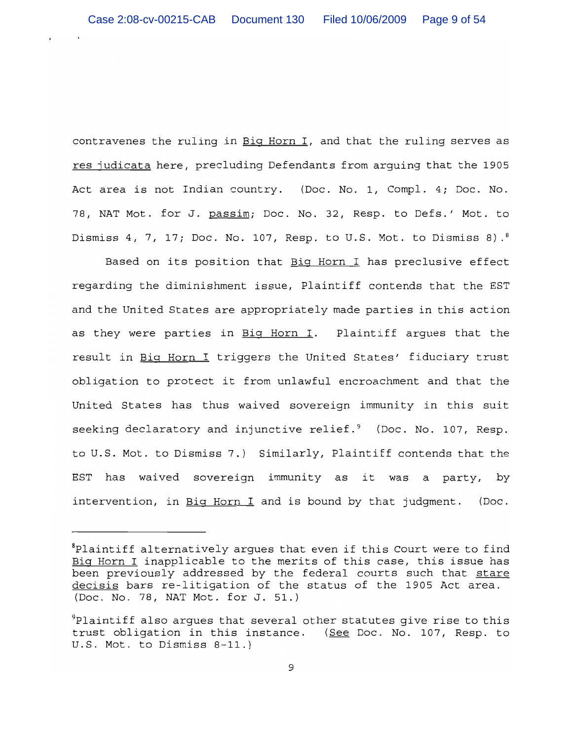contravenes the ruling in Big Horn I, and that the ruling serves as res judicata here, precluding Defendants from arguing that the 1905 Act area is not Indian country. (Doc. No. 1, Compl. 4; Doc. No. 78, NAT Mot. for J. passim; Doc. No. 32, Resp. to Defs.' Mot. to Dismiss 4, 7, 17; Doc. No. 107, Resp. to U.S. Mot. to Dismiss 8).[8]

Based on its position that Big Horn I has preclusive effect regarding the diminishment issue, Plaintiff contends that the EST and the United States are appropriately made parties in this action as they were parties in Big Horn I. Plaintiff argues that the result in Big Horn I triggers the United States' fiduciary trust obligation to protect it from unlawful encroachment and that the United States has thus waived sovereign immunity in this suit seeking declaratory and injunctive relief.[9] (Doc. No. 107, Resp. to U.S. Mot. to Dismiss 7.) Similarly, Plaintiff contends that the EST has waived sovereign immunity as it was a party, by intervention, in Big Horn I and is bound by that judgment. (Doc.

---

[8]Plaintiff alternatively argues that even if this Court were to find Big Horn I inapplicable to the merits of this case, this issue has been previously addressed by the federal courts such that stare decisis bars re-litigation of the status of the 1905 Act area. (Doc. No. 78, NAT Mot. for J. 51.)

[9]Plaintiff also argues that several other statutes give rise to this trust obligation in this instance. (See Doc. No. 107, Resp. to U.S. Mot. to Dismiss 8-11.)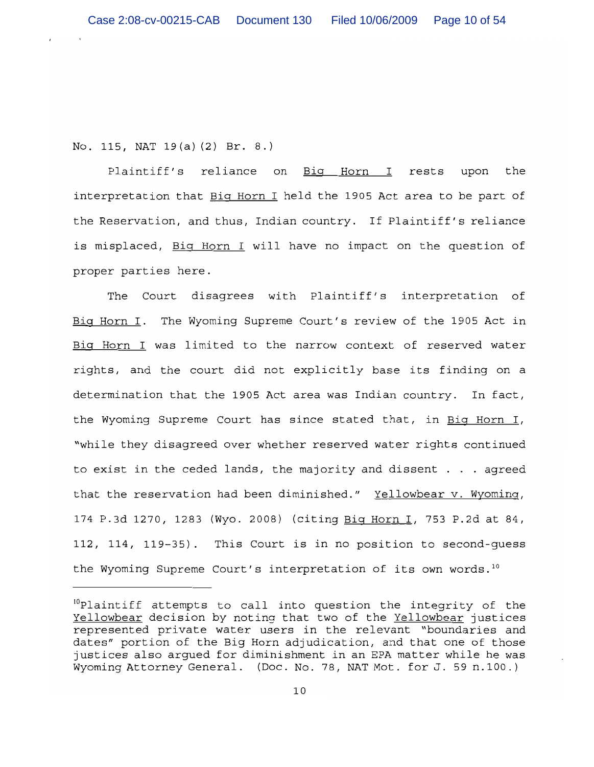No. 115, NAT 19(a)(2) Br. 8.)

Plaintiff's reliance on Big Horn I rests upon the interpretation that Big Horn I held the 1905 Act area to be part of the Reservation, and thus, Indian country. If Plaintiff's reliance is misplaced, Big Horn I will have no impact on the question of proper parties here.

The Court disagrees with Plaintiff's interpretation of Big Horn I. The Wyoming Supreme Court's review of the 1905 Act in Big Horn I was limited to the narrow context of reserved water rights, and the court did not explicitly base its finding on a determination that the 1905 Act area was Indian country. In fact, the Wyoming Supreme Court has since stated that, in Big Horn I, "while they disagreed over whether reserved water rights continued to exist in the ceded lands, the majority and dissent . . . agreed that the reservation had been diminished." Yellowbear v. Wyoming, 174 P.3d 1270, 1283 (Wyo. 2008) (citing Big Horn I, 753 P.2d at 84, 112, 114, 119-35). This Court is in no position to second-guess the Wyoming Supreme Court's interpretation of its own words.[10]

---

[10]Plaintiff attempts to call into question the integrity of the Yellowbear decision by noting that two of the Yellowbear justices represented private water users in the relevant "boundaries and dates" portion of the Big Horn adjudication, and that one of those justices also argued for diminishment in an EPA matter while he was Wyoming Attorney General. (Doc. No. 78, NAT Mot. for J. 59 n.100.)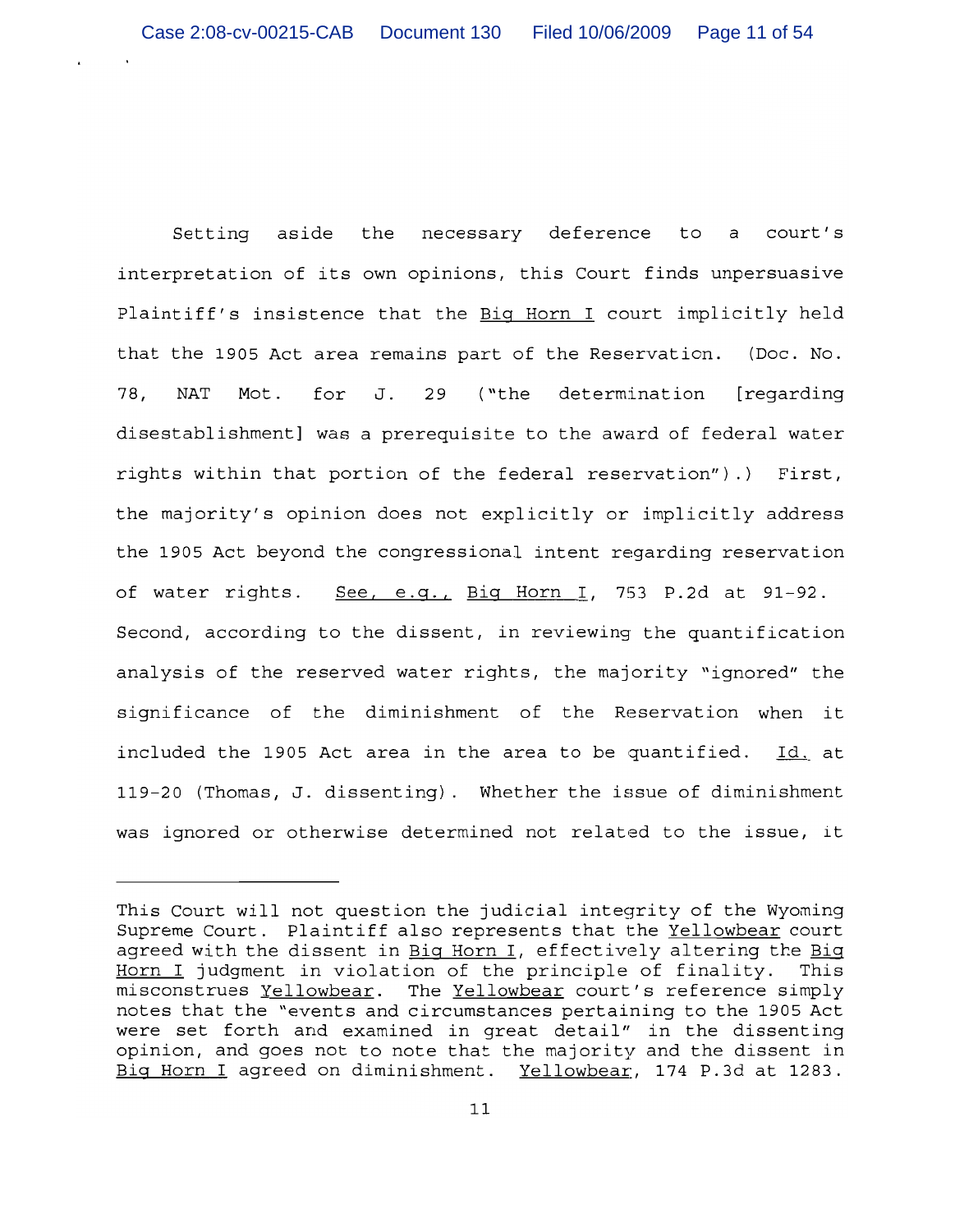Setting aside the necessary deference to a court's interpretation of its own opinions, this Court finds unpersuasive Plaintiff's insistence that the Big Horn I court implicitly held that the 1905 Act area remains part of the Reservation. (Doc. No. 78, NAT Mot. for J. 29 ("the determination [regarding disestablishment] was a prerequisite to the award of federal water rights within that portion of the federal reservation").) First, the majority's opinion does not explicitly or implicitly address the 1905 Act beyond the congressional intent regarding reservation of water rights. See, e.g., Big Horn I, 753 P.2d at 91-92. Second, according to the dissent, in reviewing the quantification analysis of the reserved water rights, the majority "ignored" the significance of the diminishment of the Reservation when it included the 1905 Act area in the area to be quantified. Id. at 119-20 (Thomas, J. dissenting). Whether the issue of diminishment was ignored or otherwise determined not related to the issue, it

---

This Court will not question the judicial integrity of the Wyoming Supreme Court. Plaintiff also represents that the Yellowbear court agreed with the dissent in Big Horn I, effectively altering the Big Horn I judgment in violation of the principle of finality. This misconstrues Yellowbear. The Yellowbear court's reference simply notes that the "events and circumstances pertaining to the 1905 Act were set forth and examined in great detail" in the dissenting opinion, and goes not to note that the majority and the dissent in Big Horn I agreed on diminishment. Yellowbear, 174 P.3d at 1283.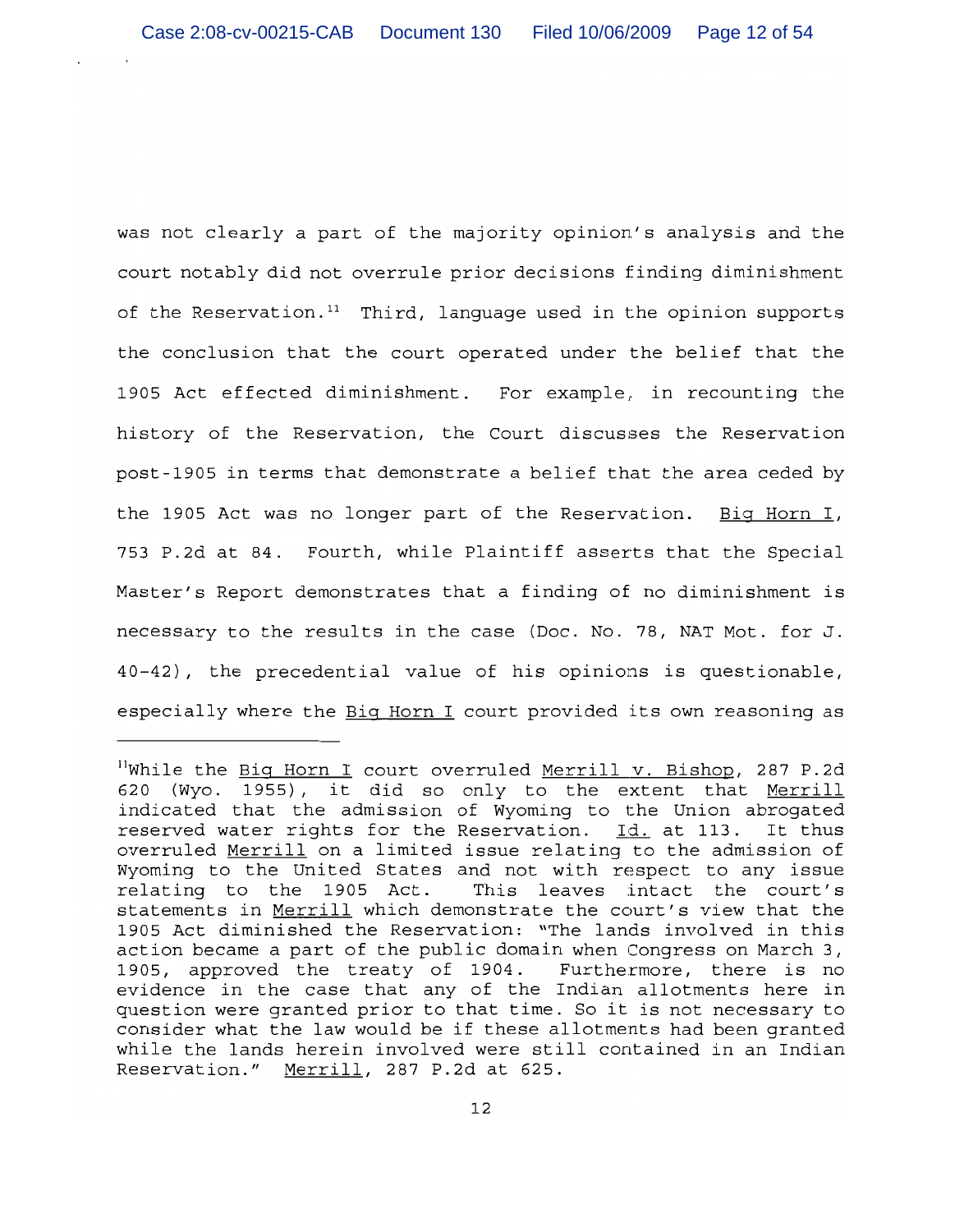was not clearly a part of the majority opinion's analysis and the court notably did not overrule prior decisions finding diminishment of the Reservation.[11] Third, language used in the opinion supports the conclusion that the court operated under the belief that the 1905 Act effected diminishment. For example, in recounting the history of the Reservation, the Court discusses the Reservation post-1905 in terms that demonstrate a belief that the area ceded by the 1905 Act was no longer part of the Reservation. Big Horn I, 753 P.2d at 84. Fourth, while Plaintiff asserts that the Special Master's Report demonstrates that a finding of no diminishment is necessary to the results in the case (Doc. No. 78, NAT Mot. for J. 40-42), the precedential value of his opinions is questionable, especially where the Big Horn I court provided its own reasoning as

---

[11]While the Big Horn I court overruled Merrill v. Bishop, 287 P.2d 620 (Wyo. 1955), it did so only to the extent that Merrill indicated that the admission of Wyoming to the Union abrogated reserved water rights for the Reservation. Id. at 113. It thus overruled Merrill on a limited issue relating to the admission of Wyoming to the United States and not with respect to any issue relating to the 1905 Act. This leaves intact the court's statements in Merrill which demonstrate the court's view that the 1905 Act diminished the Reservation: "The lands involved in this action became a part of the public domain when Congress on March 3, 1905, approved the treaty of 1904. Furthermore, there is no evidence in the case that any of the Indian allotments here in question were granted prior to that time. So it is not necessary to consider what the law would be if these allotments had been granted while the lands herein involved were still contained in an Indian Reservation." Merrill, 287 P.2d at 625.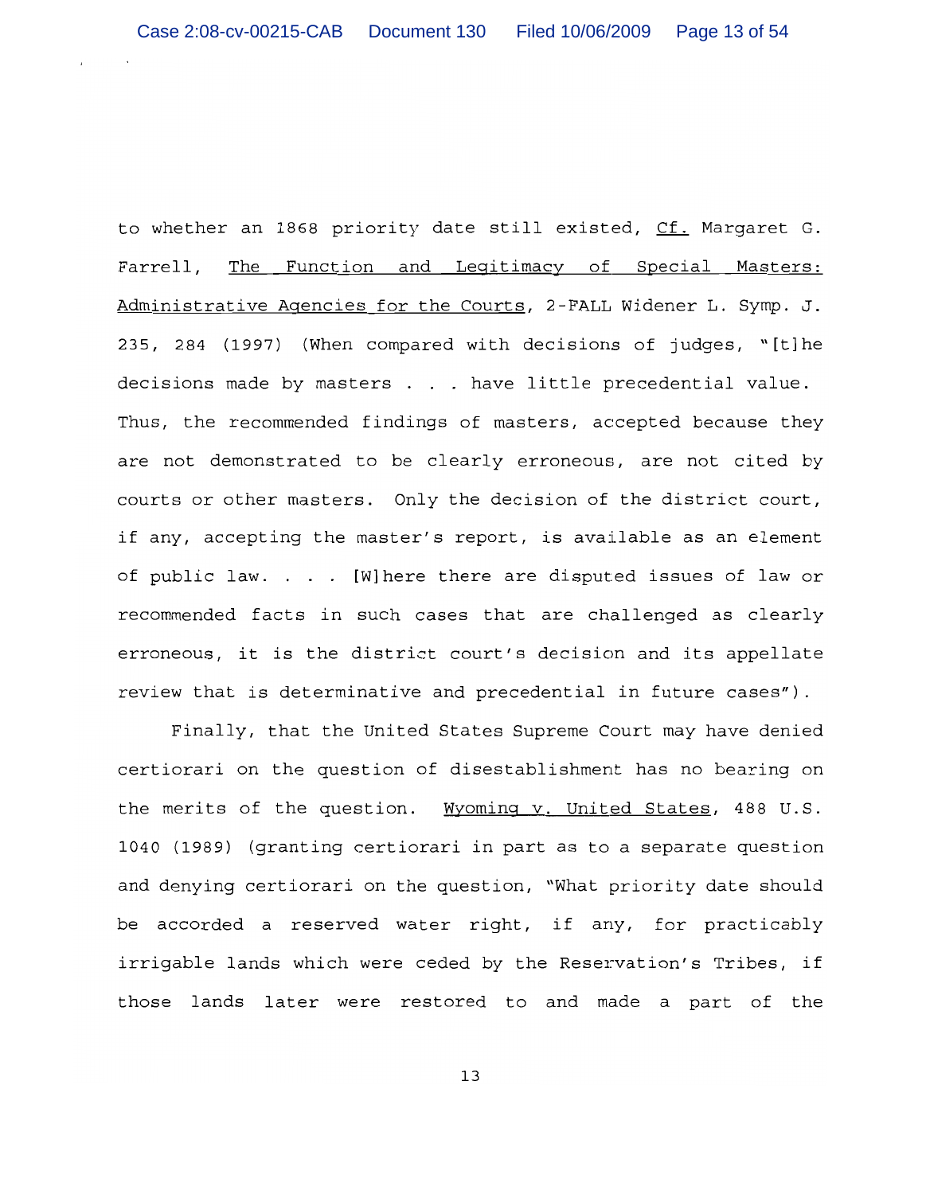to whether an 1868 priority date still existed, _Cf._ Margaret G. Farrell, _The Function and Legitimacy of Special Masters: Administrative Agencies for the Courts_, 2-FALL Widener L. Symp. J. 235, 284 (1997) (When compared with decisions of judges, "[t]he decisions made by masters . . . have little precedential value. Thus, the recommended findings of masters, accepted because they are not demonstrated to be clearly erroneous, are not cited by courts or other masters. Only the decision of the district court, if any, accepting the master's report, is available as an element of public law. . . . [W]here there are disputed issues of law or recommended facts in such cases that are challenged as clearly erroneous, it is the district court's decision and its appellate review that is determinative and precedential in future cases").

Finally, that the United States Supreme Court may have denied certiorari on the question of disestablishment has no bearing on the merits of the question. _Wyoming v. United States_, 488 U.S. 1040 (1989) (granting certiorari in part as to a separate question and denying certiorari on the question, "What priority date should be accorded a reserved water right, if any, for practicably irrigable lands which were ceded by the Reservation's Tribes, if those lands later were restored to and made a part of the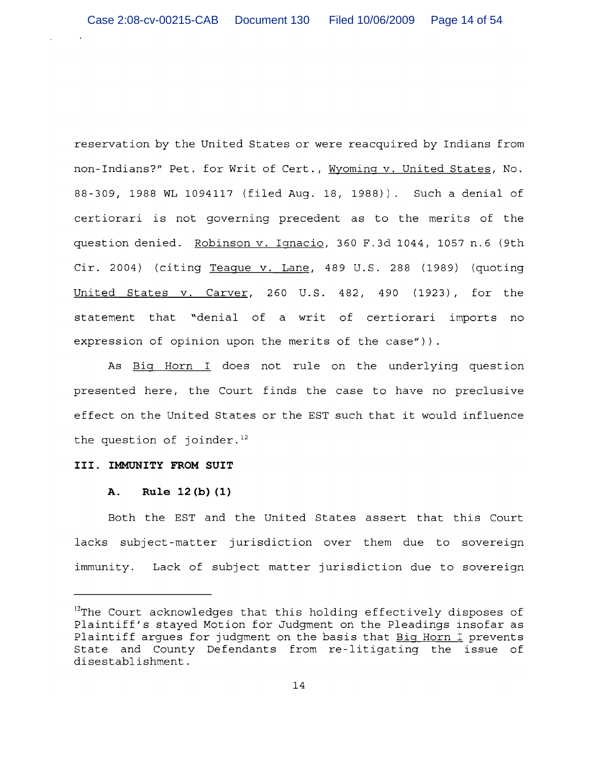reservation by the United States or were reacquired by Indians from non-Indians?" Pet. for Writ of Cert., Wyoming v. United States, No. 88-309, 1988 WL 1094117 (filed Aug. 18, 1988)). Such a denial of certiorari is not governing precedent as to the merits of the question denied. Robinson v. Ignacio, 360 F.3d 1044, 1057 n.6 (9th Cir. 2004) (citing Teague v. Lane, 489 U.S. 288 (1989) (quoting United States v. Carver, 260 U.S. 482, 490 (1923), for the statement that "denial of a writ of certiorari imports no expression of opinion upon the merits of the case")).

As Big Horn I does not rule on the underlying question presented here, the Court finds the case to have no preclusive effect on the United States or the EST such that it would influence the question of joinder.[12]

### III. IMMUNITY FROM SUIT

#### A. Rule 12(b)(1)

Both the EST and the United States assert that this Court lacks subject-matter jurisdiction over them due to sovereign immunity. Lack of subject matter jurisdiction due to sovereign

---

[12]The Court acknowledges that this holding effectively disposes of Plaintiff's stayed Motion for Judgment on the Pleadings insofar as Plaintiff argues for judgment on the basis that Big Horn I prevents State and County Defendants from re-litigating the issue of disestablishment.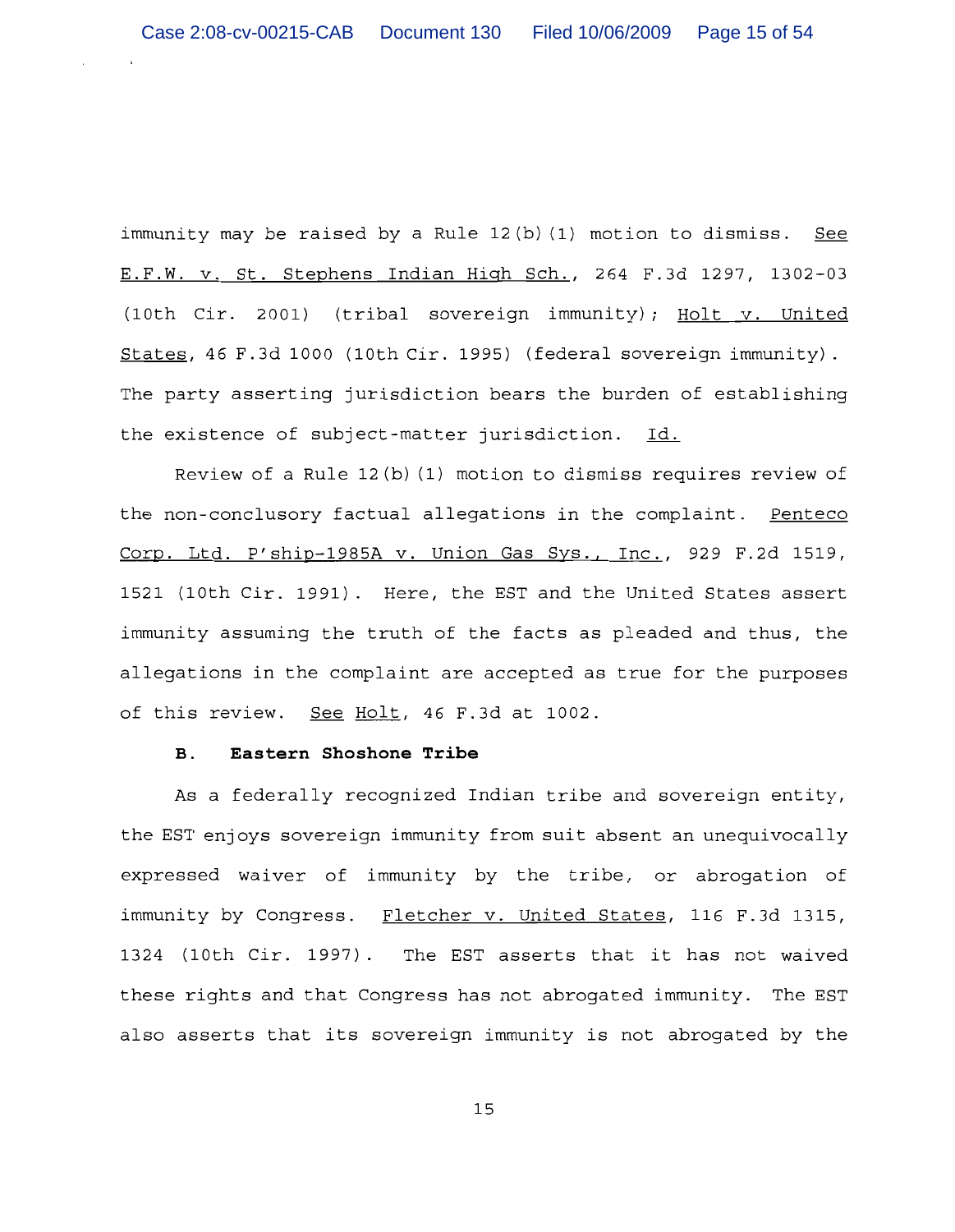immunity may be raised by a Rule 12(b)(1) motion to dismiss. See E.F.W. v. St. Stephens Indian High Sch., 264 F.3d 1297, 1302-03 (10th Cir. 2001) (tribal sovereign immunity); Holt v. United States, 46 F.3d 1000 (10th Cir. 1995) (federal sovereign immunity). The party asserting jurisdiction bears the burden of establishing the existence of subject-matter jurisdiction. Id.

Review of a Rule 12(b)(1) motion to dismiss requires review of the non-conclusory factual allegations in the complaint. Penteco Corp. Ltd. P'ship-1985A v. Union Gas Sys., Inc., 929 F.2d 1519, 1521 (10th Cir. 1991). Here, the EST and the United States assert immunity assuming the truth of the facts as pleaded and thus, the allegations in the complaint are accepted as true for the purposes of this review. See Holt, 46 F.3d at 1002.

**B. Eastern Shoshone Tribe**

As a federally recognized Indian tribe and sovereign entity, the EST enjoys sovereign immunity from suit absent an unequivocally expressed waiver of immunity by the tribe, or abrogation of immunity by Congress. Fletcher v. United States, 116 F.3d 1315, 1324 (10th Cir. 1997). The EST asserts that it has not waived these rights and that Congress has not abrogated immunity. The EST also asserts that its sovereign immunity is not abrogated by the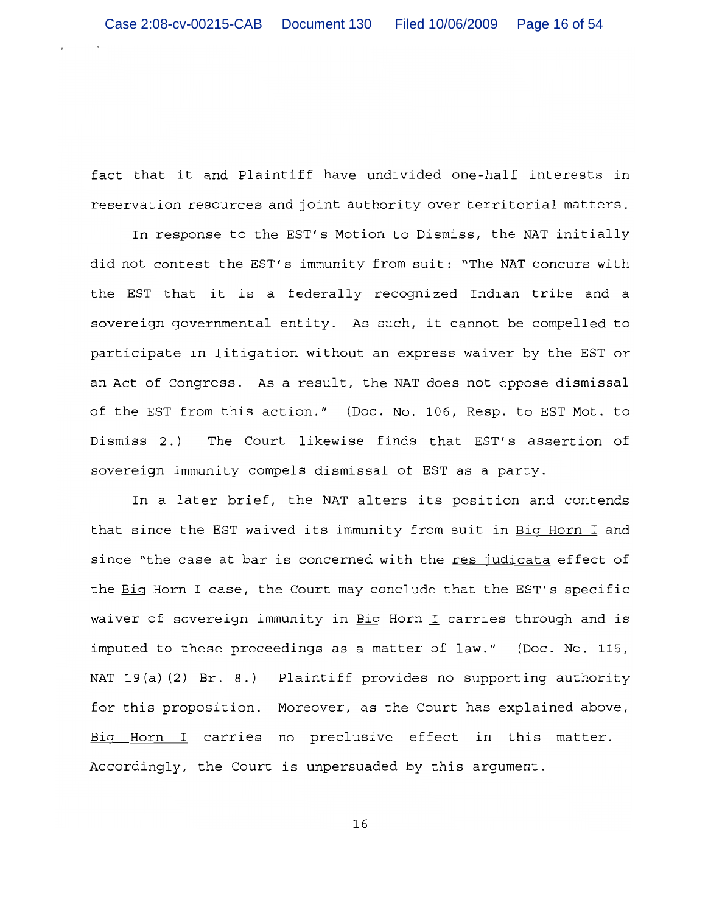fact that it and Plaintiff have undivided one-half interests in reservation resources and joint authority over territorial matters.

In response to the EST's Motion to Dismiss, the NAT initially did not contest the EST's immunity from suit: "The NAT concurs with the EST that it is a federally recognized Indian tribe and a sovereign governmental entity. As such, it cannot be compelled to participate in litigation without an express waiver by the EST or an Act of Congress. As a result, the NAT does not oppose dismissal of the EST from this action." (Doc. No. 106, Resp. to EST Mot. to Dismiss 2.) The Court likewise finds that EST's assertion of sovereign immunity compels dismissal of EST as a party.

In a later brief, the NAT alters its position and contends that since the EST waived its immunity from suit in Big Horn I and since "the case at bar is concerned with the res judicata effect of the Big Horn I case, the Court may conclude that the EST's specific waiver of sovereign immunity in Big Horn I carries through and is imputed to these proceedings as a matter of law." (Doc. No. 115, NAT 19(a)(2) Br. 8.) Plaintiff provides no supporting authority for this proposition. Moreover, as the Court has explained above, Big Horn I carries no preclusive effect in this matter. Accordingly, the Court is unpersuaded by this argument.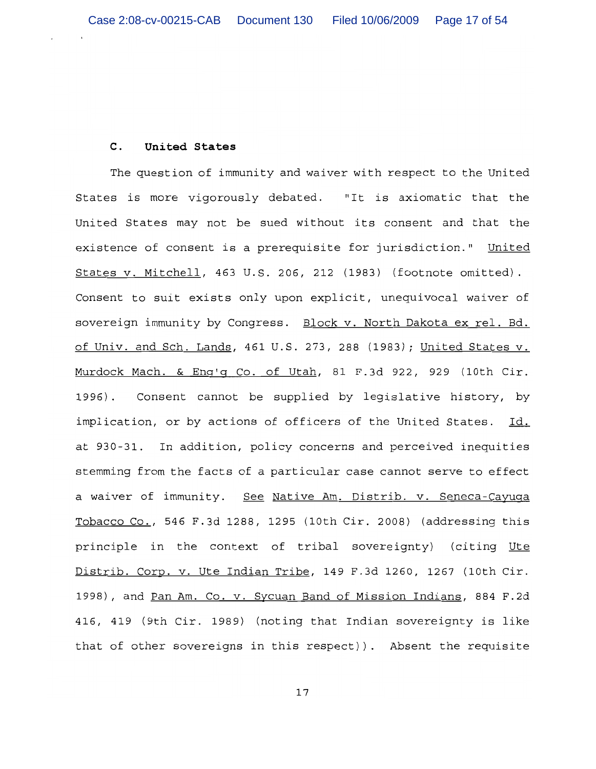### C. United States

The question of immunity and waiver with respect to the United States is more vigorously debated. "It is axiomatic that the United States may not be sued without its consent and that the existence of consent is a prerequisite for jurisdiction." United States v. Mitchell, 463 U.S. 206, 212 (1983) (footnote omitted). Consent to suit exists only upon explicit, unequivocal waiver of sovereign immunity by Congress. Block v. North Dakota ex rel. Bd. of Univ. and Sch. Lands, 461 U.S. 273, 288 (1983); United States v. Murdock Mach. & Eng'g Co. of Utah, 81 F.3d 922, 929 (10th Cir. 1996). Consent cannot be supplied by legislative history, by implication, or by actions of officers of the United States. Id. at 930-31. In addition, policy concerns and perceived inequities stemming from the facts of a particular case cannot serve to effect a waiver of immunity. See Native Am. Distrib. v. Seneca-Cayuga Tobacco Co., 546 F.3d 1288, 1295 (10th Cir. 2008) (addressing this principle in the context of tribal sovereignty) (citing Ute Distrib. Corp. v. Ute Indian Tribe, 149 F.3d 1260, 1267 (10th Cir. 1998), and Pan Am. Co. v. Sycuan Band of Mission Indians, 884 F.2d 416, 419 (9th Cir. 1989) (noting that Indian sovereignty is like that of other sovereigns in this respect)). Absent the requisite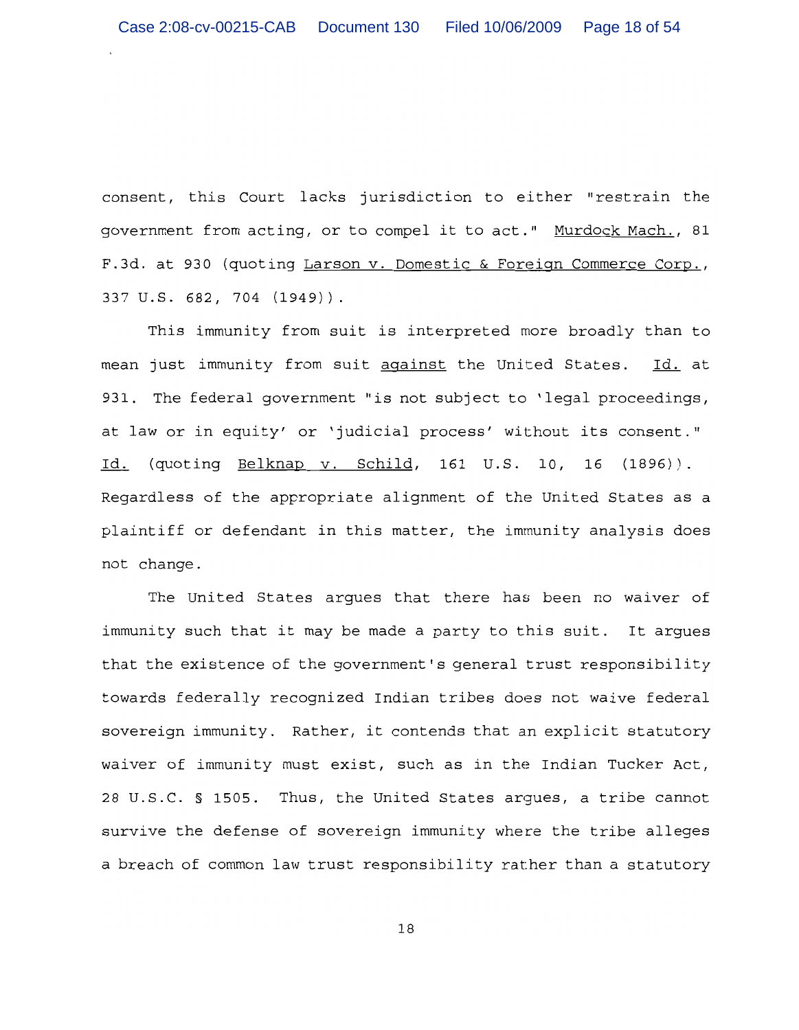consent, this Court lacks jurisdiction to either "restrain the government from acting, or to compel it to act." Murdock Mach., 81 F.3d. at 930 (quoting Larson v. Domestic & Foreign Commerce Corp., 337 U.S. 682, 704 (1949)).

This immunity from suit is interpreted more broadly than to mean just immunity from suit against the United States. Id. at 931. The federal government "is not subject to 'legal proceedings, at law or in equity' or 'judicial process' without its consent." Id. (quoting Belknap v. Schild, 161 U.S. 10, 16 (1896)). Regardless of the appropriate alignment of the United States as a plaintiff or defendant in this matter, the immunity analysis does not change.

The United States argues that there has been no waiver of immunity such that it may be made a party to this suit. It argues that the existence of the government's general trust responsibility towards federally recognized Indian tribes does not waive federal sovereign immunity. Rather, it contends that an explicit statutory waiver of immunity must exist, such as in the Indian Tucker Act, 28 U.S.C. § 1505. Thus, the United States argues, a tribe cannot survive the defense of sovereign immunity where the tribe alleges a breach of common law trust responsibility rather than a statutory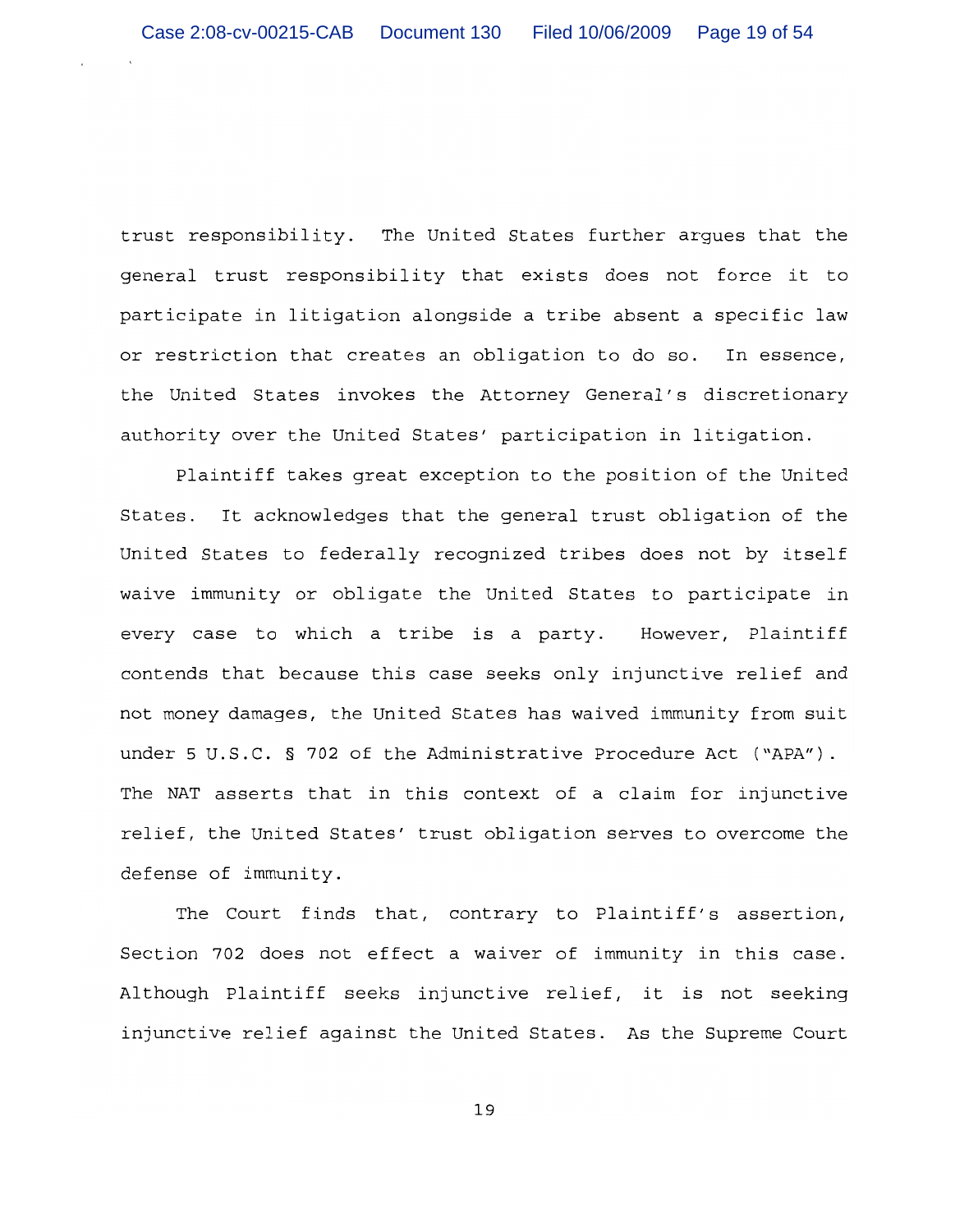trust responsibility. The United States further argues that the general trust responsibility that exists does not force it to participate in litigation alongside a tribe absent a specific law or restriction that creates an obligation to do so. In essence, the United States invokes the Attorney General's discretionary authority over the United States' participation in litigation.

Plaintiff takes great exception to the position of the United States. It acknowledges that the general trust obligation of the United States to federally recognized tribes does not by itself waive immunity or obligate the United States to participate in every case to which a tribe is a party. However, Plaintiff contends that because this case seeks only injunctive relief and not money damages, the United States has waived immunity from suit under 5 U.S.C. § 702 of the Administrative Procedure Act ("APA"). The NAT asserts that in this context of a claim for injunctive relief, the United States' trust obligation serves to overcome the defense of immunity.

The Court finds that, contrary to Plaintiff's assertion, Section 702 does not effect a waiver of immunity in this case. Although Plaintiff seeks injunctive relief, it is not seeking injunctive relief against the United States. As the Supreme Court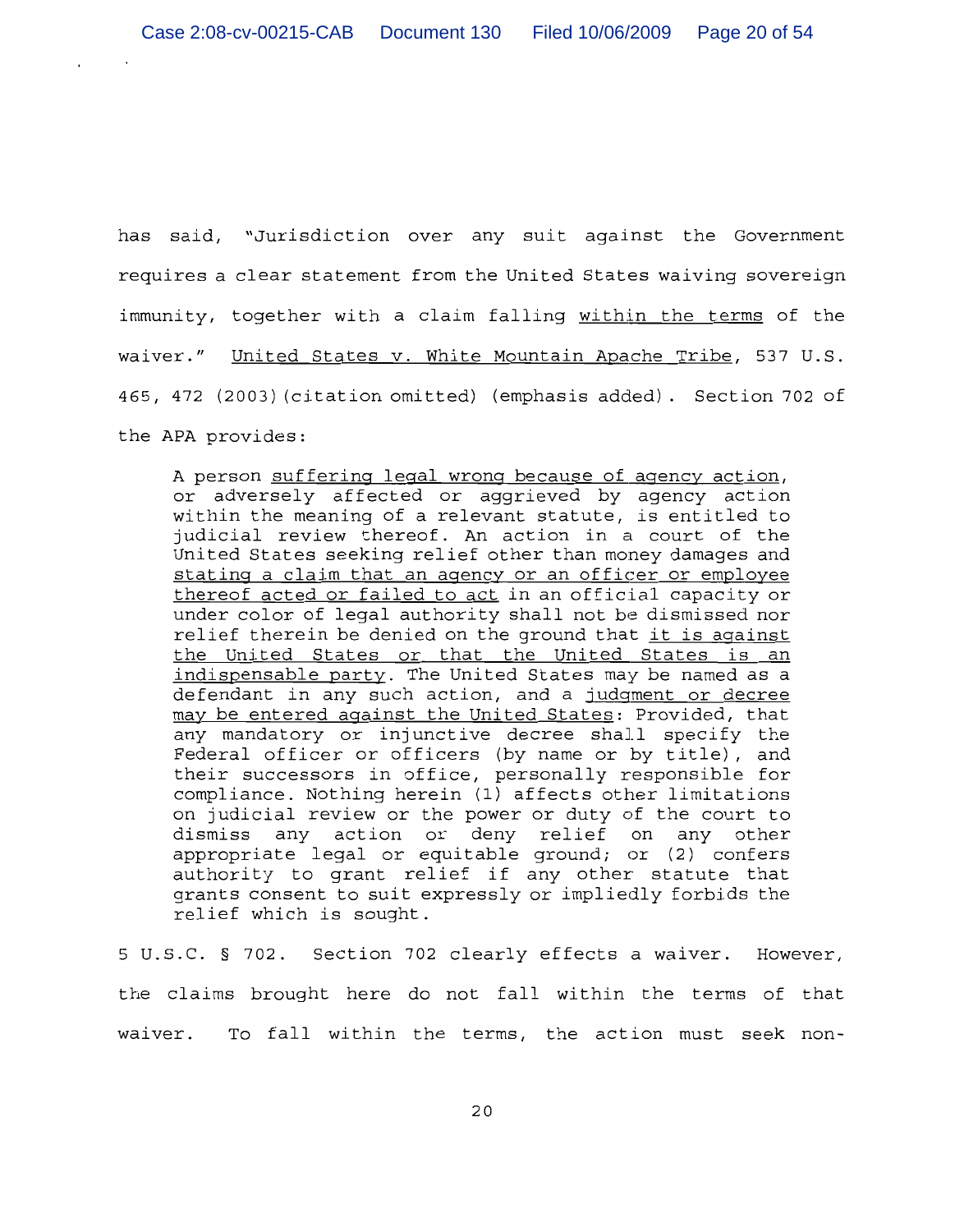has said, "Jurisdiction over any suit against the Government requires a clear statement from the United States waiving sovereign immunity, together with a claim falling <u>within the terms</u> of the waiver." <u>United States v. White Mountain Apache Tribe</u>, 537 U.S. 465, 472 (2003)(citation omitted) (emphasis added). Section 702 of the APA provides:

> A person <u>suffering legal wrong because of agency action</u>, or adversely affected or aggrieved by agency action within the meaning of a relevant statute, is entitled to judicial review thereof. An action in a court of the United States seeking relief other than money damages and <u>stating a claim that an agency or an officer or employee thereof acted or failed to act</u> in an official capacity or under color of legal authority shall not be dismissed nor relief therein be denied on the ground that <u>it is against the United States or that the United States is an indispensable party</u>. The United States may be named as a defendant in any such action, and a <u>judgment or decree may be entered against the United States</u>: Provided, that any mandatory or injunctive decree shall specify the Federal officer or officers (by name or by title), and their successors in office, personally responsible for compliance. Nothing herein (1) affects other limitations on judicial review or the power or duty of the court to dismiss any action or deny relief on any other appropriate legal or equitable ground; or (2) confers authority to grant relief if any other statute that grants consent to suit expressly or impliedly forbids the relief which is sought.

5 U.S.C. § 702. Section 702 clearly effects a waiver. However, the claims brought here do not fall within the terms of that waiver. To fall within the terms, the action must seek non-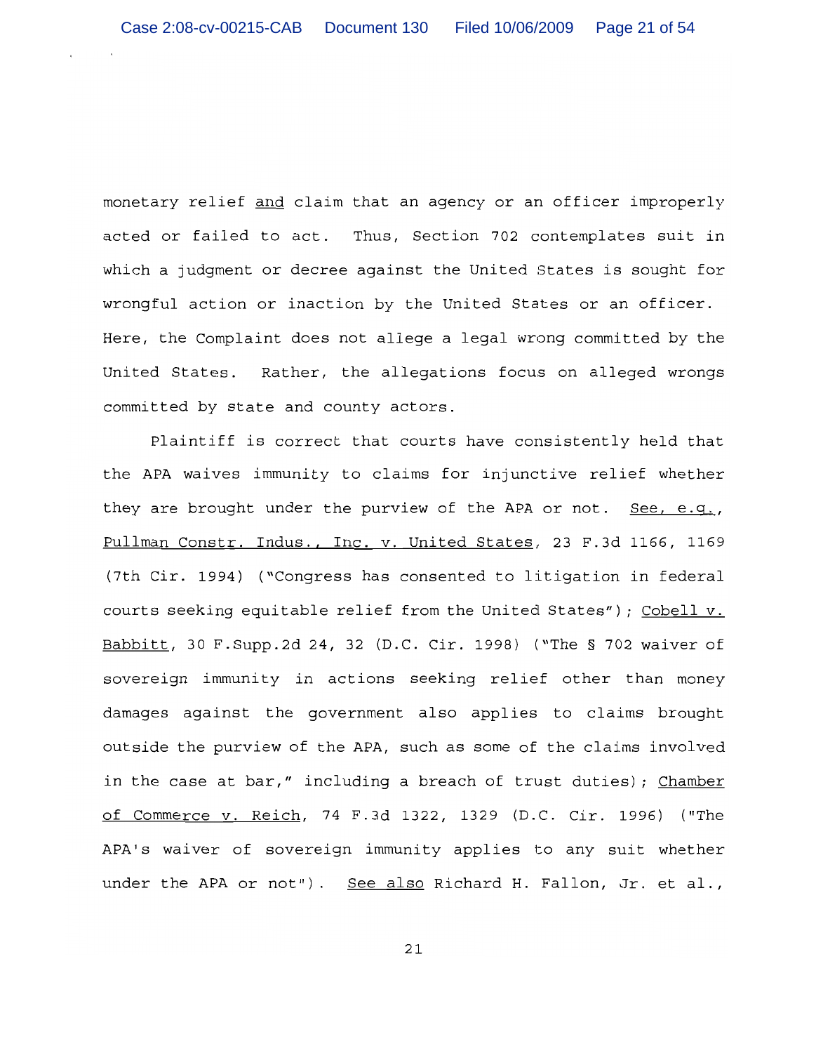monetary relief <u>and</u> claim that an agency or an officer improperly acted or failed to act. Thus, Section 702 contemplates suit in which a judgment or decree against the United States is sought for wrongful action or inaction by the United States or an officer. Here, the Complaint does not allege a legal wrong committed by the United States. Rather, the allegations focus on alleged wrongs committed by state and county actors.

Plaintiff is correct that courts have consistently held that the APA waives immunity to claims for injunctive relief whether they are brought under the purview of the APA or not. <u>See, e.g.</u>, <u>Pullman Constr. Indus., Inc. v. United States</u>, 23 F.3d 1166, 1169 (7th Cir. 1994) ("Congress has consented to litigation in federal courts seeking equitable relief from the United States"); <u>Cobell v. Babbitt</u>, 30 F.Supp.2d 24, 32 (D.C. Cir. 1998) ("The § 702 waiver of sovereign immunity in actions seeking relief other than money damages against the government also applies to claims brought outside the purview of the APA, such as some of the claims involved in the case at bar," including a breach of trust duties); <u>Chamber of Commerce v. Reich</u>, 74 F.3d 1322, 1329 (D.C. Cir. 1996) ("The APA's waiver of sovereign immunity applies to any suit whether under the APA or not"). <u>See also</u> Richard H. Fallon, Jr. et al.,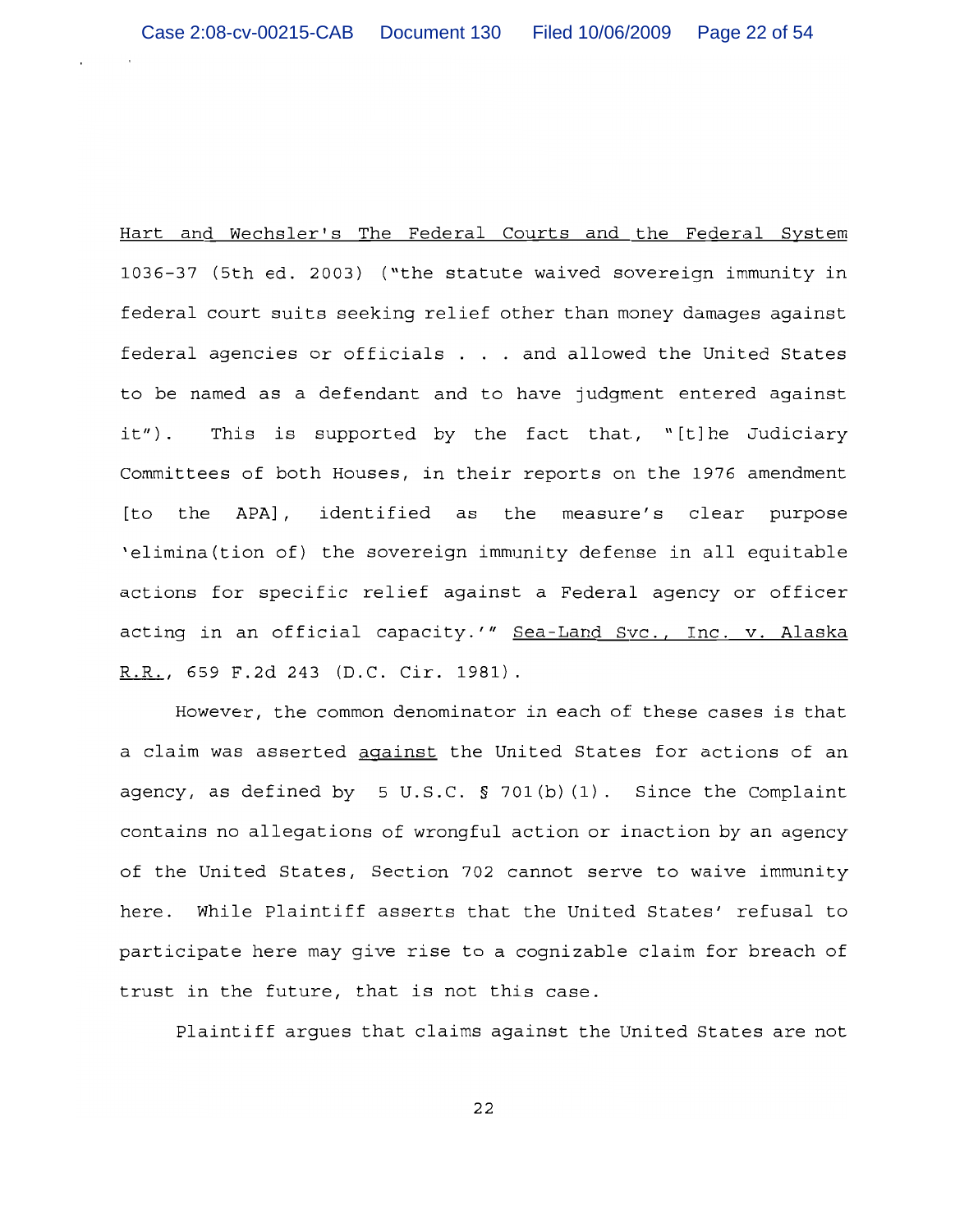Hart and Wechsler's The Federal Courts and the Federal System 1036-37 (5th ed. 2003) ("the statute waived sovereign immunity in federal court suits seeking relief other than money damages against federal agencies or officials . . . and allowed the United States to be named as a defendant and to have judgment entered against it"). This is supported by the fact that, "[t]he Judiciary Committees of both Houses, in their reports on the 1976 amendment [to the APA], identified as the measure's clear purpose 'elimina(tion of) the sovereign immunity defense in all equitable actions for specific relief against a Federal agency or officer acting in an official capacity.'" Sea-Land Svc., Inc. v. Alaska R.R., 659 F.2d 243 (D.C. Cir. 1981).

However, the common denominator in each of these cases is that a claim was asserted against the United States for actions of an agency, as defined by 5 U.S.C. § 701(b)(1). Since the Complaint contains no allegations of wrongful action or inaction by an agency of the United States, Section 702 cannot serve to waive immunity here. While Plaintiff asserts that the United States' refusal to participate here may give rise to a cognizable claim for breach of trust in the future, that is not this case.

Plaintiff argues that claims against the United States are not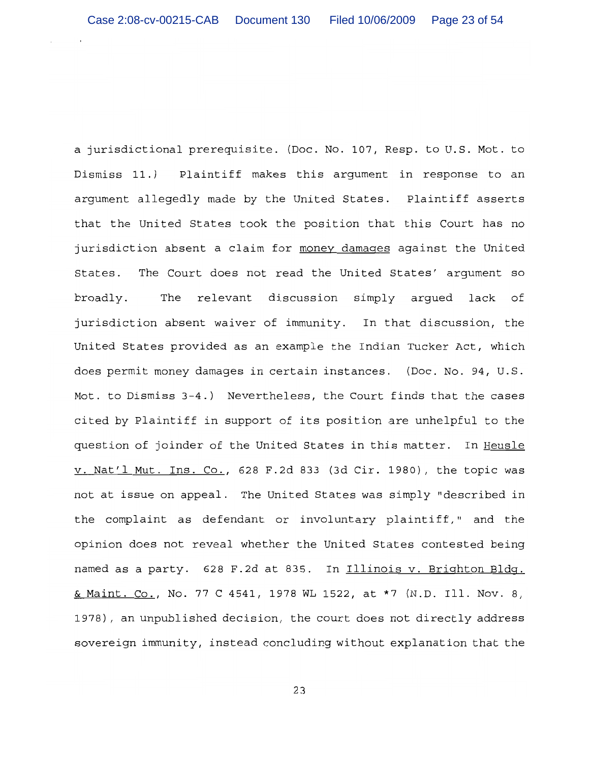a jurisdictional prerequisite. (Doc. No. 107, Resp. to U.S. Mot. to Dismiss 11.) Plaintiff makes this argument in response to an argument allegedly made by the United States. Plaintiff asserts that the United States took the position that this Court has no jurisdiction absent a claim for <u>money damages</u> against the United States. The Court does not read the United States' argument so broadly. The relevant discussion simply argued lack of jurisdiction absent waiver of immunity. In that discussion, the United States provided as an example the Indian Tucker Act, which does permit money damages in certain instances. (Doc. No. 94, U.S. Mot. to Dismiss 3-4.) Nevertheless, the Court finds that the cases cited by Plaintiff in support of its position are unhelpful to the question of joinder of the United States in this matter. In <u>Heusle v. Nat'l Mut. Ins. Co.</u>, 628 F.2d 833 (3d Cir. 1980), the topic was not at issue on appeal. The United States was simply "described in the complaint as defendant or involuntary plaintiff," and the opinion does not reveal whether the United States contested being named as a party. 628 F.2d at 835. In <u>Illinois v. Brighton Bldg. & Maint. Co.</u>, No. 77 C 4541, 1978 WL 1522, at *7 (N.D. Ill. Nov. 8, 1978), an unpublished decision, the court does not directly address sovereign immunity, instead concluding without explanation that the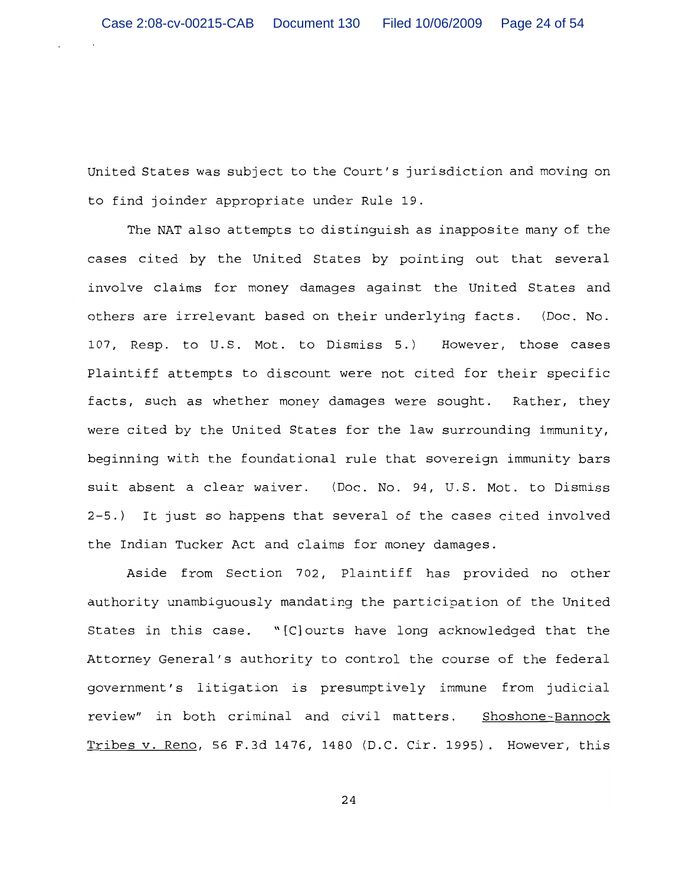United States was subject to the Court's jurisdiction and moving on to find joinder appropriate under Rule 19.

The NAT also attempts to distinguish as inapposite many of the cases cited by the United States by pointing out that several involve claims for money damages against the United States and others are irrelevant based on their underlying facts. (Doc. No. 107, Resp. to U.S. Mot. to Dismiss 5.) However, those cases Plaintiff attempts to discount were not cited for their specific facts, such as whether money damages were sought. Rather, they were cited by the United States for the law surrounding immunity, beginning with the foundational rule that sovereign immunity bars suit absent a clear waiver. (Doc. No. 94, U.S. Mot. to Dismiss 2-5.) It just so happens that several of the cases cited involved the Indian Tucker Act and claims for money damages.

Aside from Section 702, Plaintiff has provided no other authority unambiguously mandating the participation of the United States in this case. "[C]ourts have long acknowledged that the Attorney General's authority to control the course of the federal government's litigation is presumptively immune from judicial review" in both criminal and civil matters. Shoshone-Bannock Tribes v. Reno, 56 F.3d 1476, 1480 (D.C. Cir. 1995). However, this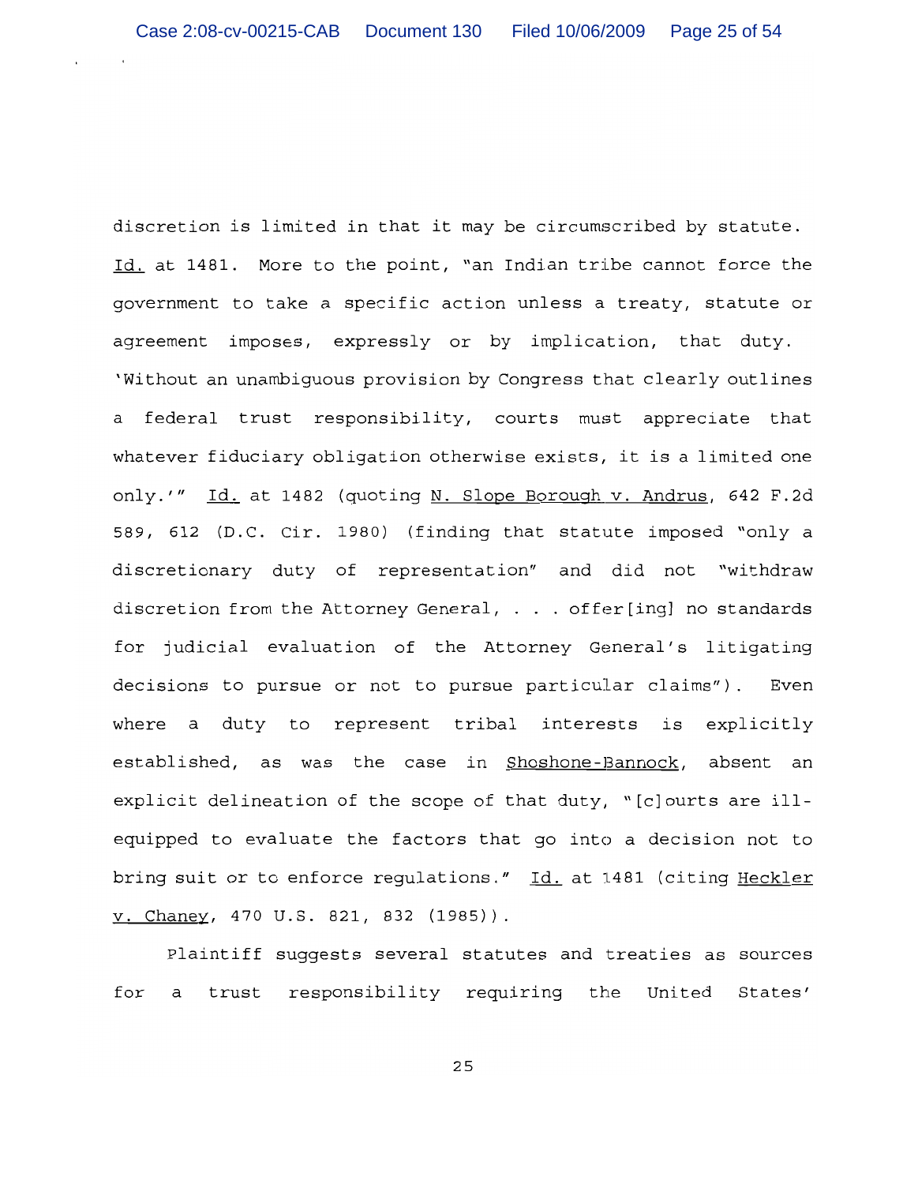discretion is limited in that it may be circumscribed by statute. Id. at 1481. More to the point, "an Indian tribe cannot force the government to take a specific action unless a treaty, statute or agreement imposes, expressly or by implication, that duty. 'Without an unambiguous provision by Congress that clearly outlines a federal trust responsibility, courts must appreciate that whatever fiduciary obligation otherwise exists, it is a limited one only.'" Id. at 1482 (quoting N. Slope Borough v. Andrus, 642 F.2d 589, 612 (D.C. Cir. 1980) (finding that statute imposed "only a discretionary duty of representation" and did not "withdraw discretion from the Attorney General, . . . offer[ing] no standards for judicial evaluation of the Attorney General's litigating decisions to pursue or not to pursue particular claims"). Even where a duty to represent tribal interests is explicitly established, as was the case in Shoshone-Bannock, absent an explicit delineation of the scope of that duty, "[c]ourts are ill-equipped to evaluate the factors that go into a decision not to bring suit or to enforce regulations." Id. at 1481 (citing Heckler v. Chaney, 470 U.S. 821, 832 (1985)).

Plaintiff suggests several statutes and treaties as sources for a trust responsibility requiring the United States'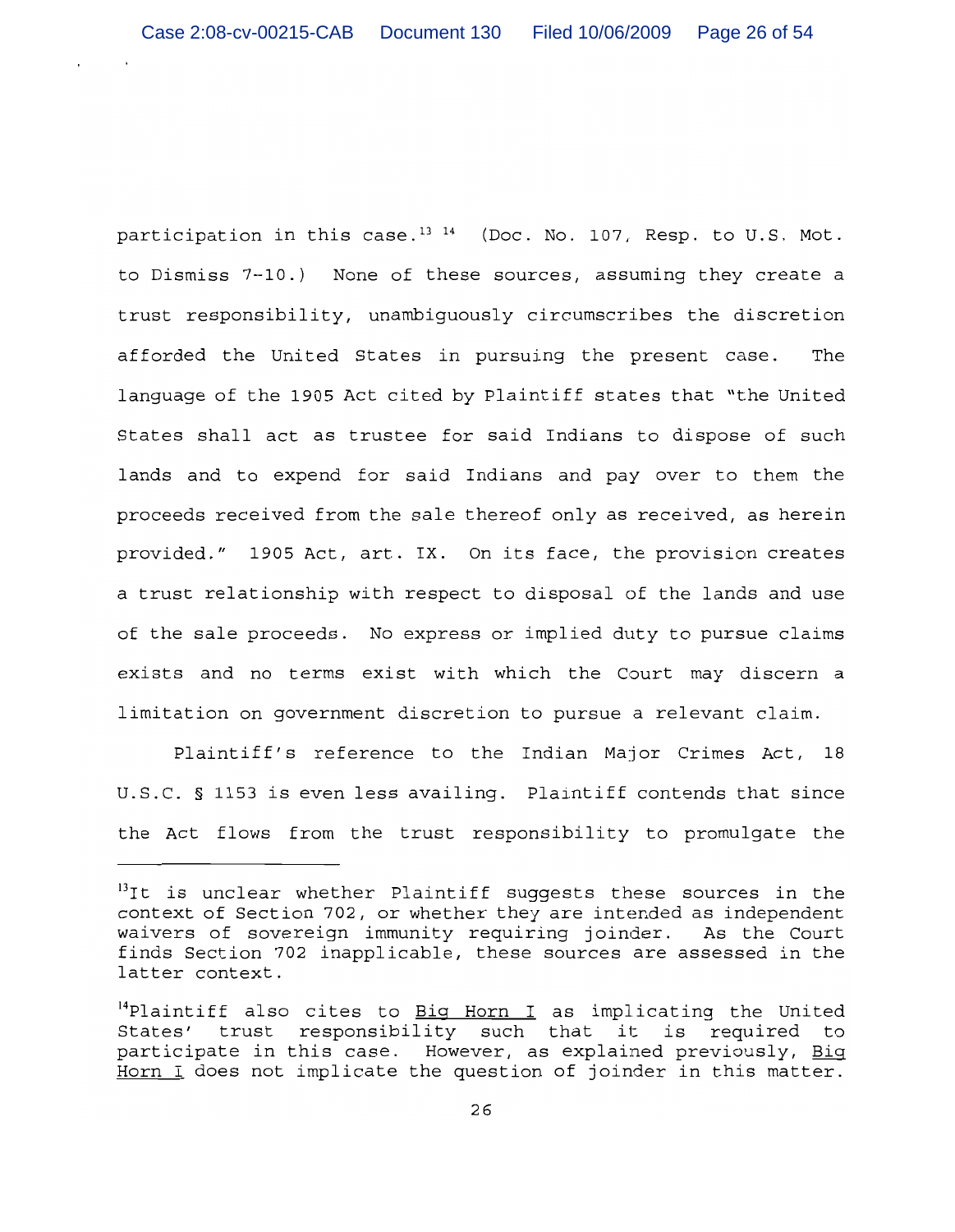participation in this case.[13] [14] (Doc. No. 107, Resp. to U.S. Mot. to Dismiss 7-10.) None of these sources, assuming they create a trust responsibility, unambiguously circumscribes the discretion afforded the United States in pursuing the present case. The language of the 1905 Act cited by Plaintiff states that "the United States shall act as trustee for said Indians to dispose of such lands and to expend for said Indians and pay over to them the proceeds received from the sale thereof only as received, as herein provided." 1905 Act, art. IX. On its face, the provision creates a trust relationship with respect to disposal of the lands and use of the sale proceeds. No express or implied duty to pursue claims exists and no terms exist with which the Court may discern a limitation on government discretion to pursue a relevant claim.

Plaintiff's reference to the Indian Major Crimes Act, 18 U.S.C. § 1153 is even less availing. Plaintiff contends that since the Act flows from the trust responsibility to promulgate the

---

[13] It is unclear whether Plaintiff suggests these sources in the context of Section 702, or whether they are intended as independent waivers of sovereign immunity requiring joinder. As the Court finds Section 702 inapplicable, these sources are assessed in the latter context.

[14] Plaintiff also cites to <u>Big Horn I</u> as implicating the United States' trust responsibility such that it is required to participate in this case. However, as explained previously, <u>Big Horn I</u> does not implicate the question of joinder in this matter.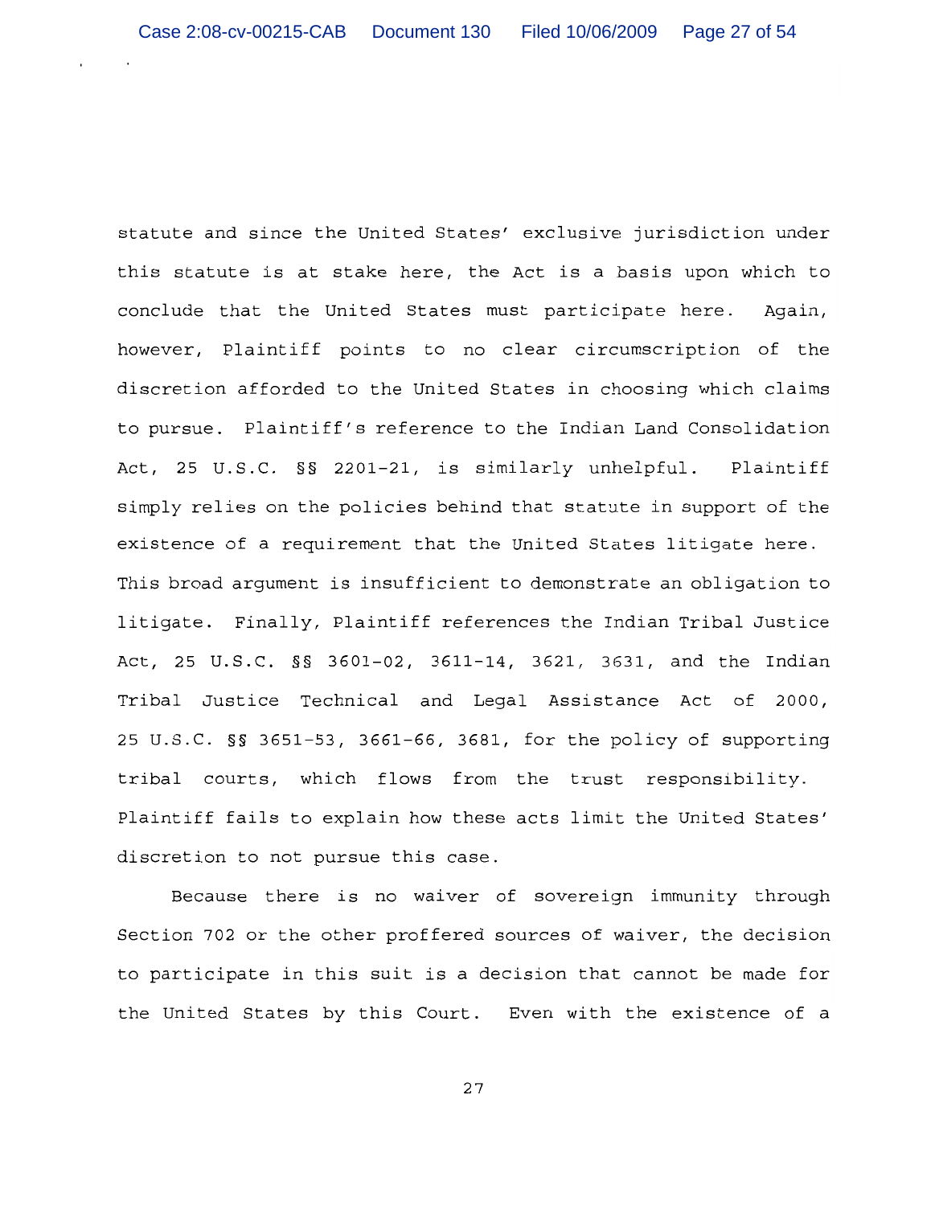statute and since the United States' exclusive jurisdiction under this statute is at stake here, the Act is a basis upon which to conclude that the United States must participate here. Again, however, Plaintiff points to no clear circumscription of the discretion afforded to the United States in choosing which claims to pursue. Plaintiff's reference to the Indian Land Consolidation Act, 25 U.S.C. §§ 2201-21, is similarly unhelpful. Plaintiff simply relies on the policies behind that statute in support of the existence of a requirement that the United States litigate here. This broad argument is insufficient to demonstrate an obligation to litigate. Finally, Plaintiff references the Indian Tribal Justice Act, 25 U.S.C. §§ 3601-02, 3611-14, 3621, 3631, and the Indian Tribal Justice Technical and Legal Assistance Act of 2000, 25 U.S.C. §§ 3651-53, 3661-66, 3681, for the policy of supporting tribal courts, which flows from the trust responsibility. Plaintiff fails to explain how these acts limit the United States' discretion to not pursue this case.

Because there is no waiver of sovereign immunity through Section 702 or the other proffered sources of waiver, the decision to participate in this suit is a decision that cannot be made for the United States by this Court. Even with the existence of a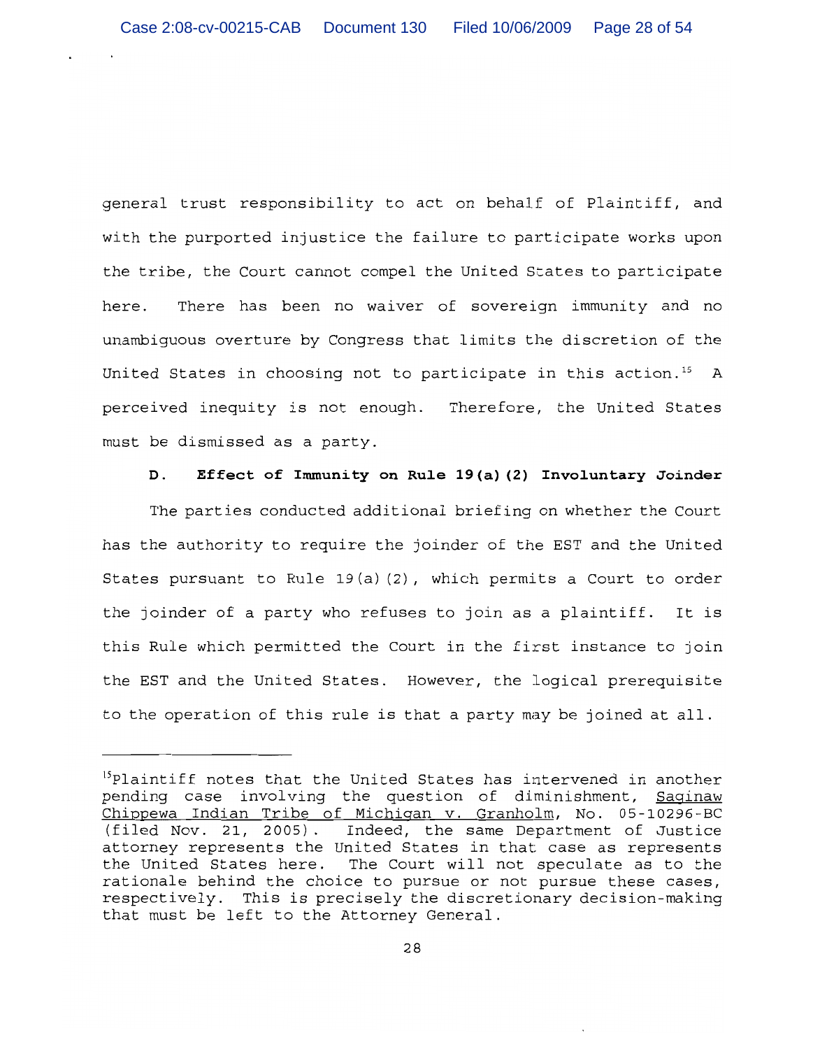general trust responsibility to act on behalf of Plaintiff, and with the purported injustice the failure to participate works upon the tribe, the Court cannot compel the United States to participate here. There has been no waiver of sovereign immunity and no unambiguous overture by Congress that limits the discretion of the United States in choosing not to participate in this action.[15] A perceived inequity is not enough. Therefore, the United States must be dismissed as a party.

**D. Effect of Immunity on Rule 19(a)(2) Involuntary Joinder**

The parties conducted additional briefing on whether the Court has the authority to require the joinder of the EST and the United States pursuant to Rule 19(a)(2), which permits a Court to order the joinder of a party who refuses to join as a plaintiff. It is this Rule which permitted the Court in the first instance to join the EST and the United States. However, the logical prerequisite to the operation of this rule is that a party may be joined at all.

---

[15] Plaintiff notes that the United States has intervened in another pending case involving the question of diminishment, Saginaw Chippewa Indian Tribe of Michigan v. Granholm, No. 05-10296-BC (filed Nov. 21, 2005). Indeed, the same Department of Justice attorney represents the United States in that case as represents the United States here. The Court will not speculate as to the rationale behind the choice to pursue or not pursue these cases, respectively. This is precisely the discretionary decision-making that must be left to the Attorney General.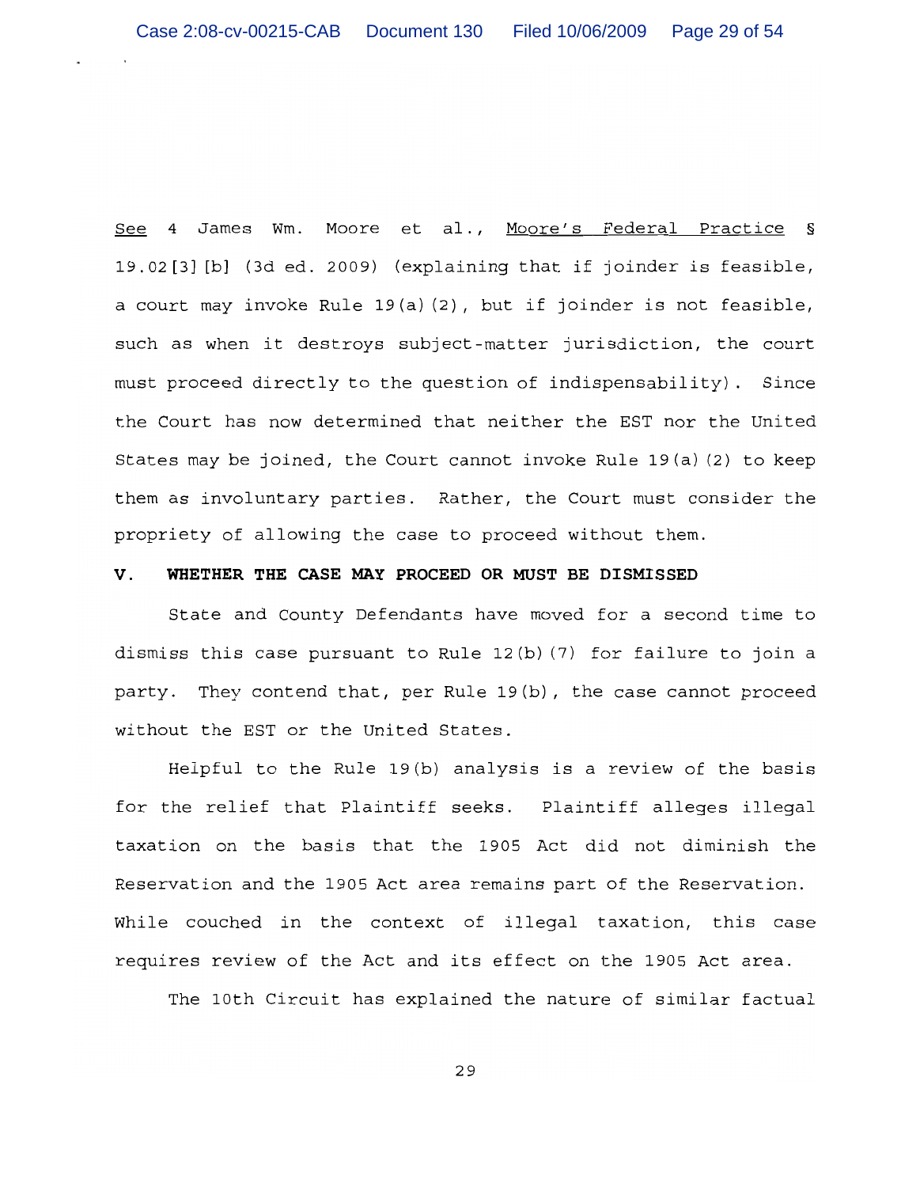See 4 James Wm. Moore et al., Moore's Federal Practice § 19.02[3][b] (3d ed. 2009) (explaining that if joinder is feasible, a court may invoke Rule 19(a)(2), but if joinder is not feasible, such as when it destroys subject-matter jurisdiction, the court must proceed directly to the question of indispensability). Since the Court has now determined that neither the EST nor the United States may be joined, the Court cannot invoke Rule 19(a)(2) to keep them as involuntary parties. Rather, the Court must consider the propriety of allowing the case to proceed without them.

## V. WHETHER THE CASE MAY PROCEED OR MUST BE DISMISSED

State and County Defendants have moved for a second time to dismiss this case pursuant to Rule 12(b)(7) for failure to join a party. They contend that, per Rule 19(b), the case cannot proceed without the EST or the United States.

Helpful to the Rule 19(b) analysis is a review of the basis for the relief that Plaintiff seeks. Plaintiff alleges illegal taxation on the basis that the 1905 Act did not diminish the Reservation and the 1905 Act area remains part of the Reservation. While couched in the context of illegal taxation, this case requires review of the Act and its effect on the 1905 Act area.

The 10th Circuit has explained the nature of similar factual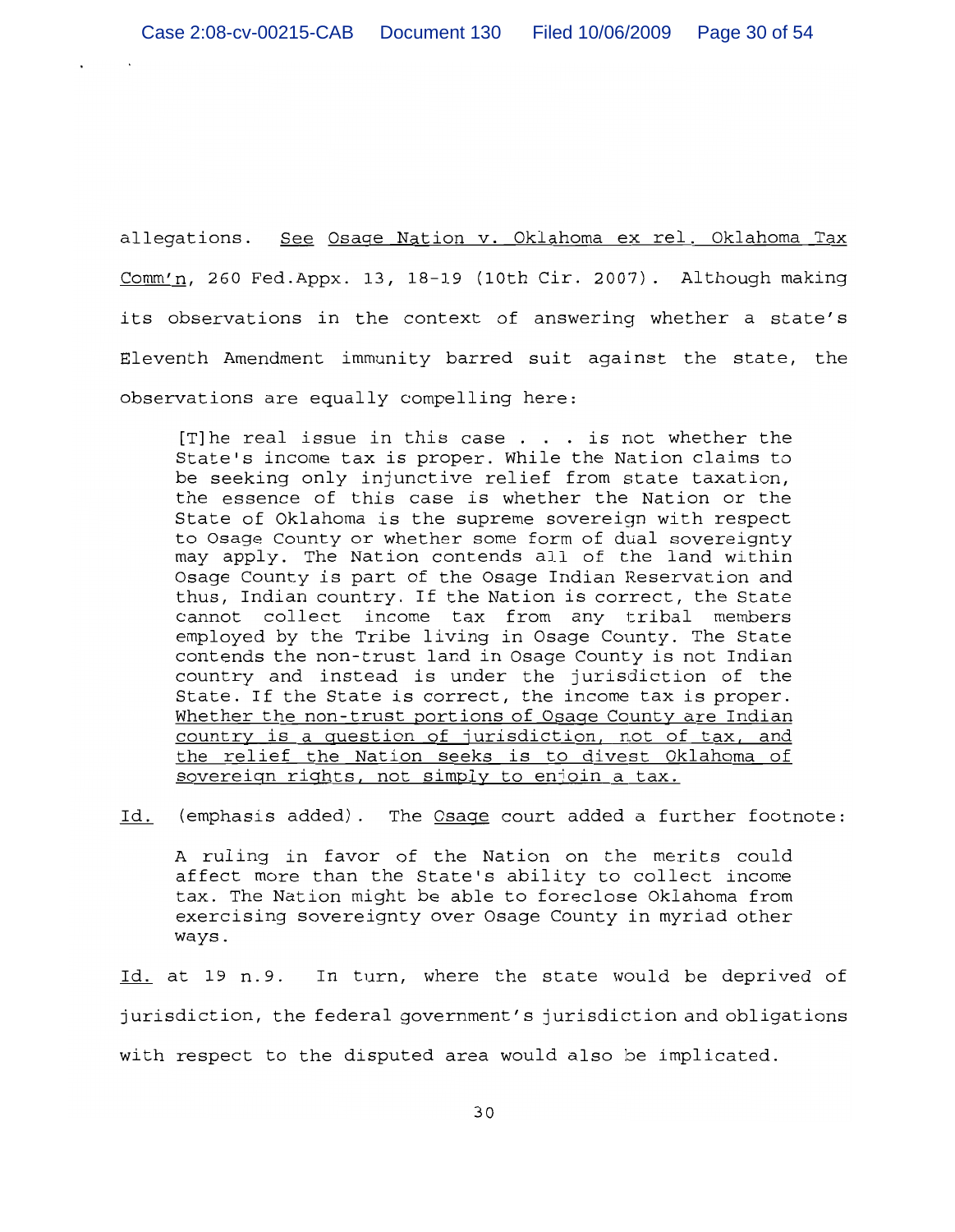allegations. <u>See</u> <u>Osage Nation v. Oklahoma ex rel. Oklahoma Tax Comm'n</u>, 260 Fed.Appx. 13, 18-19 (10th Cir. 2007). Although making its observations in the context of answering whether a state's Eleventh Amendment immunity barred suit against the state, the observations are equally compelling here:

> [T]he real issue in this case . . . is not whether the State's income tax is proper. While the Nation claims to be seeking only injunctive relief from state taxation, the essence of this case is whether the Nation or the State of Oklahoma is the supreme sovereign with respect to Osage County or whether some form of dual sovereignty may apply. The Nation contends all of the land within Osage County is part of the Osage Indian Reservation and thus, Indian country. If the Nation is correct, the State cannot collect income tax from any tribal members employed by the Tribe living in Osage County. The State contends the non-trust land in Osage County is not Indian country and instead is under the jurisdiction of the State. If the State is correct, the income tax is proper. <u>Whether the non-trust portions of Osage County are Indian country is a question of jurisdiction, not of tax, and the relief the Nation seeks is to divest Oklahoma of sovereign rights, not simply to enjoin a tax.</u>

<u>Id.</u> (emphasis added). The <u>Osage</u> court added a further footnote:

> A ruling in favor of the Nation on the merits could affect more than the State's ability to collect income tax. The Nation might be able to foreclose Oklahoma from exercising sovereignty over Osage County in myriad other ways.

<u>Id.</u> at 19 n.9. In turn, where the state would be deprived of jurisdiction, the federal government's jurisdiction and obligations with respect to the disputed area would also be implicated.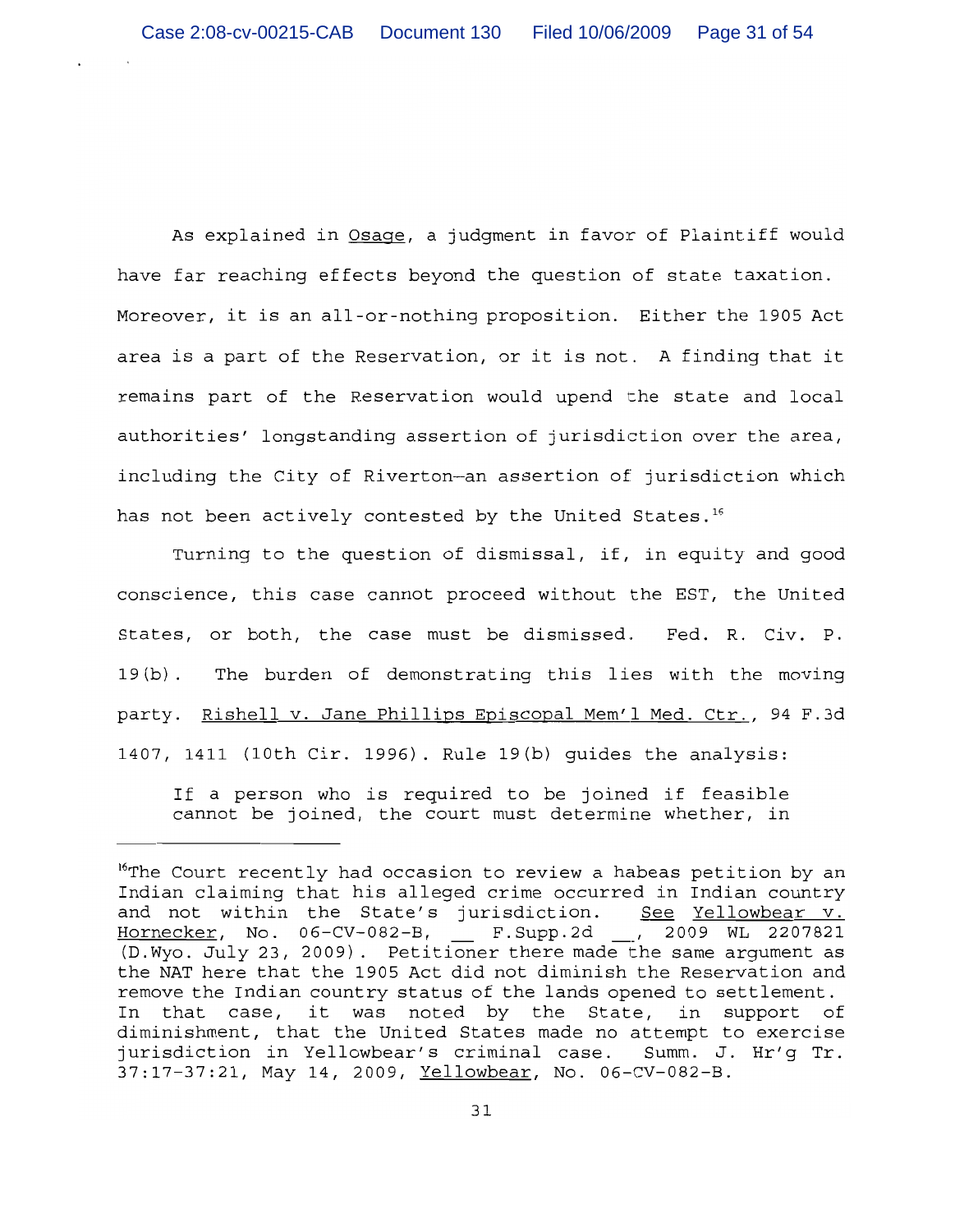As explained in Osage, a judgment in favor of Plaintiff would have far reaching effects beyond the question of state taxation. Moreover, it is an all-or-nothing proposition. Either the 1905 Act area is a part of the Reservation, or it is not. A finding that it remains part of the Reservation would upend the state and local authorities' longstanding assertion of jurisdiction over the area, including the City of Riverton—an assertion of jurisdiction which has not been actively contested by the United States.[16]

Turning to the question of dismissal, if, in equity and good conscience, this case cannot proceed without the EST, the United States, or both, the case must be dismissed. Fed. R. Civ. P. 19(b). The burden of demonstrating this lies with the moving party. Rishell v. Jane Phillips Episcopal Mem'l Med. Ctr., 94 F.3d 1407, 1411 (10th Cir. 1996). Rule 19(b) guides the analysis:

> If a person who is required to be joined if feasible cannot be joined, the court must determine whether, in

---

[16]The Court recently had occasion to review a habeas petition by an Indian claiming that his alleged crime occurred in Indian country and not within the State's jurisdiction. See Yellowbear v. Hornecker, No. 06-CV-082-B, \_\_ F.Supp.2d \_\_, 2009 WL 2207821 (D.Wyo. July 23, 2009). Petitioner there made the same argument as the NAT here that the 1905 Act did not diminish the Reservation and remove the Indian country status of the lands opened to settlement. In that case, it was noted by the State, in support of diminishment, that the United States made no attempt to exercise jurisdiction in Yellowbear's criminal case. Summ. J. Hr'g Tr. 37:17-37:21, May 14, 2009, Yellowbear, No. 06-CV-082-B.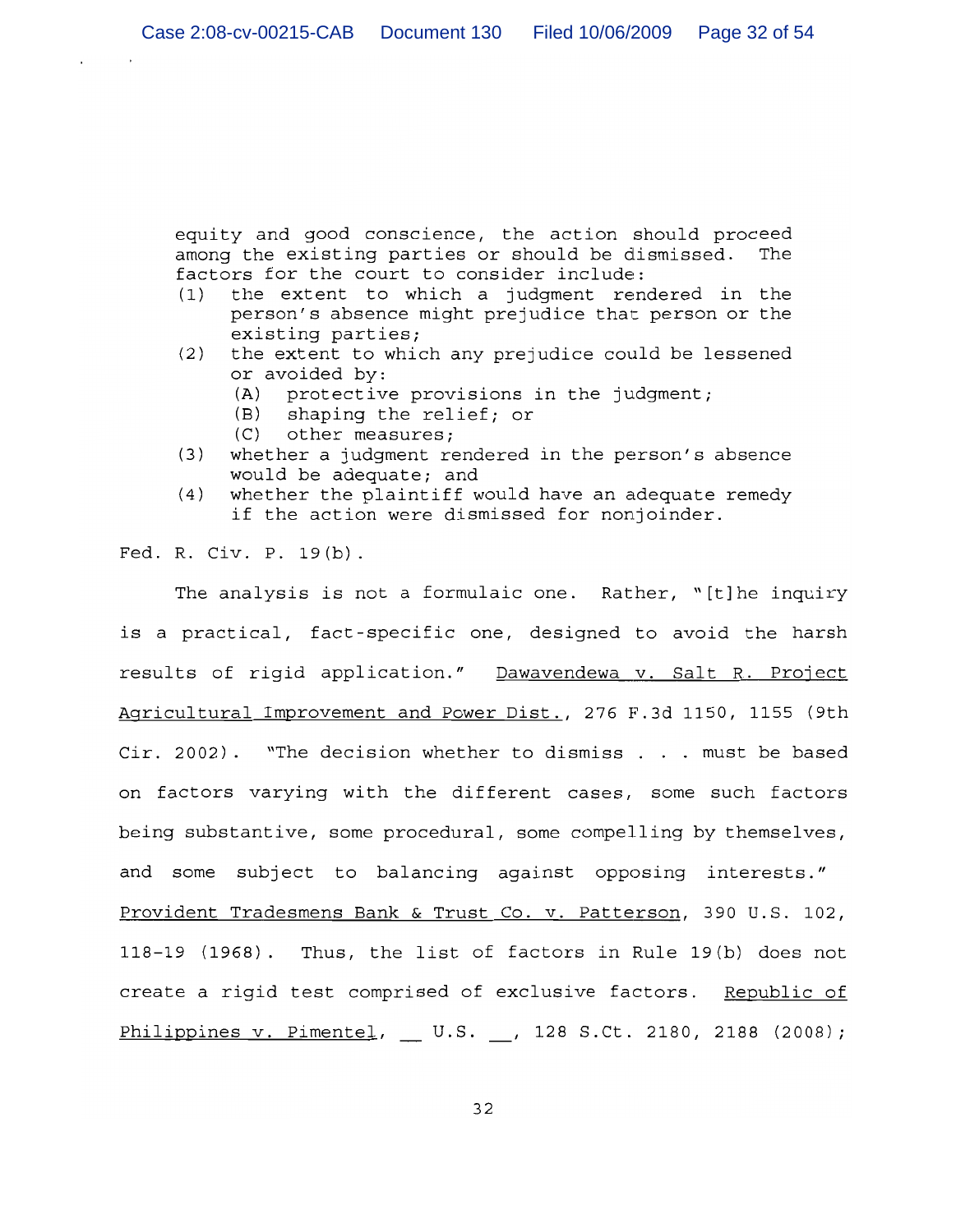> equity and good conscience, the action should proceed among the existing parties or should be dismissed. The factors for the court to consider include:
>
> (1) the extent to which a judgment rendered in the person's absence might prejudice that person or the existing parties;
>
> (2) the extent to which any prejudice could be lessened or avoided by:
>
> (A) protective provisions in the judgment;
>
> (B) shaping the relief; or
>
> (C) other measures;
>
> (3) whether a judgment rendered in the person's absence would be adequate; and
>
> (4) whether the plaintiff would have an adequate remedy if the action were dismissed for nonjoinder.

Fed. R. Civ. P. 19(b).

The analysis is not a formulaic one. Rather, "[t]he inquiry is a practical, fact-specific one, designed to avoid the harsh results of rigid application." Dawavendewa v. Salt R. Project Agricultural Improvement and Power Dist., 276 F.3d 1150, 1155 (9th Cir. 2002). "The decision whether to dismiss . . . must be based on factors varying with the different cases, some such factors being substantive, some procedural, some compelling by themselves, and some subject to balancing against opposing interests." Provident Tradesmens Bank & Trust Co. v. Patterson, 390 U.S. 102, 118-19 (1968). Thus, the list of factors in Rule 19(b) does not create a rigid test comprised of exclusive factors. Republic of Philippines v. Pimentel, __ U.S. __, 128 S.Ct. 2180, 2188 (2008);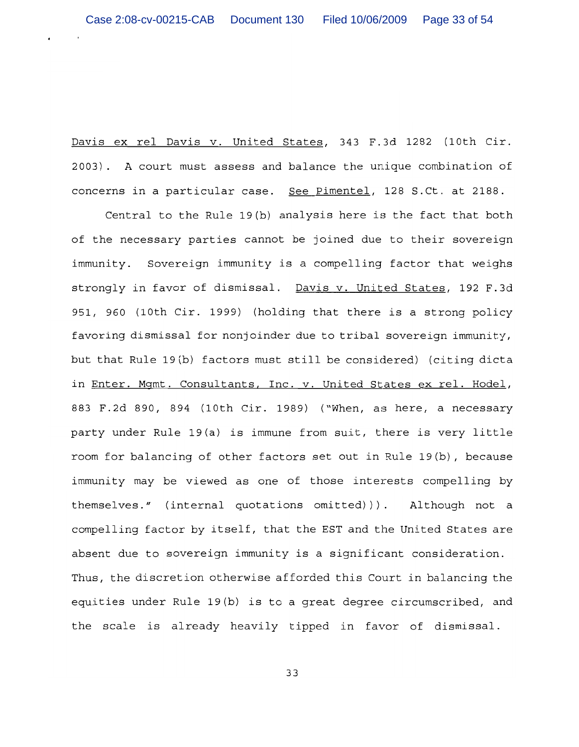Davis ex rel Davis v. United States, 343 F.3d 1282 (10th Cir. 2003). A court must assess and balance the unique combination of concerns in a particular case. See Pimentel, 128 S.Ct. at 2188.

Central to the Rule 19(b) analysis here is the fact that both of the necessary parties cannot be joined due to their sovereign immunity. Sovereign immunity is a compelling factor that weighs strongly in favor of dismissal. Davis v. United States, 192 F.3d 951, 960 (10th Cir. 1999) (holding that there is a strong policy favoring dismissal for nonjoinder due to tribal sovereign immunity, but that Rule 19(b) factors must still be considered) (citing dicta in Enter. Mgmt. Consultants, Inc. v. United States ex rel. Hodel, 883 F.2d 890, 894 (10th Cir. 1989) ("When, as here, a necessary party under Rule 19(a) is immune from suit, there is very little room for balancing of other factors set out in Rule 19(b), because immunity may be viewed as one of those interests compelling by themselves." (internal quotations omitted))). Although not a compelling factor by itself, that the EST and the United States are absent due to sovereign immunity is a significant consideration. Thus, the discretion otherwise afforded this Court in balancing the equities under Rule 19(b) is to a great degree circumscribed, and the scale is already heavily tipped in favor of dismissal.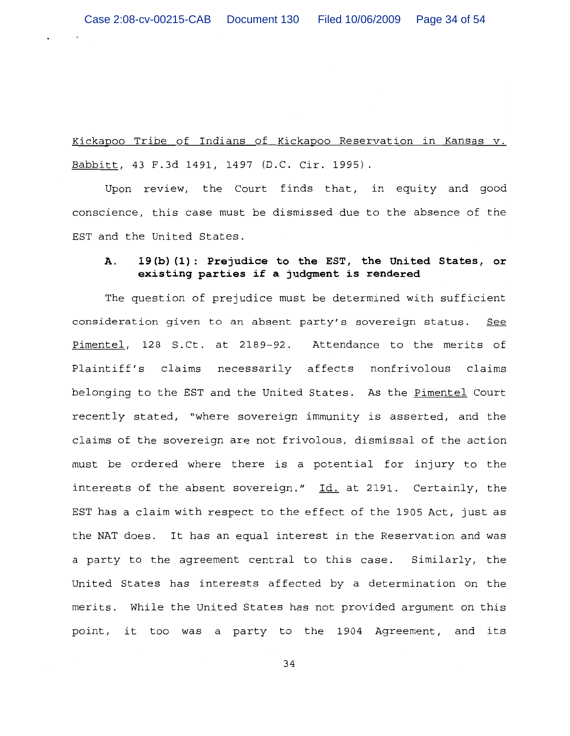Kickapoo Tribe of Indians of Kickapoo Reservation in Kansas v. Babbitt, 43 F.3d 1491, 1497 (D.C. Cir. 1995).

Upon review, the Court finds that, in equity and good conscience, this case must be dismissed due to the absence of the EST and the United States.

**A. 19(b)(1): Prejudice to the EST, the United States, or existing parties if a judgment is rendered**

The question of prejudice must be determined with sufficient consideration given to an absent party's sovereign status. See Pimentel, 128 S.Ct. at 2189-92. Attendance to the merits of Plaintiff's claims necessarily affects nonfrivolous claims belonging to the EST and the United States. As the Pimentel Court recently stated, "where sovereign immunity is asserted, and the claims of the sovereign are not frivolous, dismissal of the action must be ordered where there is a potential for injury to the interests of the absent sovereign." Id. at 2191. Certainly, the EST has a claim with respect to the effect of the 1905 Act, just as the NAT does. It has an equal interest in the Reservation and was a party to the agreement central to this case. Similarly, the United States has interests affected by a determination on the merits. While the United States has not provided argument on this point, it too was a party to the 1904 Agreement, and its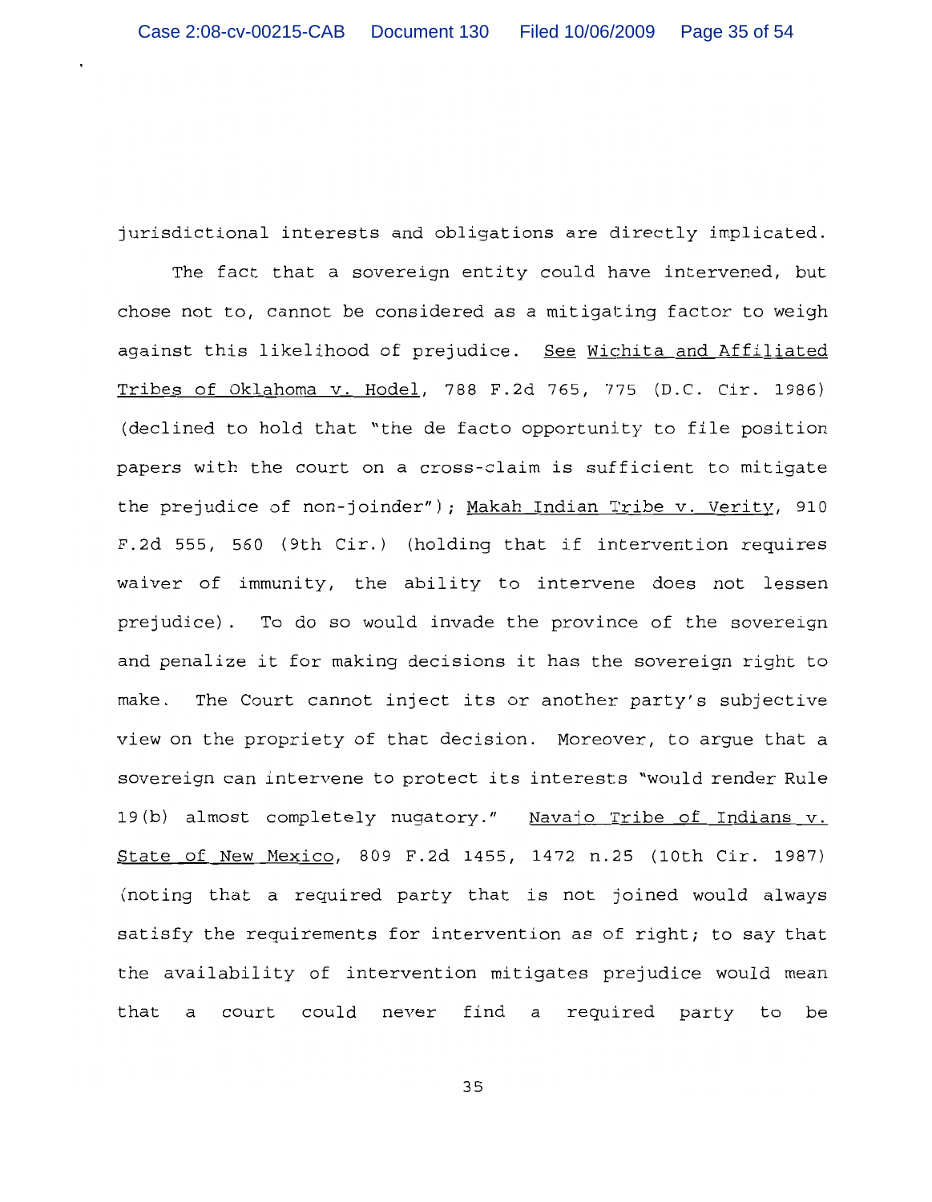jurisdictional interests and obligations are directly implicated.

The fact that a sovereign entity could have intervened, but chose not to, cannot be considered as a mitigating factor to weigh against this likelihood of prejudice. See Wichita and Affiliated Tribes of Oklahoma v. Hodel, 788 F.2d 765, 775 (D.C. Cir. 1986) (declined to hold that "the de facto opportunity to file position papers with the court on a cross-claim is sufficient to mitigate the prejudice of non-joinder"); Makah Indian Tribe v. Verity, 910 F.2d 555, 560 (9th Cir.) (holding that if intervention requires waiver of immunity, the ability to intervene does not lessen prejudice). To do so would invade the province of the sovereign and penalize it for making decisions it has the sovereign right to make. The Court cannot inject its or another party's subjective view on the propriety of that decision. Moreover, to argue that a sovereign can intervene to protect its interests "would render Rule 19(b) almost completely nugatory." Navajo Tribe of Indians v. State of New Mexico, 809 F.2d 1455, 1472 n.25 (10th Cir. 1987) (noting that a required party that is not joined would always satisfy the requirements for intervention as of right; to say that the availability of intervention mitigates prejudice would mean that a court could never find a required party to be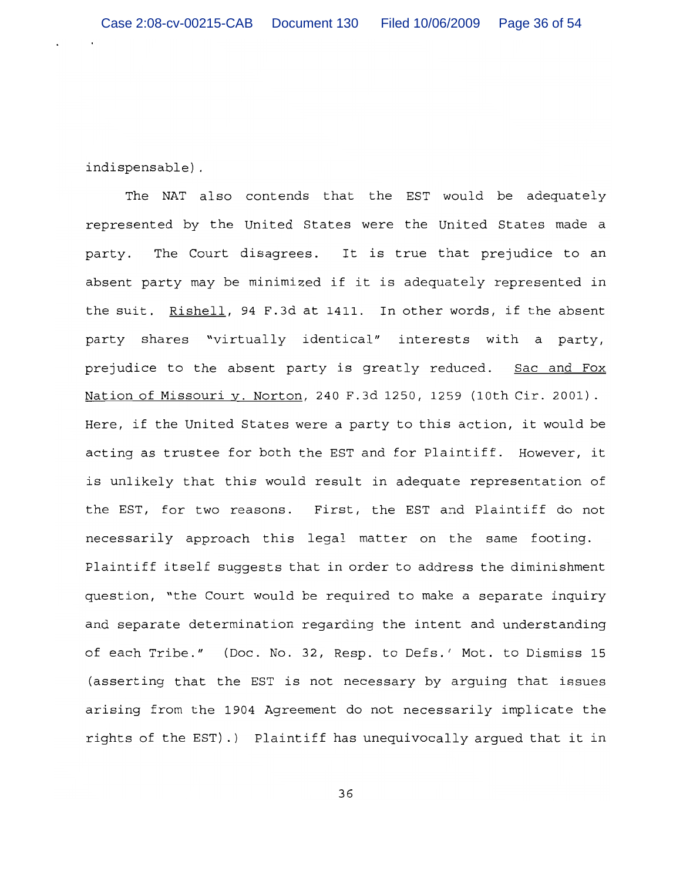indispensable).

The NAT also contends that the EST would be adequately represented by the United States were the United States made a party. The Court disagrees. It is true that prejudice to an absent party may be minimized if it is adequately represented in the suit. Rishell, 94 F.3d at 1411. In other words, if the absent party shares "virtually identical" interests with a party, prejudice to the absent party is greatly reduced. Sac and Fox Nation of Missouri v. Norton, 240 F.3d 1250, 1259 (10th Cir. 2001). Here, if the United States were a party to this action, it would be acting as trustee for both the EST and for Plaintiff. However, it is unlikely that this would result in adequate representation of the EST, for two reasons. First, the EST and Plaintiff do not necessarily approach this legal matter on the same footing. Plaintiff itself suggests that in order to address the diminishment question, "the Court would be required to make a separate inquiry and separate determination regarding the intent and understanding of each Tribe." (Doc. No. 32, Resp. to Defs.' Mot. to Dismiss 15 (asserting that the EST is not necessary by arguing that issues arising from the 1904 Agreement do not necessarily implicate the rights of the EST).) Plaintiff has unequivocally argued that it in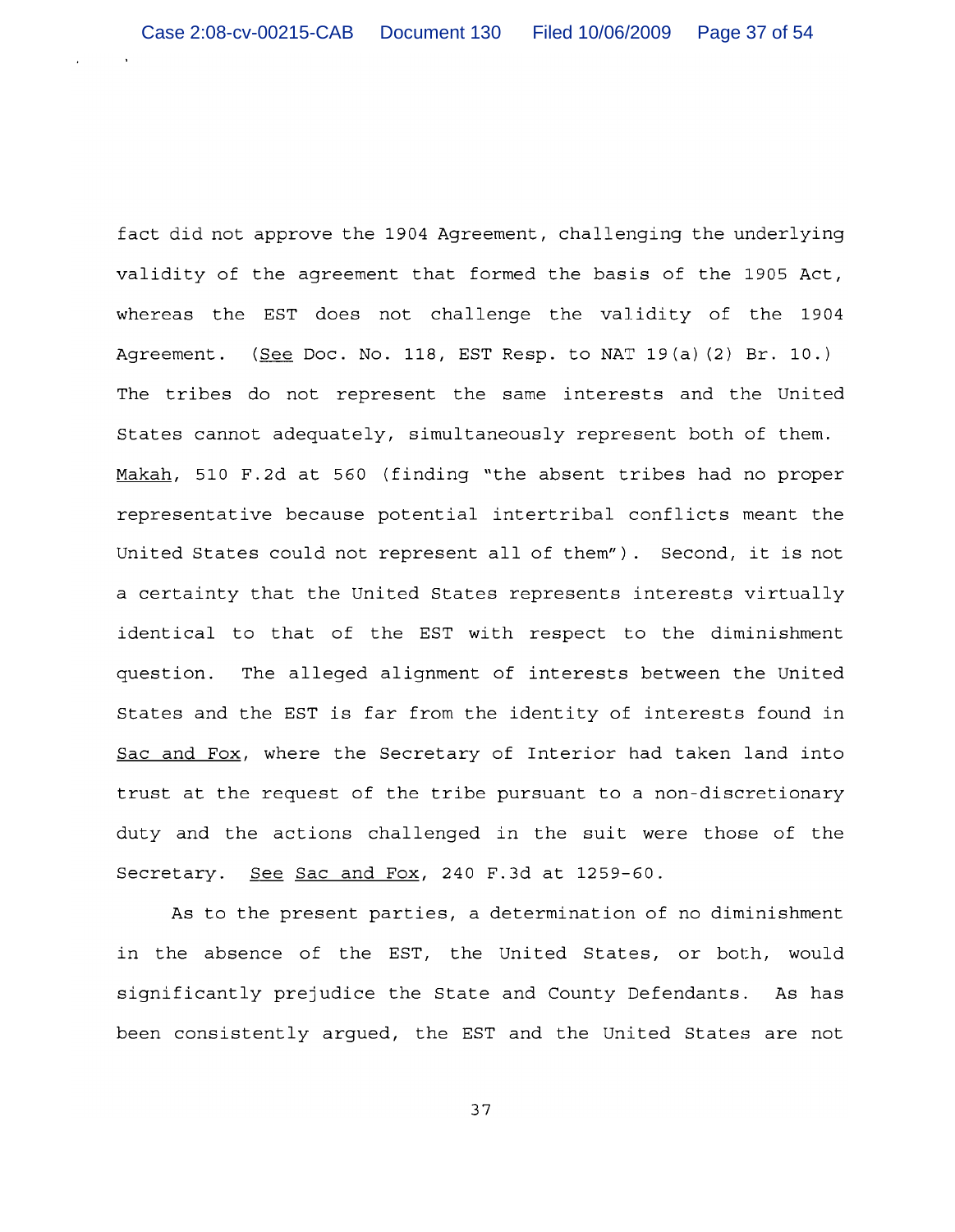fact did not approve the 1904 Agreement, challenging the underlying validity of the agreement that formed the basis of the 1905 Act, whereas the EST does not challenge the validity of the 1904 Agreement. (See Doc. No. 118, EST Resp. to NAT 19(a)(2) Br. 10.) The tribes do not represent the same interests and the United States cannot adequately, simultaneously represent both of them. Makah, 510 F.2d at 560 (finding "the absent tribes had no proper representative because potential intertribal conflicts meant the United States could not represent all of them"). Second, it is not a certainty that the United States represents interests virtually identical to that of the EST with respect to the diminishment question. The alleged alignment of interests between the United States and the EST is far from the identity of interests found in Sac and Fox, where the Secretary of Interior had taken land into trust at the request of the tribe pursuant to a non-discretionary duty and the actions challenged in the suit were those of the Secretary. See Sac and Fox, 240 F.3d at 1259-60.

As to the present parties, a determination of no diminishment in the absence of the EST, the United States, or both, would significantly prejudice the State and County Defendants. As has been consistently argued, the EST and the United States are not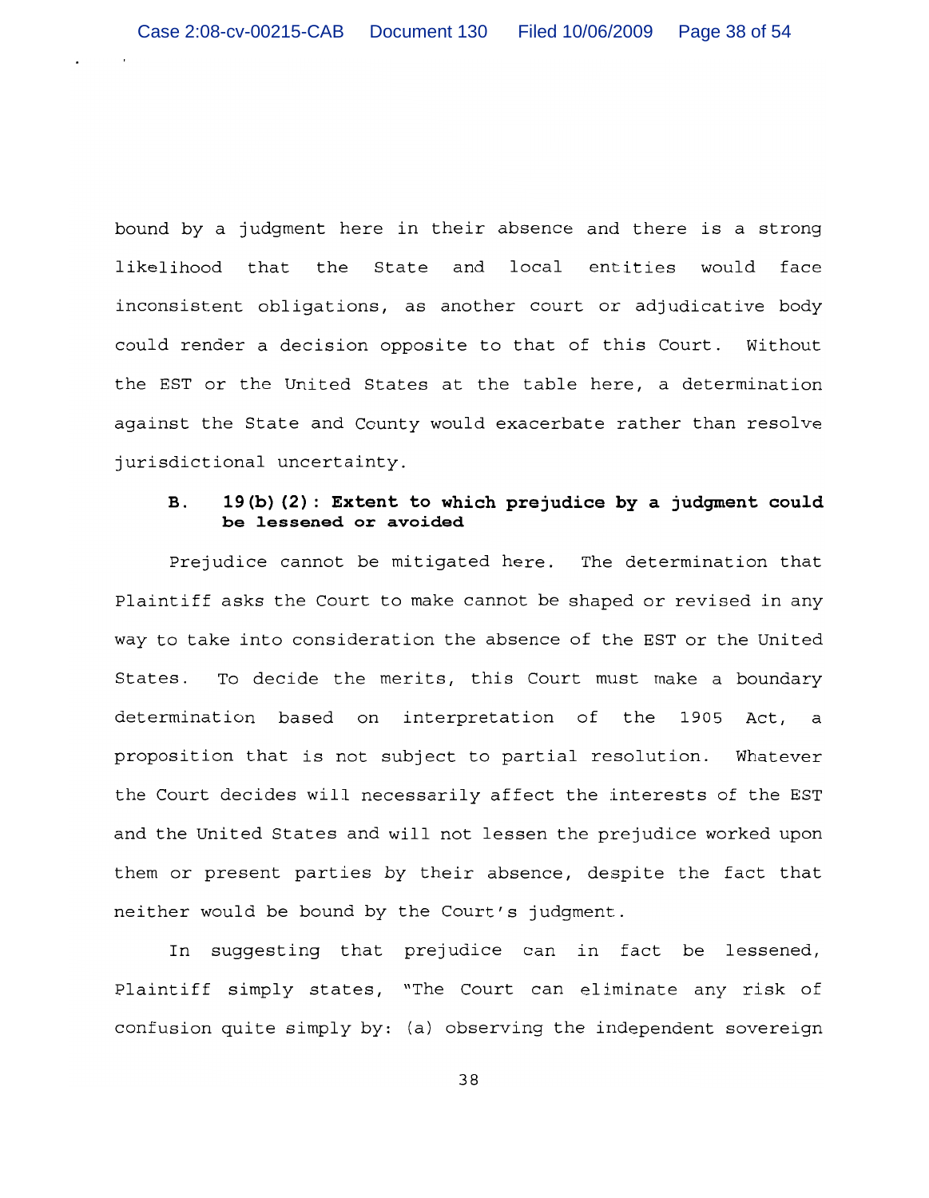bound by a judgment here in their absence and there is a strong likelihood that the State and local entities would face inconsistent obligations, as another court or adjudicative body could render a decision opposite to that of this Court. Without the EST or the United States at the table here, a determination against the State and County would exacerbate rather than resolve jurisdictional uncertainty.

### B. 19(b)(2): Extent to which prejudice by a judgment could be lessened or avoided

Prejudice cannot be mitigated here. The determination that Plaintiff asks the Court to make cannot be shaped or revised in any way to take into consideration the absence of the EST or the United States. To decide the merits, this Court must make a boundary determination based on interpretation of the 1905 Act, a proposition that is not subject to partial resolution. Whatever the Court decides will necessarily affect the interests of the EST and the United States and will not lessen the prejudice worked upon them or present parties by their absence, despite the fact that neither would be bound by the Court's judgment.

In suggesting that prejudice can in fact be lessened, Plaintiff simply states, "The Court can eliminate any risk of confusion quite simply by: (a) observing the independent sovereign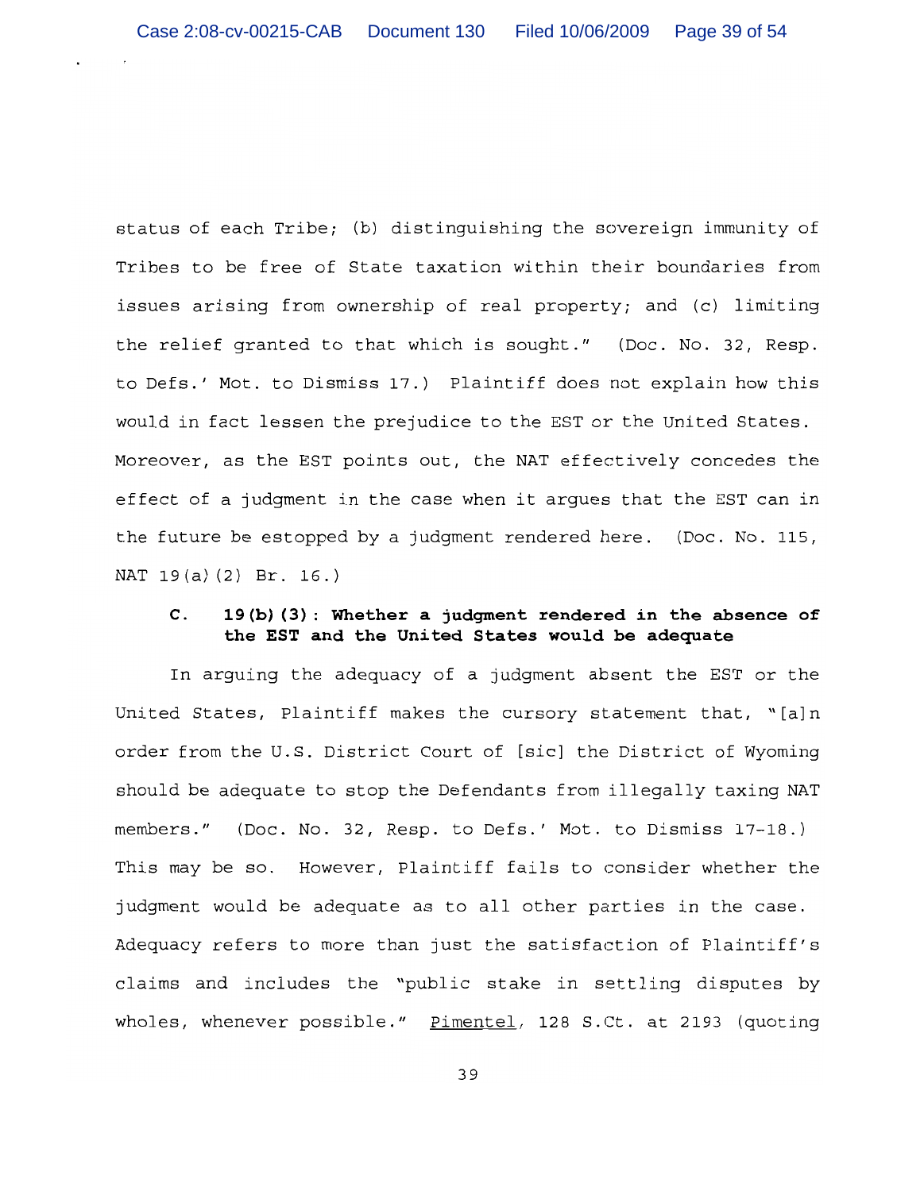status of each Tribe; (b) distinguishing the sovereign immunity of Tribes to be free of State taxation within their boundaries from issues arising from ownership of real property; and (c) limiting the relief granted to that which is sought." (Doc. No. 32, Resp. to Defs.' Mot. to Dismiss 17.) Plaintiff does not explain how this would in fact lessen the prejudice to the EST or the United States. Moreover, as the EST points out, the NAT effectively concedes the effect of a judgment in the case when it argues that the EST can in the future be estopped by a judgment rendered here. (Doc. No. 115, NAT 19(a)(2) Br. 16.)

### C. 19(b)(3): Whether a judgment rendered in the absence of the EST and the United States would be adequate

In arguing the adequacy of a judgment absent the EST or the United States, Plaintiff makes the cursory statement that, "[a]n order from the U.S. District Court of [sic] the District of Wyoming should be adequate to stop the Defendants from illegally taxing NAT members." (Doc. No. 32, Resp. to Defs.' Mot. to Dismiss 17-18.) This may be so. However, Plaintiff fails to consider whether the judgment would be adequate as to all other parties in the case. Adequacy refers to more than just the satisfaction of Plaintiff's claims and includes the "public stake in settling disputes by wholes, whenever possible." Pimentel, 128 S.Ct. at 2193 (quoting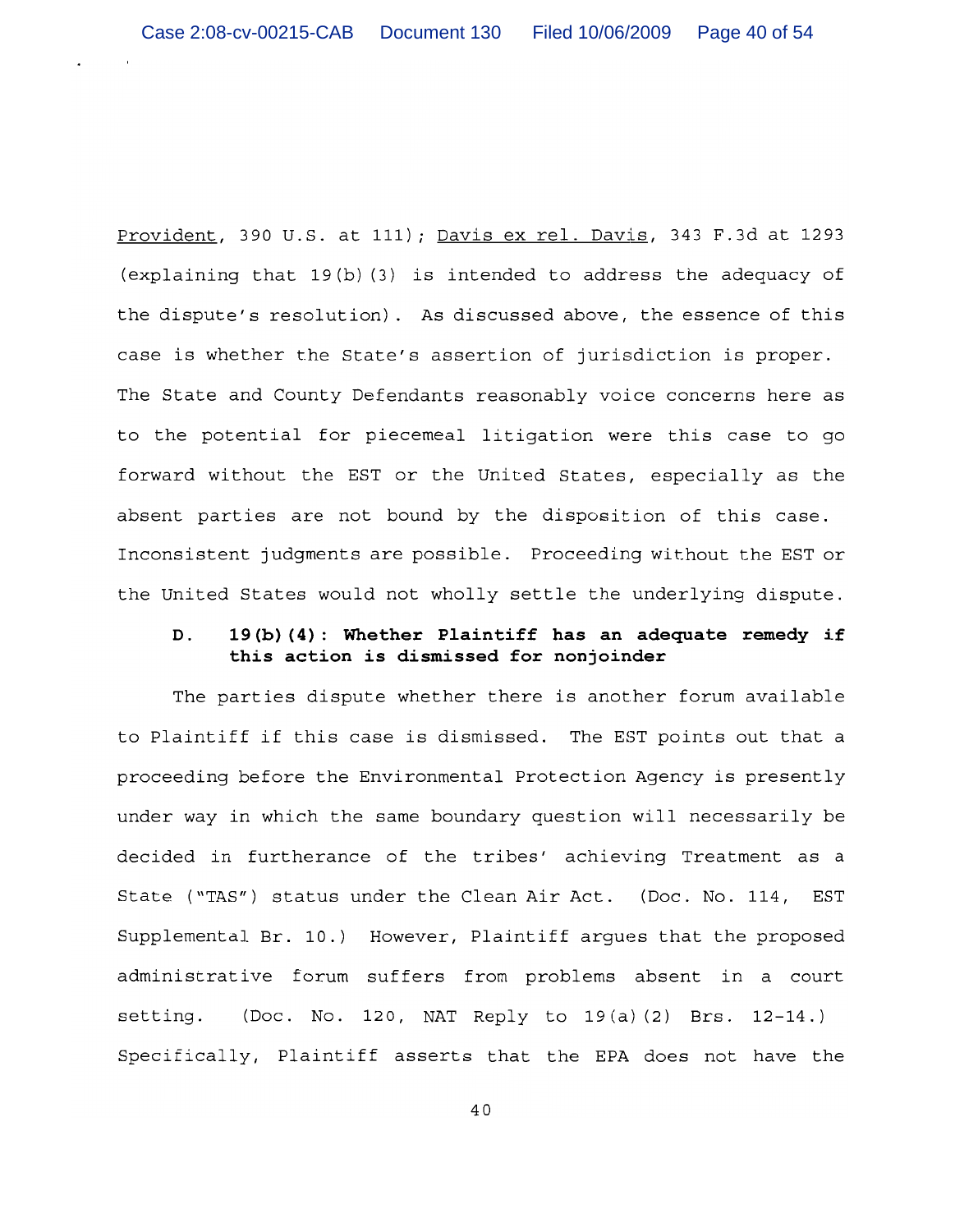Provident, 390 U.S. at 111); Davis ex rel. Davis, 343 F.3d at 1293 (explaining that 19(b)(3) is intended to address the adequacy of the dispute's resolution). As discussed above, the essence of this case is whether the State's assertion of jurisdiction is proper. The State and County Defendants reasonably voice concerns here as to the potential for piecemeal litigation were this case to go forward without the EST or the United States, especially as the absent parties are not bound by the disposition of this case. Inconsistent judgments are possible. Proceeding without the EST or the United States would not wholly settle the underlying dispute.

### D. 19(b)(4): Whether Plaintiff has an adequate remedy if this action is dismissed for nonjoinder

The parties dispute whether there is another forum available to Plaintiff if this case is dismissed. The EST points out that a proceeding before the Environmental Protection Agency is presently under way in which the same boundary question will necessarily be decided in furtherance of the tribes' achieving Treatment as a State ("TAS") status under the Clean Air Act. (Doc. No. 114, EST Supplemental Br. 10.) However, Plaintiff argues that the proposed administrative forum suffers from problems absent in a court setting. (Doc. No. 120, NAT Reply to 19(a)(2) Brs. 12-14.) Specifically, Plaintiff asserts that the EPA does not have the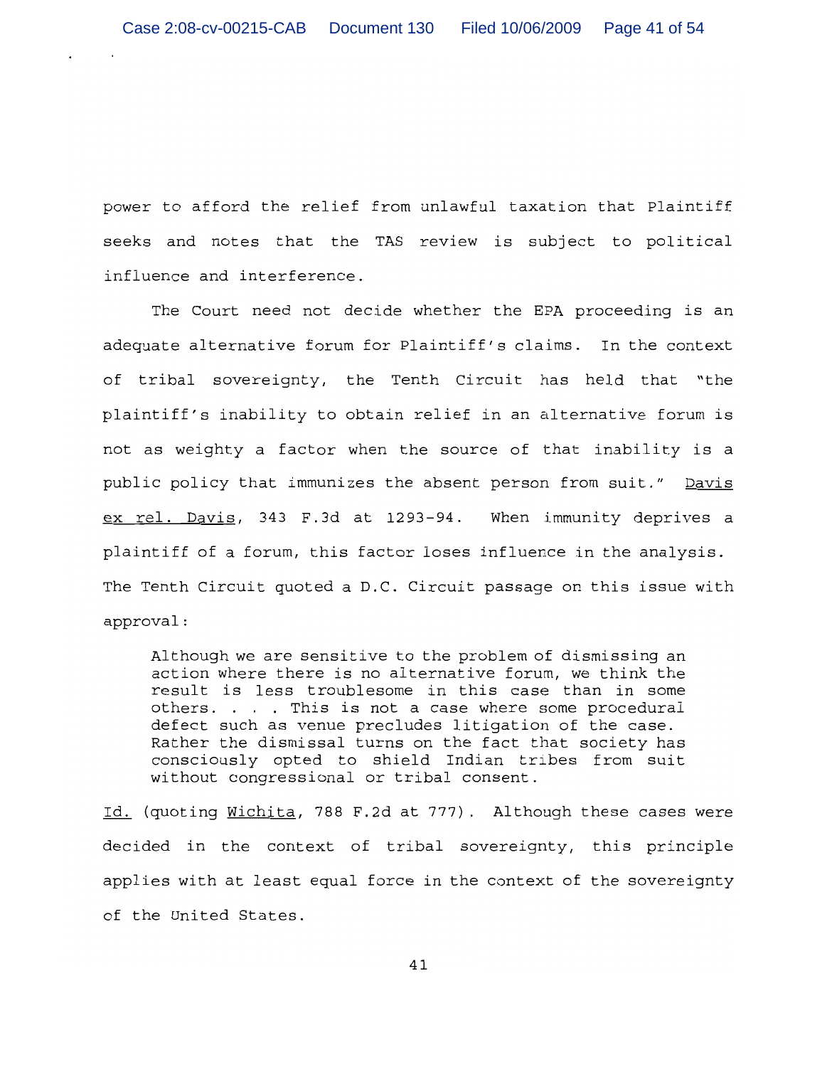power to afford the relief from unlawful taxation that Plaintiff seeks and notes that the TAS review is subject to political influence and interference.

The Court need not decide whether the EPA proceeding is an adequate alternative forum for Plaintiff's claims. In the context of tribal sovereignty, the Tenth Circuit has held that "the plaintiff's inability to obtain relief in an alternative forum is not as weighty a factor when the source of that inability is a public policy that immunizes the absent person from suit." Davis ex rel. Davis, 343 F.3d at 1293-94. When immunity deprives a plaintiff of a forum, this factor loses influence in the analysis. The Tenth Circuit quoted a D.C. Circuit passage on this issue with approval:

> Although we are sensitive to the problem of dismissing an action where there is no alternative forum, we think the result is less troublesome in this case than in some others. . . . This is not a case where some procedural defect such as venue precludes litigation of the case. Rather the dismissal turns on the fact that society has consciously opted to shield Indian tribes from suit without congressional or tribal consent.

Id. (quoting Wichita, 788 F.2d at 777). Although these cases were decided in the context of tribal sovereignty, this principle applies with at least equal force in the context of the sovereignty of the United States.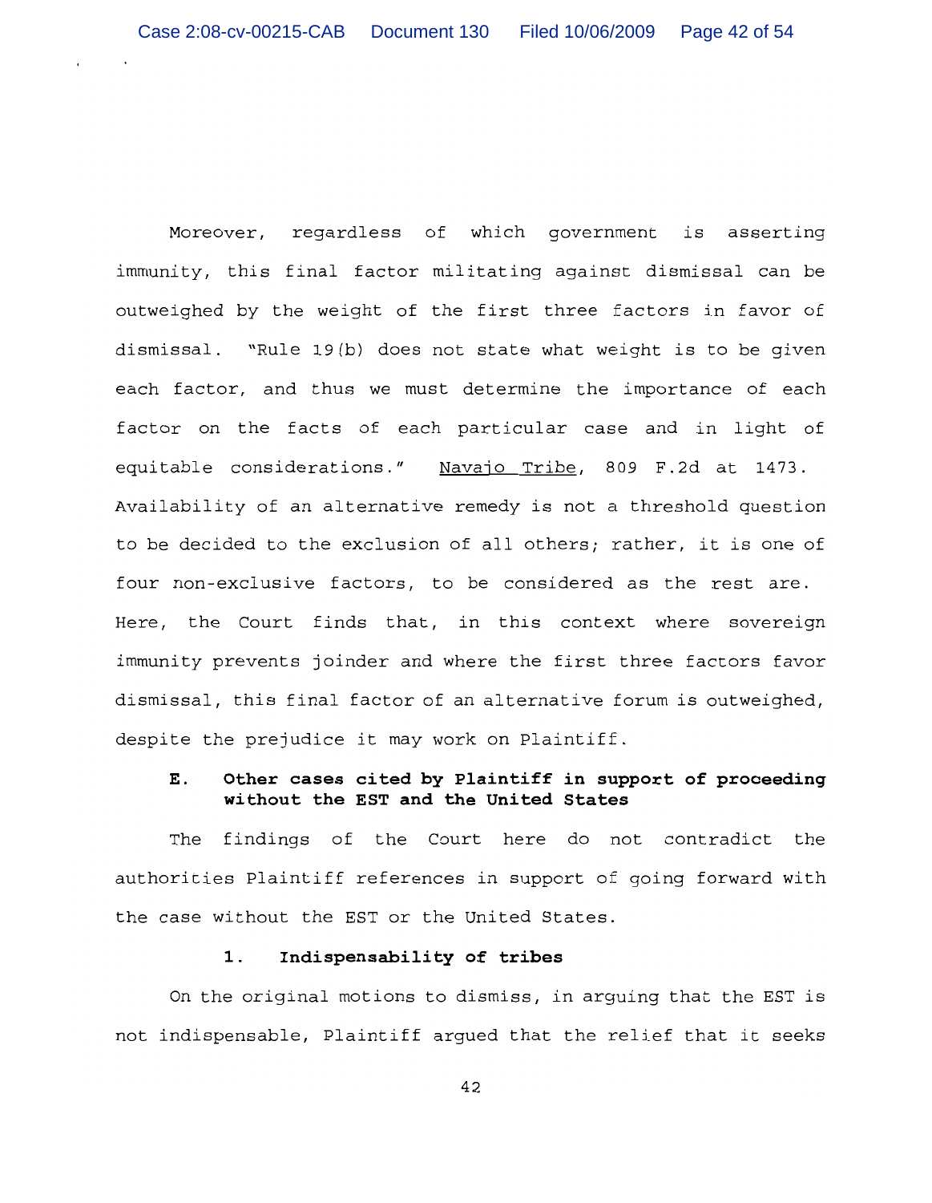Moreover, regardless of which government is asserting immunity, this final factor militating against dismissal can be outweighed by the weight of the first three factors in favor of dismissal. "Rule 19(b) does not state what weight is to be given each factor, and thus we must determine the importance of each factor on the facts of each particular case and in light of equitable considerations." Navajo Tribe, 809 F.2d at 1473. Availability of an alternative remedy is not a threshold question to be decided to the exclusion of all others; rather, it is one of four non-exclusive factors, to be considered as the rest are. Here, the Court finds that, in this context where sovereign immunity prevents joinder and where the first three factors favor dismissal, this final factor of an alternative forum is outweighed, despite the prejudice it may work on Plaintiff.

### E. Other cases cited by Plaintiff in support of proceeding without the EST and the United States

The findings of the Court here do not contradict the authorities Plaintiff references in support of going forward with the case without the EST or the United States.

#### 1. Indispensability of tribes

On the original motions to dismiss, in arguing that the EST is not indispensable, Plaintiff argued that the relief that it seeks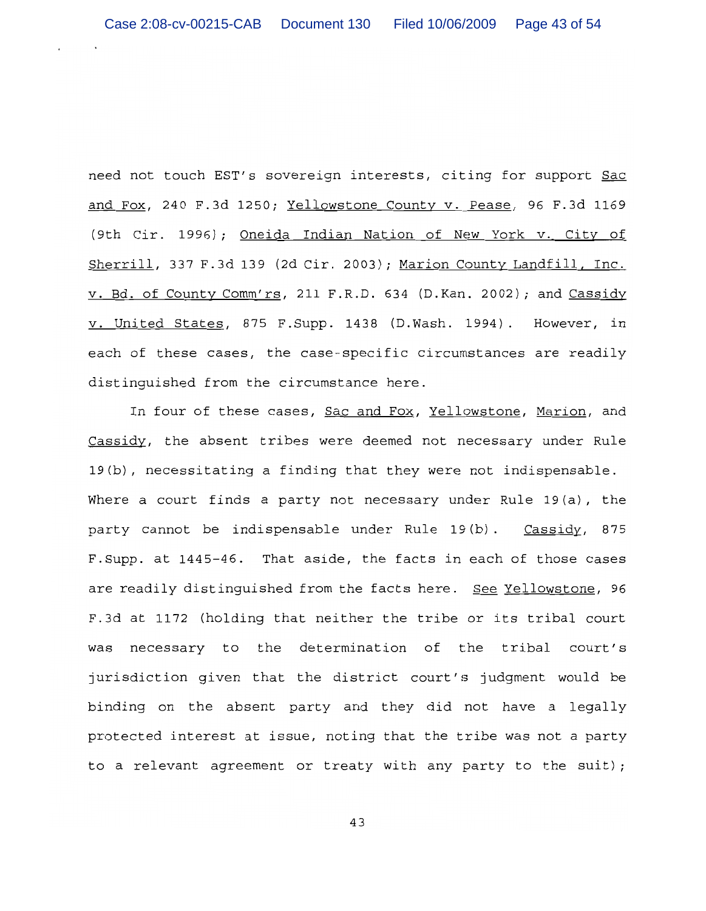need not touch EST's sovereign interests, citing for support Sac and Fox, 240 F.3d 1250; Yellowstone County v. Pease, 96 F.3d 1169 (9th Cir. 1996); Oneida Indian Nation of New York v. City of Sherrill, 337 F.3d 139 (2d Cir. 2003); Marion County Landfill, Inc. v. Bd. of County Comm'rs, 211 F.R.D. 634 (D.Kan. 2002); and Cassidy v. United States, 875 F.Supp. 1438 (D.Wash. 1994). However, in each of these cases, the case-specific circumstances are readily distinguished from the circumstance here.

In four of these cases, Sac and Fox, Yellowstone, Marion, and Cassidy, the absent tribes were deemed not necessary under Rule 19(b), necessitating a finding that they were not indispensable. Where a court finds a party not necessary under Rule 19(a), the party cannot be indispensable under Rule 19(b). Cassidy, 875 F.Supp. at 1445-46. That aside, the facts in each of those cases are readily distinguished from the facts here. See Yellowstone, 96 F.3d at 1172 (holding that neither the tribe or its tribal court was necessary to the determination of the tribal court's jurisdiction given that the district court's judgment would be binding on the absent party and they did not have a legally protected interest at issue, noting that the tribe was not a party to a relevant agreement or treaty with any party to the suit);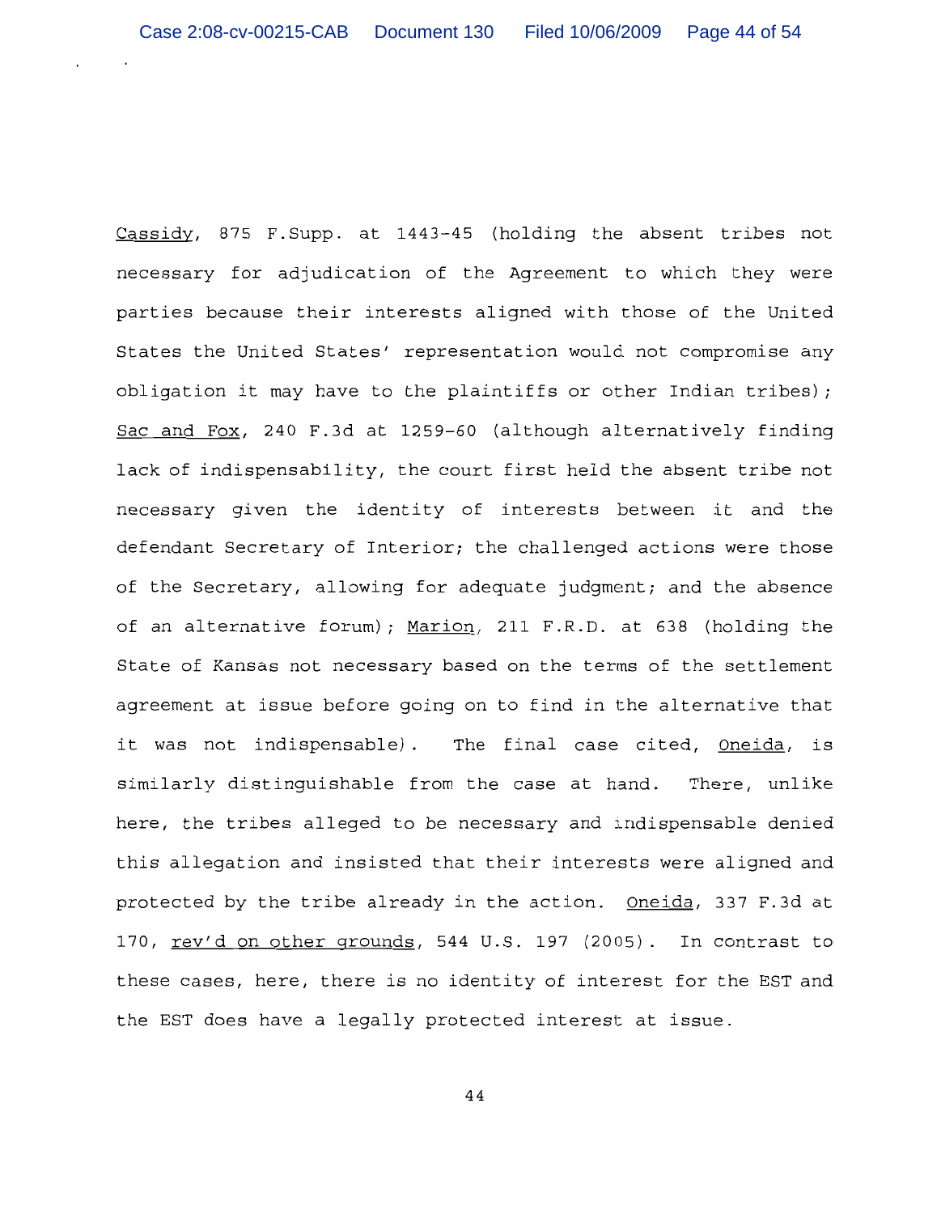Cassidy, 875 F.Supp. at 1443-45 (holding the absent tribes not necessary for adjudication of the Agreement to which they were parties because their interests aligned with those of the United States the United States' representation would not compromise any obligation it may have to the plaintiffs or other Indian tribes); Sac and Fox, 240 F.3d at 1259-60 (although alternatively finding lack of indispensability, the court first held the absent tribe not necessary given the identity of interests between it and the defendant Secretary of Interior; the challenged actions were those of the Secretary, allowing for adequate judgment; and the absence of an alternative forum); Marion, 211 F.R.D. at 638 (holding the State of Kansas not necessary based on the terms of the settlement agreement at issue before going on to find in the alternative that it was not indispensable). The final case cited, Oneida, is similarly distinguishable from the case at hand. There, unlike here, the tribes alleged to be necessary and indispensable denied this allegation and insisted that their interests were aligned and protected by the tribe already in the action. Oneida, 337 F.3d at 170, rev'd on other grounds, 544 U.S. 197 (2005). In contrast to these cases, here, there is no identity of interest for the EST and the EST does have a legally protected interest at issue.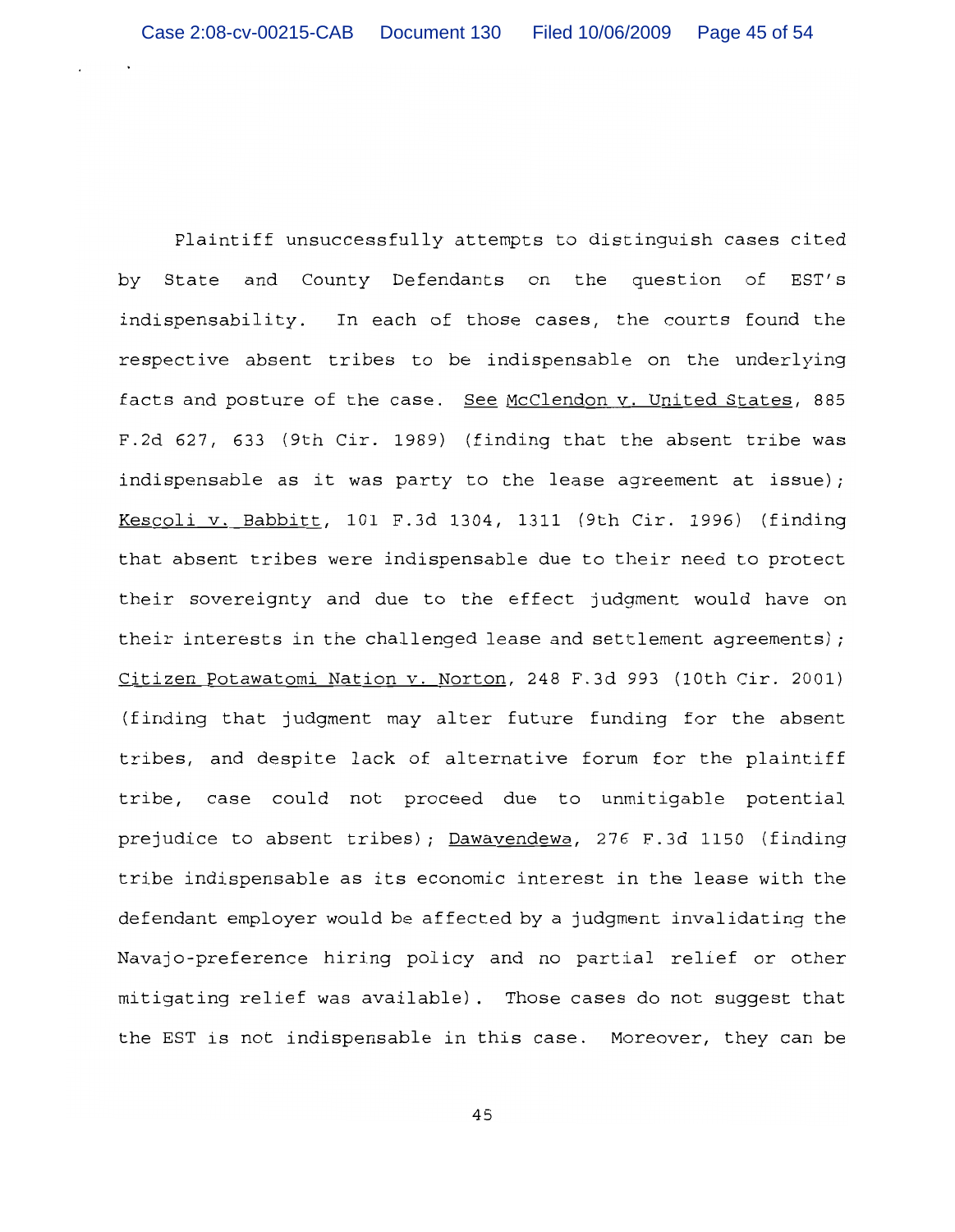Plaintiff unsuccessfully attempts to distinguish cases cited by State and County Defendants on the question of EST's indispensability. In each of those cases, the courts found the respective absent tribes to be indispensable on the underlying facts and posture of the case. See McClendon v. United States, 885 F.2d 627, 633 (9th Cir. 1989) (finding that the absent tribe was indispensable as it was party to the lease agreement at issue); Kescoli v. Babbitt, 101 F.3d 1304, 1311 (9th Cir. 1996) (finding that absent tribes were indispensable due to their need to protect their sovereignty and due to the effect judgment would have on their interests in the challenged lease and settlement agreements); Citizen Potawatomi Nation v. Norton, 248 F.3d 993 (10th Cir. 2001) (finding that judgment may alter future funding for the absent tribes, and despite lack of alternative forum for the plaintiff tribe, case could not proceed due to unmitigable potential prejudice to absent tribes); Dawavendewa, 276 F.3d 1150 (finding tribe indispensable as its economic interest in the lease with the defendant employer would be affected by a judgment invalidating the Navajo-preference hiring policy and no partial relief or other mitigating relief was available). Those cases do not suggest that the EST is not indispensable in this case. Moreover, they can be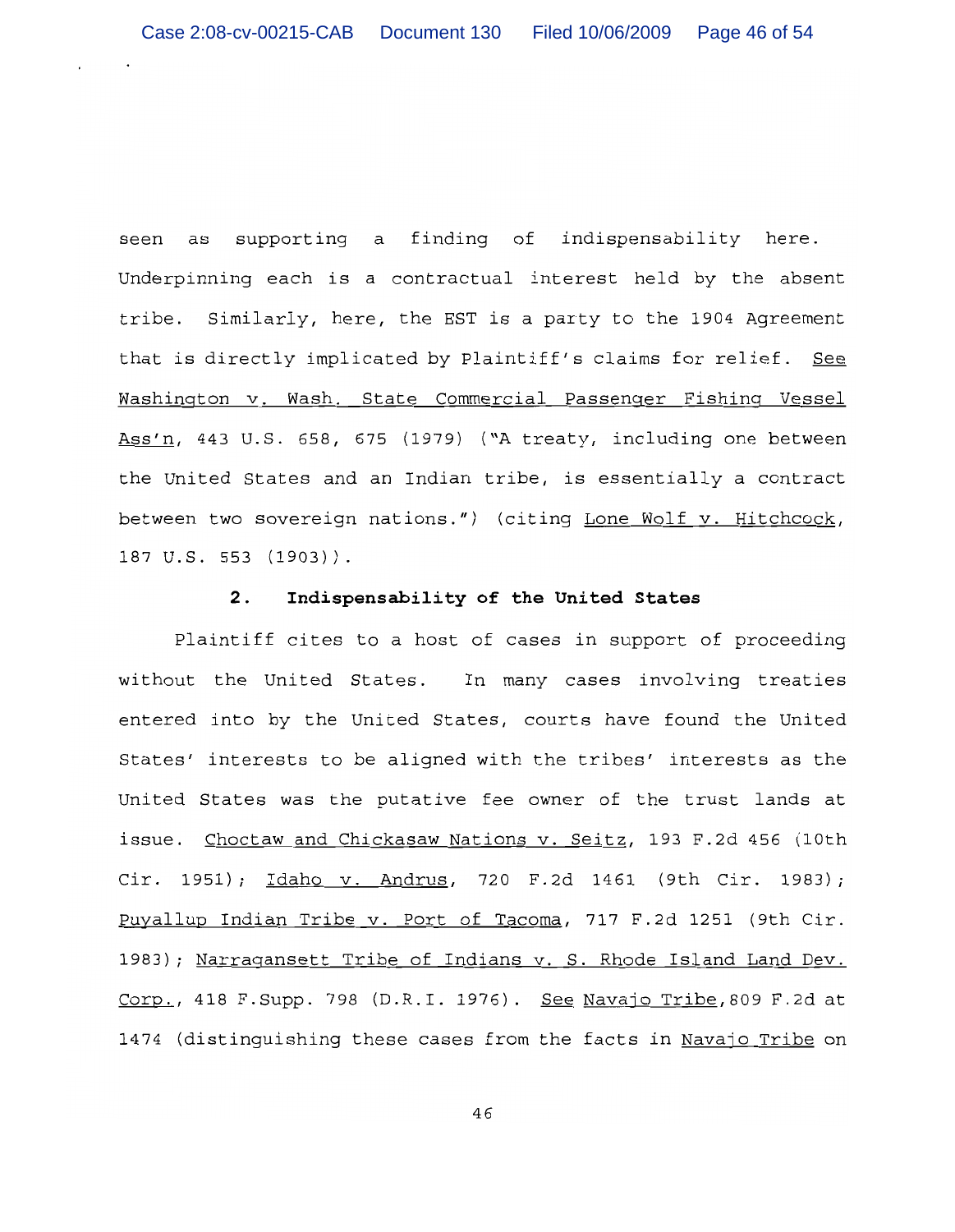seen as supporting a finding of indispensability here. Underpinning each is a contractual interest held by the absent tribe. Similarly, here, the EST is a party to the 1904 Agreement that is directly implicated by Plaintiff's claims for relief. See Washington v. Wash. State Commercial Passenger Fishing Vessel Ass'n, 443 U.S. 658, 675 (1979) ("A treaty, including one between the United States and an Indian tribe, is essentially a contract between two sovereign nations.") (citing Lone Wolf v. Hitchcock, 187 U.S. 553 (1903)).

### 2. Indispensability of the United States

Plaintiff cites to a host of cases in support of proceeding without the United States. In many cases involving treaties entered into by the United States, courts have found the United States' interests to be aligned with the tribes' interests as the United States was the putative fee owner of the trust lands at issue. Choctaw and Chickasaw Nations v. Seitz, 193 F.2d 456 (10th Cir. 1951); Idaho v. Andrus, 720 F.2d 1461 (9th Cir. 1983); Puyallup Indian Tribe v. Port of Tacoma, 717 F.2d 1251 (9th Cir. 1983); Narragansett Tribe of Indians v. S. Rhode Island Land Dev. Corp., 418 F.Supp. 798 (D.R.I. 1976). See Navajo Tribe, 809 F.2d at 1474 (distinguishing these cases from the facts in Navajo Tribe on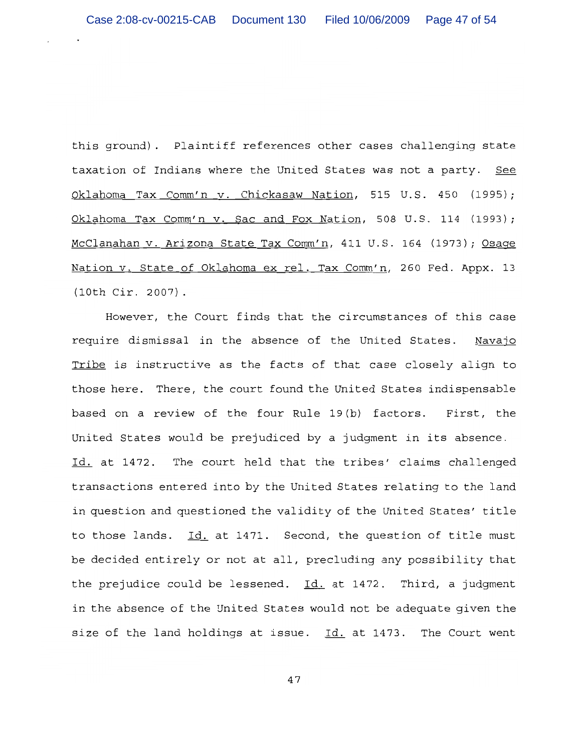this ground). Plaintiff references other cases challenging state taxation of Indians where the United States was not a party. See Oklahoma Tax Comm'n v. Chickasaw Nation, 515 U.S. 450 (1995); Oklahoma Tax Comm'n v. Sac and Fox Nation, 508 U.S. 114 (1993); McClanahan v. Arizona State Tax Comm'n, 411 U.S. 164 (1973); Osage Nation v. State of Oklahoma ex rel. Tax Comm'n, 260 Fed. Appx. 13 (10th Cir. 2007).

However, the Court finds that the circumstances of this case require dismissal in the absence of the United States. Navajo Tribe is instructive as the facts of that case closely align to those here. There, the court found the United States indispensable based on a review of the four Rule 19(b) factors. First, the United States would be prejudiced by a judgment in its absence. Id. at 1472. The court held that the tribes' claims challenged transactions entered into by the United States relating to the land in question and questioned the validity of the United States' title to those lands. Id. at 1471. Second, the question of title must be decided entirely or not at all, precluding any possibility that the prejudice could be lessened. Id. at 1472. Third, a judgment in the absence of the United States would not be adequate given the size of the land holdings at issue. Id. at 1473. The Court went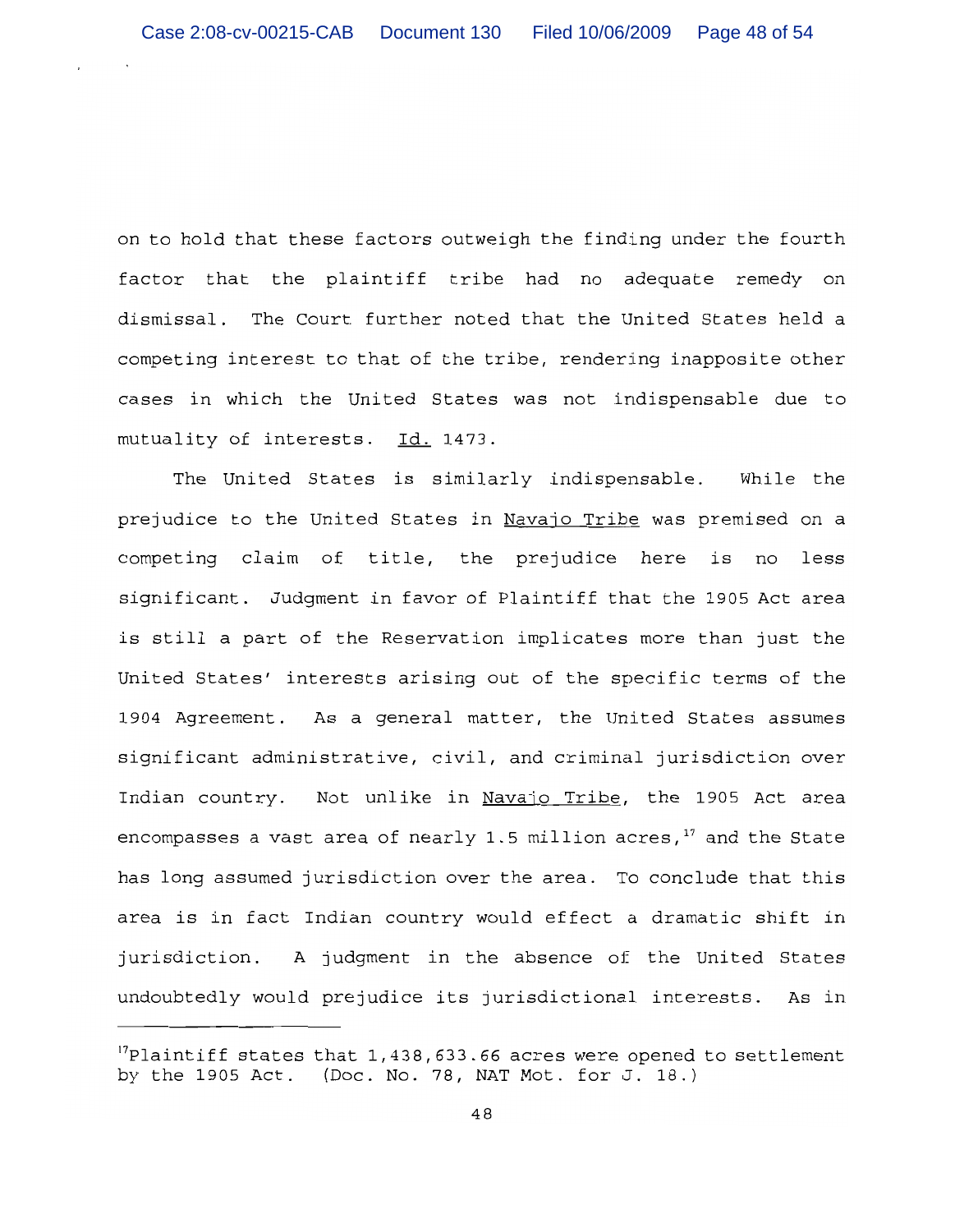on to hold that these factors outweigh the finding under the fourth factor that the plaintiff tribe had no adequate remedy on dismissal. The Court further noted that the United States held a competing interest to that of the tribe, rendering inapposite other cases in which the United States was not indispensable due to mutuality of interests. Id. 1473.

The United States is similarly indispensable. While the prejudice to the United States in Navajo Tribe was premised on a competing claim of title, the prejudice here is no less significant. Judgment in favor of Plaintiff that the 1905 Act area is still a part of the Reservation implicates more than just the United States' interests arising out of the specific terms of the 1904 Agreement. As a general matter, the United States assumes significant administrative, civil, and criminal jurisdiction over Indian country. Not unlike in Navajo Tribe, the 1905 Act area encompasses a vast area of nearly 1.5 million acres,[17] and the State has long assumed jurisdiction over the area. To conclude that this area is in fact Indian country would effect a dramatic shift in jurisdiction. A judgment in the absence of the United States undoubtedly would prejudice its jurisdictional interests. As in

---

[17] Plaintiff states that 1,438,633.66 acres were opened to settlement by the 1905 Act. (Doc. No. 78, NAT Mot. for J. 18.)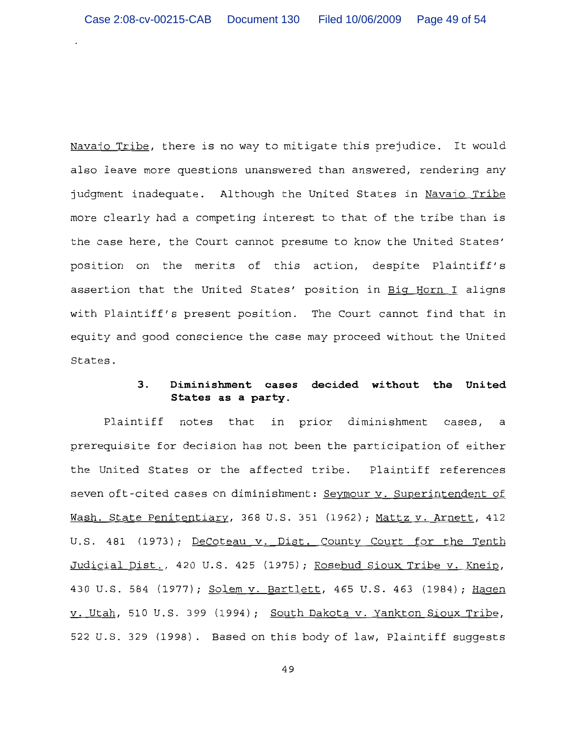Navajo Tribe, there is no way to mitigate this prejudice. It would also leave more questions unanswered than answered, rendering any judgment inadequate. Although the United States in Navajo Tribe more clearly had a competing interest to that of the tribe than is the case here, the Court cannot presume to know the United States' position on the merits of this action, despite Plaintiff's assertion that the United States' position in Big Horn I aligns with Plaintiff's present position. The Court cannot find that in equity and good conscience the case may proceed without the United States.

### 3. Diminishment cases decided without the United States as a party.

Plaintiff notes that in prior diminishment cases, a prerequisite for decision has not been the participation of either the United States or the affected tribe. Plaintiff references seven oft-cited cases on diminishment: Seymour v. Superintendent of Wash. State Penitentiary, 368 U.S. 351 (1962); Mattz v. Arnett, 412 U.S. 481 (1973); DeCoteau v. Dist. County Court for the Tenth Judicial Dist., 420 U.S. 425 (1975); Rosebud Sioux Tribe v. Kneip, 430 U.S. 584 (1977); Solem v. Bartlett, 465 U.S. 463 (1984); Hagen v. Utah, 510 U.S. 399 (1994); South Dakota v. Yankton Sioux Tribe, 522 U.S. 329 (1998). Based on this body of law, Plaintiff suggests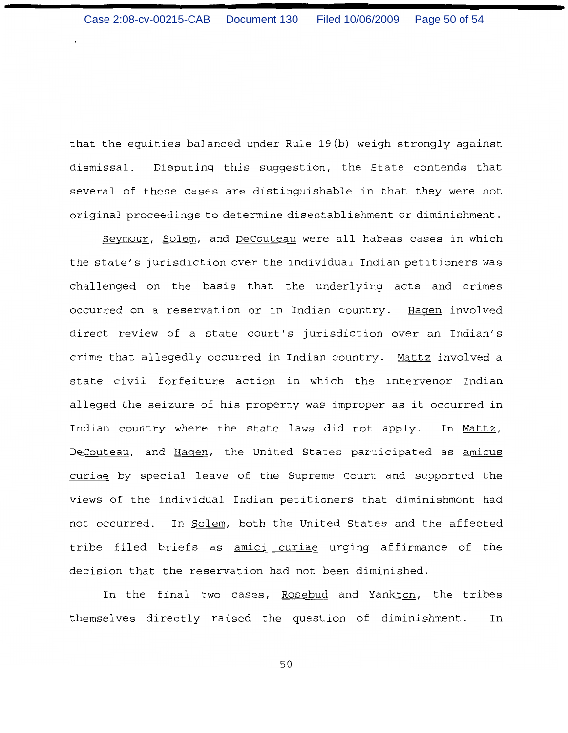that the equities balanced under Rule 19(b) weigh strongly against dismissal. Disputing this suggestion, the State contends that several of these cases are distinguishable in that they were not original proceedings to determine disestablishment or diminishment.

Seymour, Solem, and DeCouteau were all habeas cases in which the state's jurisdiction over the individual Indian petitioners was challenged on the basis that the underlying acts and crimes occurred on a reservation or in Indian country. Hagen involved direct review of a state court's jurisdiction over an Indian's crime that allegedly occurred in Indian country. Mattz involved a state civil forfeiture action in which the intervenor Indian alleged the seizure of his property was improper as it occurred in Indian country where the state laws did not apply. In Mattz, DeCouteau, and Hagen, the United States participated as amicus curiae by special leave of the Supreme Court and supported the views of the individual Indian petitioners that diminishment had not occurred. In Solem, both the United States and the affected tribe filed briefs as amici curiae urging affirmance of the decision that the reservation had not been diminished.

In the final two cases, Rosebud and Yankton, the tribes themselves directly raised the question of diminishment. In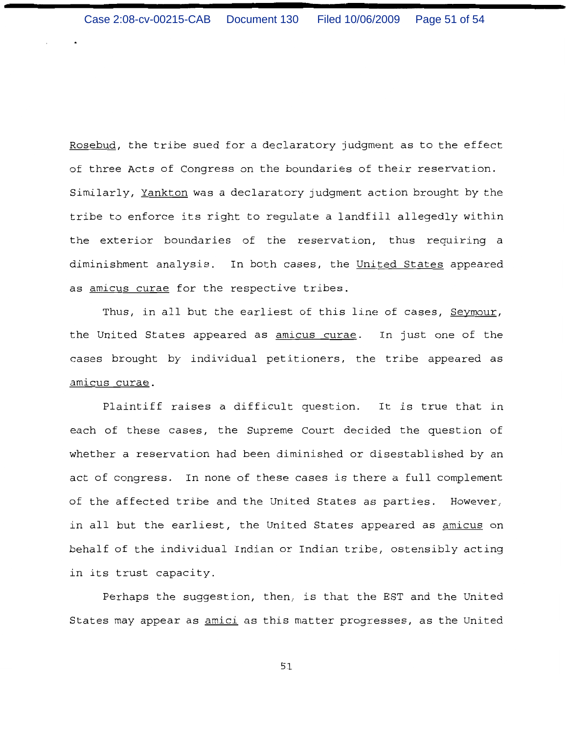Rosebud, the tribe sued for a declaratory judgment as to the effect of three Acts of Congress on the boundaries of their reservation. Similarly, Yankton was a declaratory judgment action brought by the tribe to enforce its right to regulate a landfill allegedly within the exterior boundaries of the reservation, thus requiring a diminishment analysis. In both cases, the United States appeared as amicus curae for the respective tribes.

Thus, in all but the earliest of this line of cases, Seymour, the United States appeared as amicus curae. In just one of the cases brought by individual petitioners, the tribe appeared as amicus curae.

Plaintiff raises a difficult question. It is true that in each of these cases, the Supreme Court decided the question of whether a reservation had been diminished or disestablished by an act of congress. In none of these cases is there a full complement of the affected tribe and the United States as parties. However, in all but the earliest, the United States appeared as amicus on behalf of the individual Indian or Indian tribe, ostensibly acting in its trust capacity.

Perhaps the suggestion, then, is that the EST and the United States may appear as amici as this matter progresses, as the United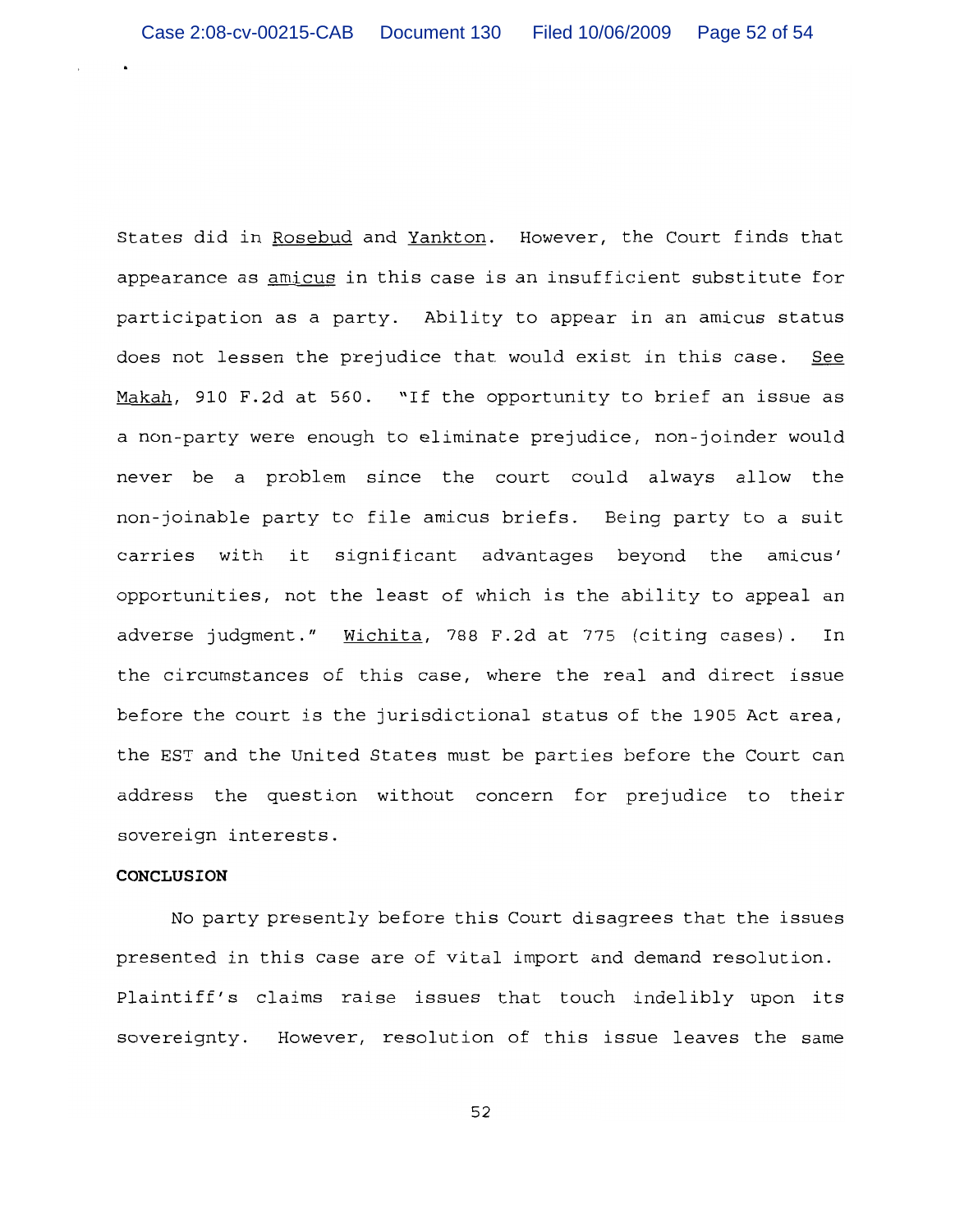States did in Rosebud and Yankton. However, the Court finds that appearance as amicus in this case is an insufficient substitute for participation as a party. Ability to appear in an amicus status does not lessen the prejudice that would exist in this case. See Makah, 910 F.2d at 560. "If the opportunity to brief an issue as a non-party were enough to eliminate prejudice, non-joinder would never be a problem since the court could always allow the non-joinable party to file amicus briefs. Being party to a suit carries with it significant advantages beyond the amicus' opportunities, not the least of which is the ability to appeal an adverse judgment." Wichita, 788 F.2d at 775 (citing cases). In the circumstances of this case, where the real and direct issue before the court is the jurisdictional status of the 1905 Act area, the EST and the United States must be parties before the Court can address the question without concern for prejudice to their sovereign interests.

**CONCLUSION**

No party presently before this Court disagrees that the issues presented in this case are of vital import and demand resolution. Plaintiff's claims raise issues that touch indelibly upon its sovereignty. However, resolution of this issue leaves the same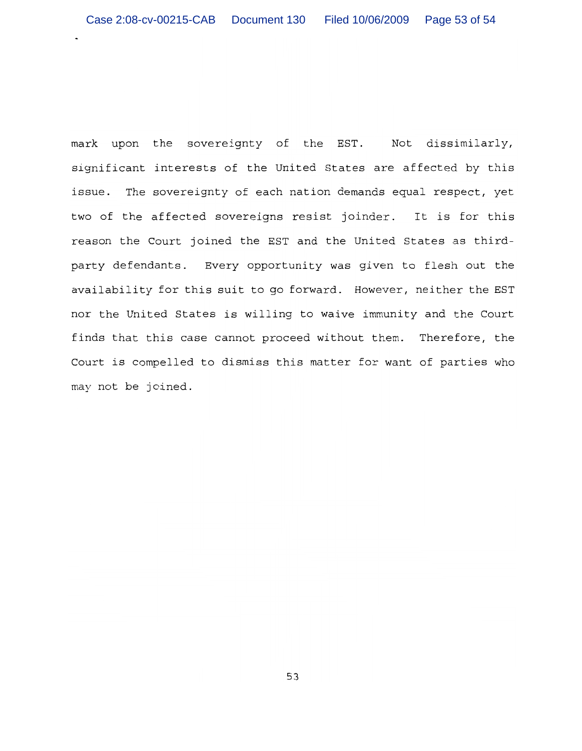mark upon the sovereignty of the EST. Not dissimilarly, significant interests of the United States are affected by this issue. The sovereignty of each nation demands equal respect, yet two of the affected sovereigns resist joinder. It is for this reason the Court joined the EST and the United States as third-party defendants. Every opportunity was given to flesh out the availability for this suit to go forward. However, neither the EST nor the United States is willing to waive immunity and the Court finds that this case cannot proceed without them. Therefore, the Court is compelled to dismiss this matter for want of parties who may not be joined.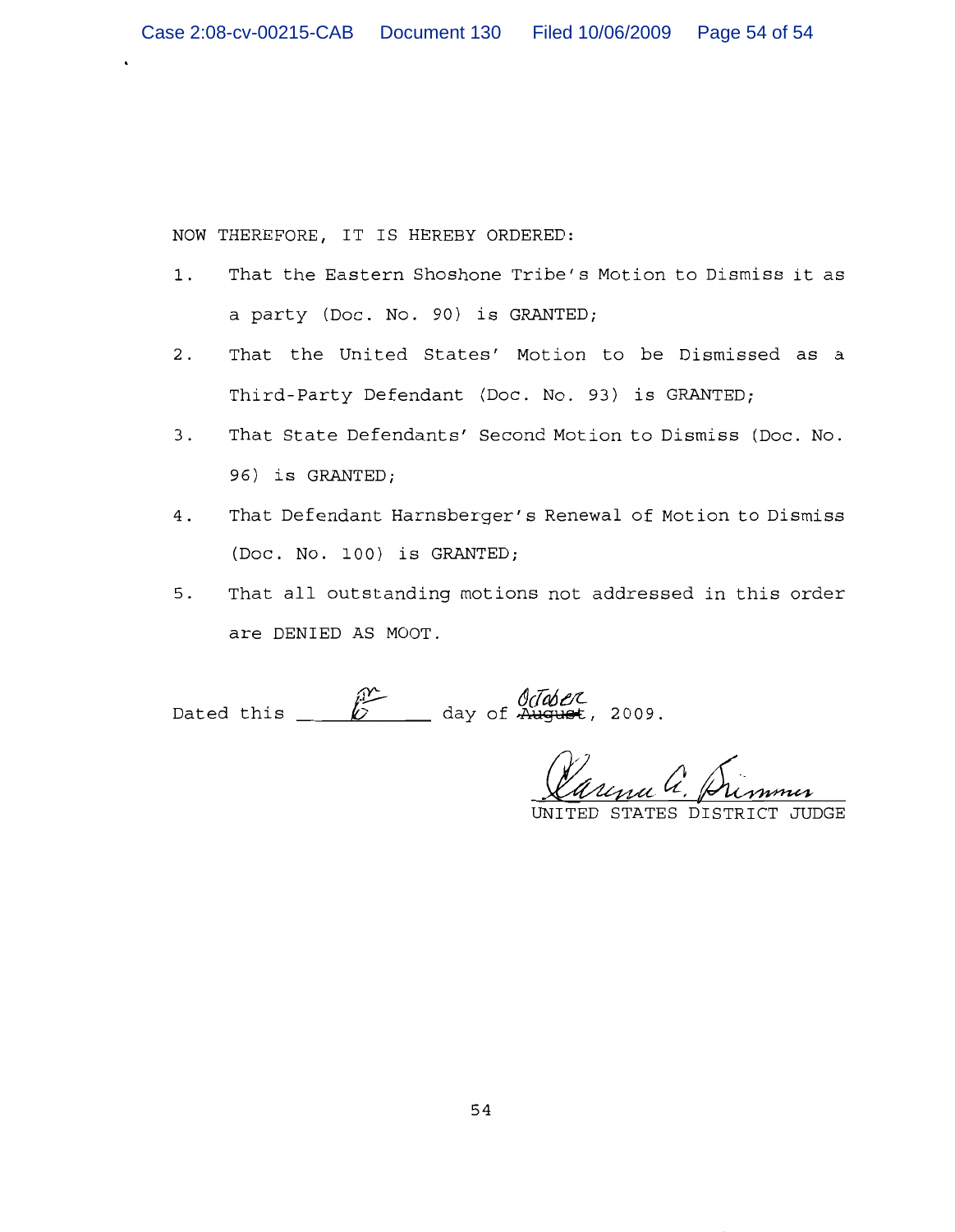NOW THEREFORE, IT IS HEREBY ORDERED:

1. That the Eastern Shoshone Tribe's Motion to Dismiss it as a party (Doc. No. 90) is GRANTED;

2. That the United States' Motion to be Dismissed as a Third-Party Defendant (Doc. No. 93) is GRANTED;

3. That State Defendants' Second Motion to Dismiss (Doc. No. 96) is GRANTED;

4. That Defendant Harnsberger's Renewal of Motion to Dismiss (Doc. No. 100) is GRANTED;

5. That all outstanding motions not addressed in this order are DENIED AS MOOT.

Dated this 6th day of ~~August~~ October, 2009.

UNITED STATES DISTRICT JUDGE